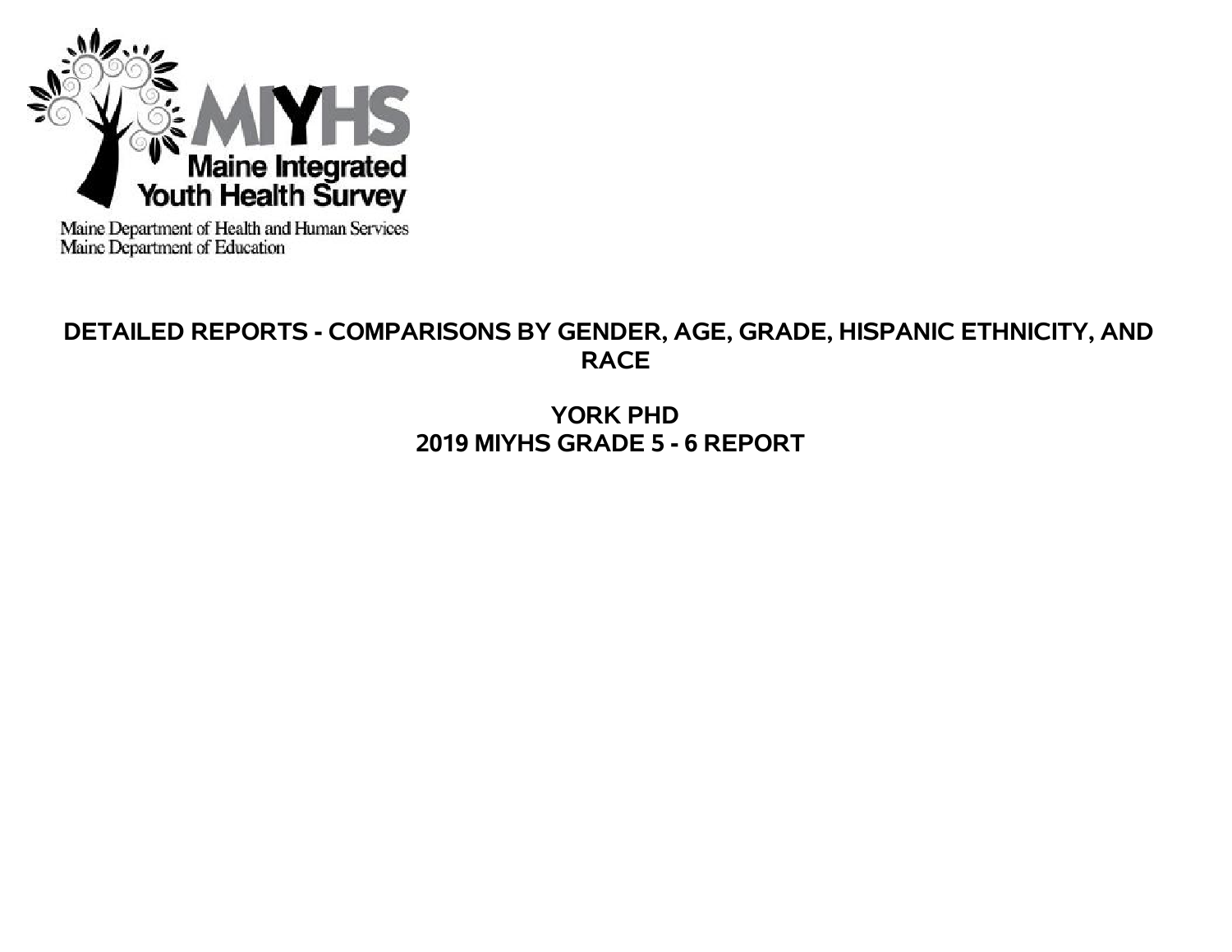MIYHS

Maine Integrated Youth Health Survey

Maine Department of Health and Human Services
Maine Department of Education

# DETAILED REPORTS - COMPARISONS BY GENDER, AGE, GRADE, HISPANIC ETHNICITY, AND RACE

## YORK PHD
## 2019 MIYHS GRADE 5 - 6 REPORT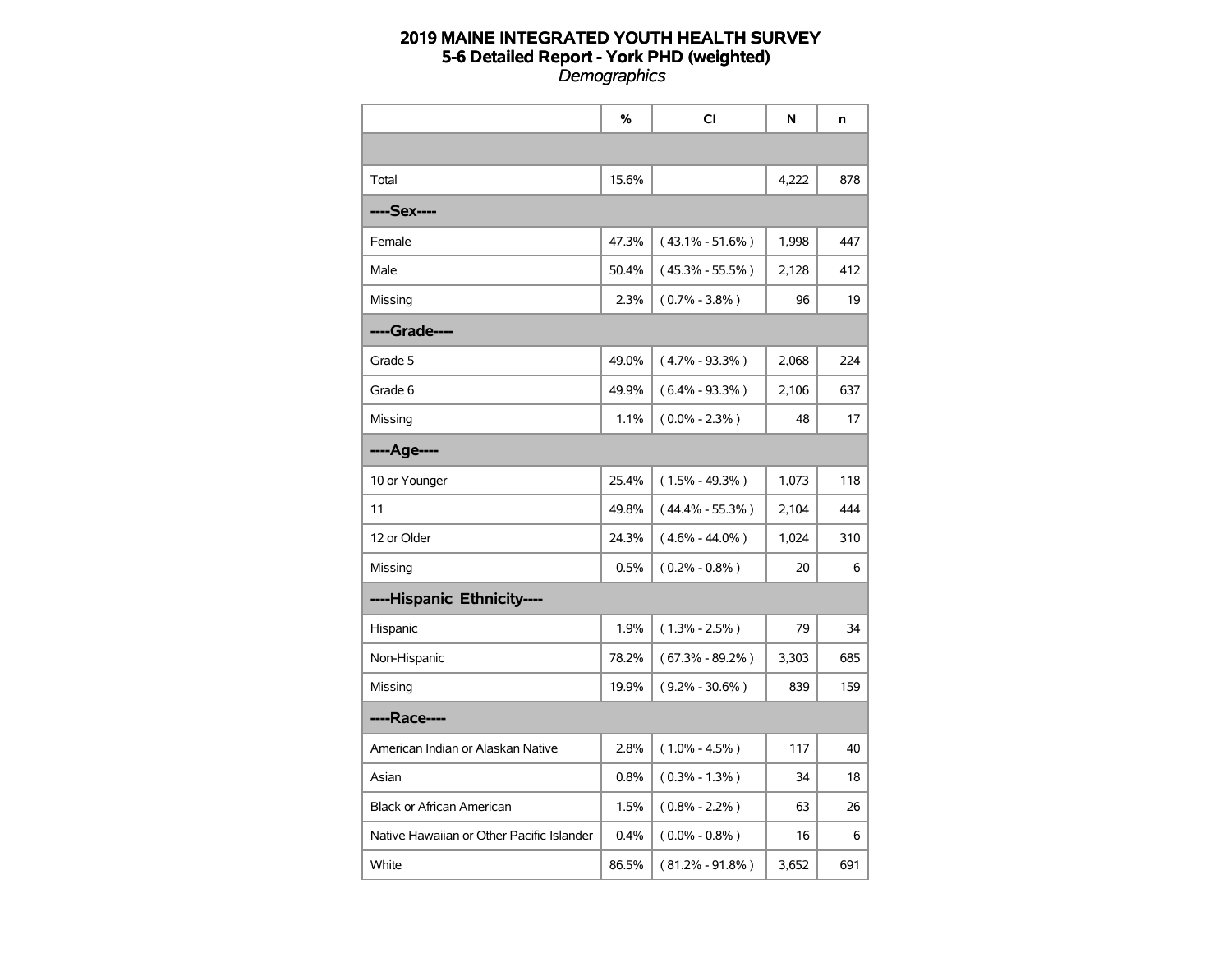# 2019 MAINE INTEGRATED YOUTH HEALTH SURVEY
## 5-6 Detailed Report - York PHD (weighted)
*Demographics*

| | % | CI | N | n |
|---|---|---|---|---|
| | | | | |
| Total | 15.6% | | 4,222 | 878 |
| **----Sex----** | | | | |
| Female | 47.3% | ( 43.1% - 51.6% ) | 1,998 | 447 |
| Male | 50.4% | ( 45.3% - 55.5% ) | 2,128 | 412 |
| Missing | 2.3% | ( 0.7% - 3.8% ) | 96 | 19 |
| **----Grade----** | | | | |
| Grade 5 | 49.0% | ( 4.7% - 93.3% ) | 2,068 | 224 |
| Grade 6 | 49.9% | ( 6.4% - 93.3% ) | 2,106 | 637 |
| Missing | 1.1% | ( 0.0% - 2.3% ) | 48 | 17 |
| **----Age----** | | | | |
| 10 or Younger | 25.4% | ( 1.5% - 49.3% ) | 1,073 | 118 |
| 11 | 49.8% | ( 44.4% - 55.3% ) | 2,104 | 444 |
| 12 or Older | 24.3% | ( 4.6% - 44.0% ) | 1,024 | 310 |
| Missing | 0.5% | ( 0.2% - 0.8% ) | 20 | 6 |
| **----Hispanic Ethnicity----** | | | | |
| Hispanic | 1.9% | ( 1.3% - 2.5% ) | 79 | 34 |
| Non-Hispanic | 78.2% | ( 67.3% - 89.2% ) | 3,303 | 685 |
| Missing | 19.9% | ( 9.2% - 30.6% ) | 839 | 159 |
| **----Race----** | | | | |
| American Indian or Alaskan Native | 2.8% | ( 1.0% - 4.5% ) | 117 | 40 |
| Asian | 0.8% | ( 0.3% - 1.3% ) | 34 | 18 |
| Black or African American | 1.5% | ( 0.8% - 2.2% ) | 63 | 26 |
| Native Hawaiian or Other Pacific Islander | 0.4% | ( 0.0% - 0.8% ) | 16 | 6 |
| White | 86.5% | ( 81.2% - 91.8% ) | 3,652 | 691 |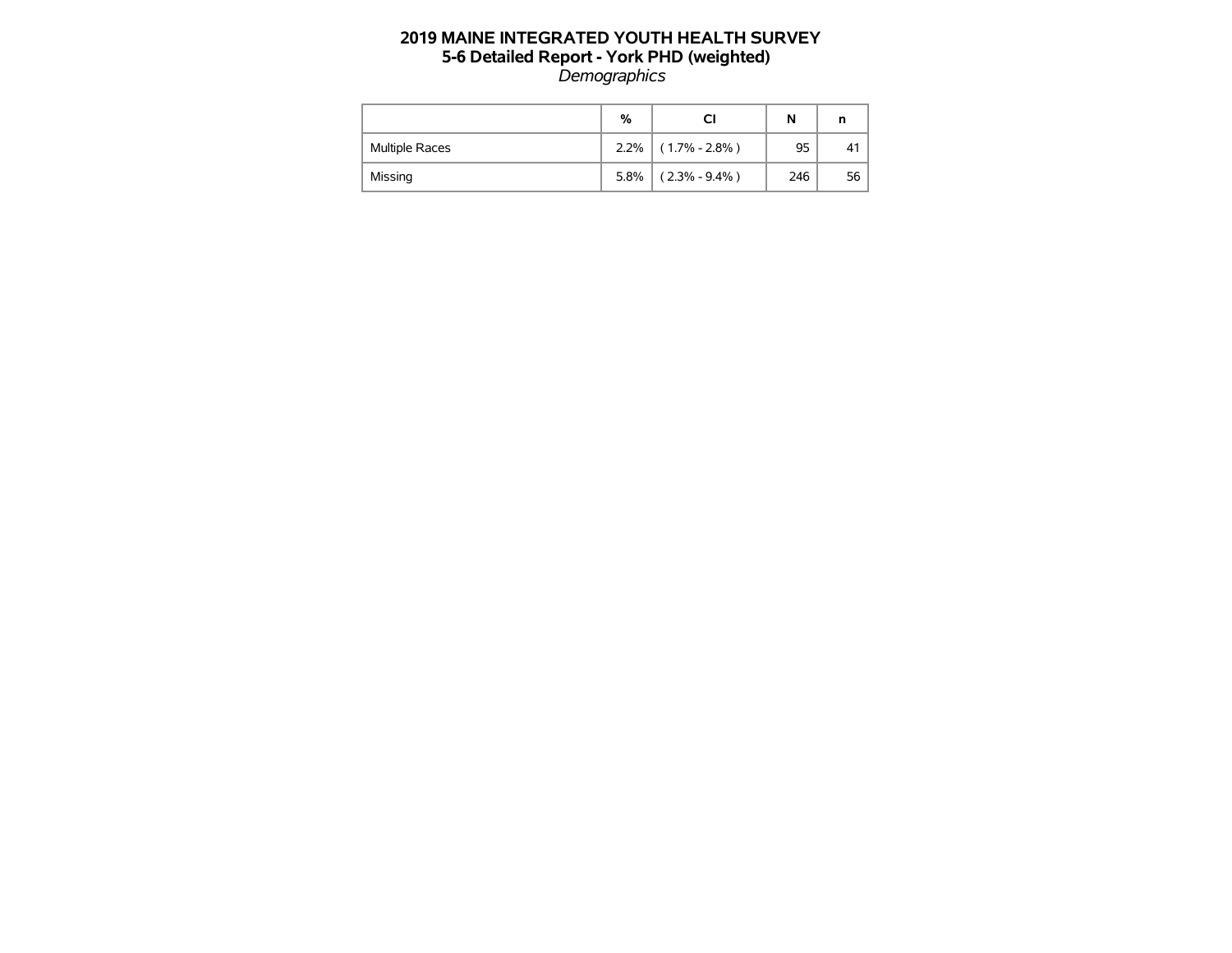# 2019 MAINE INTEGRATED YOUTH HEALTH SURVEY
## 5-6 Detailed Report - York PHD (weighted)
*Demographics*

| | % | CI | N | n |
|---|---|---|---|---|
| Multiple Races | 2.2% | ( 1.7% - 2.8% ) | 95 | 41 |
| Missing | 5.8% | ( 2.3% - 9.4% ) | 246 | 56 |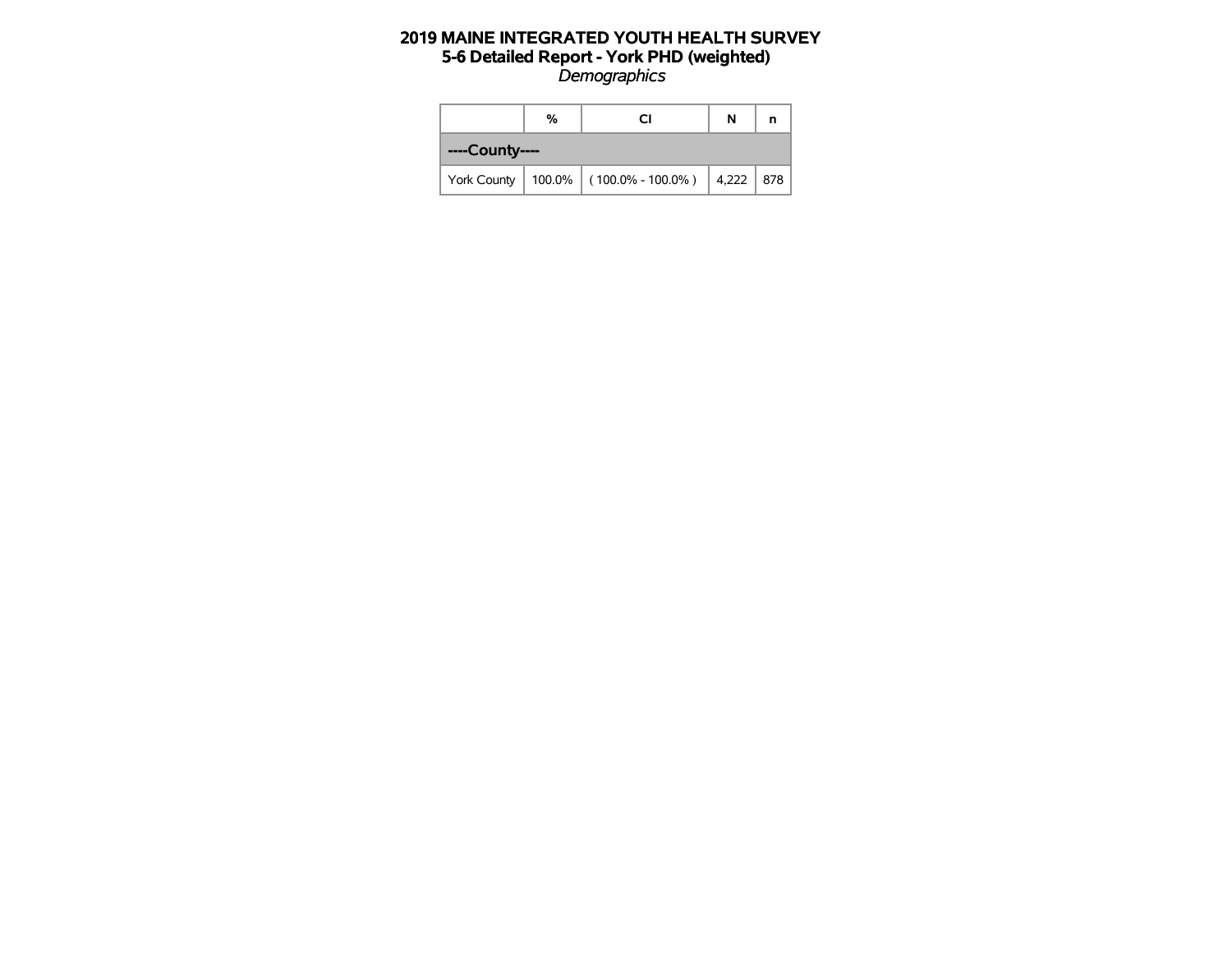# 2019 MAINE INTEGRATED YOUTH HEALTH SURVEY
## 5-6 Detailed Report - York PHD (weighted)
*Demographics*

| | % | CI | N | n |
|---|---|---|---|---|
| **----County----** | | | | |
| York County | 100.0% | ( 100.0% - 100.0% ) | 4,222 | 878 |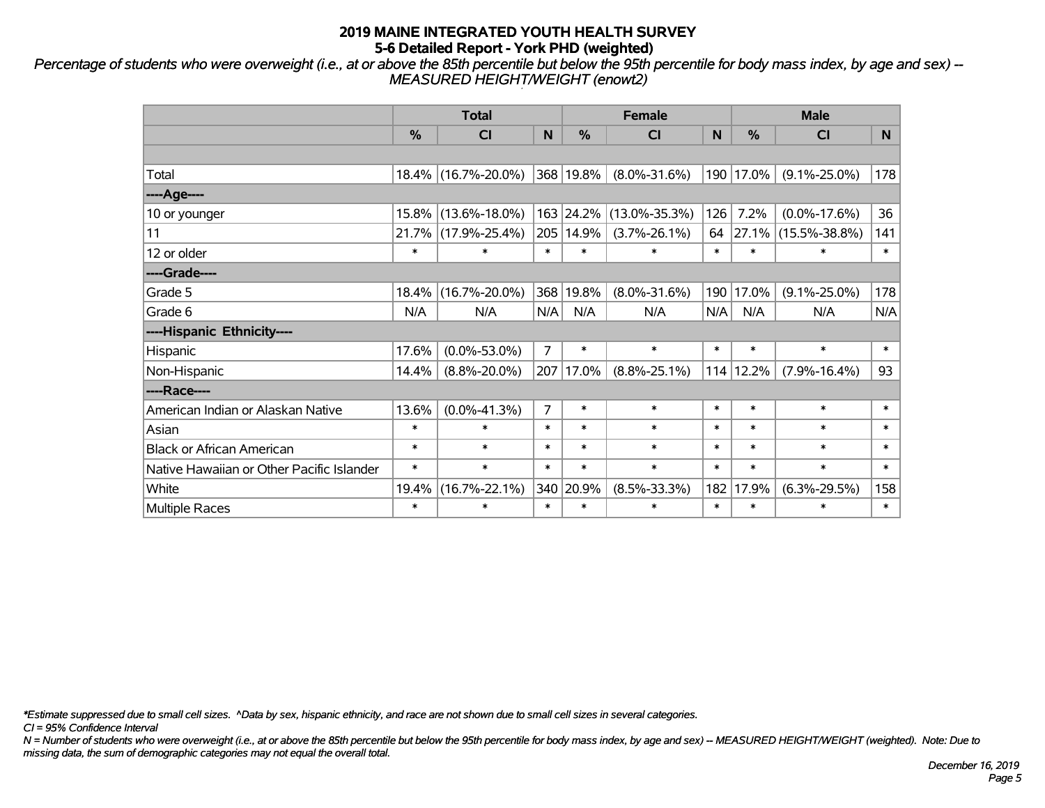**2019 MAINE INTEGRATED YOUTH HEALTH SURVEY**
**5-6 Detailed Report - York PHD (weighted)**

*Percentage of students who were overweight (i.e., at or above the 85th percentile but below the 95th percentile for body mass index, by age and sex) -- MEASURED HEIGHT/WEIGHT (enowt2)*

| | Total | | | Female | | | Male | | |
|---|---|---|---|---|---|---|---|---|---|
| | % | CI | N | % | CI | N | % | CI | N |
| | | | | | | | | | |
| Total | 18.4% | (16.7%-20.0%) | 368 | 19.8% | (8.0%-31.6%) | 190 | 17.0% | (9.1%-25.0%) | 178 |
| ----Age---- | | | | | | | | | |
| 10 or younger | 15.8% | (13.6%-18.0%) | 163 | 24.2% | (13.0%-35.3%) | 126 | 7.2% | (0.0%-17.6%) | 36 |
| 11 | 21.7% | (17.9%-25.4%) | 205 | 14.9% | (3.7%-26.1%) | 64 | 27.1% | (15.5%-38.8%) | 141 |
| 12 or older | * | * | * | * | * | * | * | * | * |
| ----Grade---- | | | | | | | | | |
| Grade 5 | 18.4% | (16.7%-20.0%) | 368 | 19.8% | (8.0%-31.6%) | 190 | 17.0% | (9.1%-25.0%) | 178 |
| Grade 6 | N/A | N/A | N/A | N/A | N/A | N/A | N/A | N/A | N/A |
| ----Hispanic Ethnicity---- | | | | | | | | | |
| Hispanic | 17.6% | (0.0%-53.0%) | 7 | * | * | * | * | * | * |
| Non-Hispanic | 14.4% | (8.8%-20.0%) | 207 | 17.0% | (8.8%-25.1%) | 114 | 12.2% | (7.9%-16.4%) | 93 |
| ----Race---- | | | | | | | | | |
| American Indian or Alaskan Native | 13.6% | (0.0%-41.3%) | 7 | * | * | * | * | * | * |
| Asian | * | * | * | * | * | * | * | * | * |
| Black or African American | * | * | * | * | * | * | * | * | * |
| Native Hawaiian or Other Pacific Islander | * | * | * | * | * | * | * | * | * |
| White | 19.4% | (16.7%-22.1%) | 340 | 20.9% | (8.5%-33.3%) | 182 | 17.9% | (6.3%-29.5%) | 158 |
| Multiple Races | * | * | * | * | * | * | * | * | * |

*\*Estimate suppressed due to small cell sizes. ^Data by sex, hispanic ethnicity, and race are not shown due to small cell sizes in several categories.*
*CI = 95% Confidence Interval*
*N = Number of students who were overweight (i.e., at or above the 85th percentile but below the 95th percentile for body mass index, by age and sex) -- MEASURED HEIGHT/WEIGHT (weighted). Note: Due to missing data, the sum of demographic categories may not equal the overall total.*

*December 16, 2019*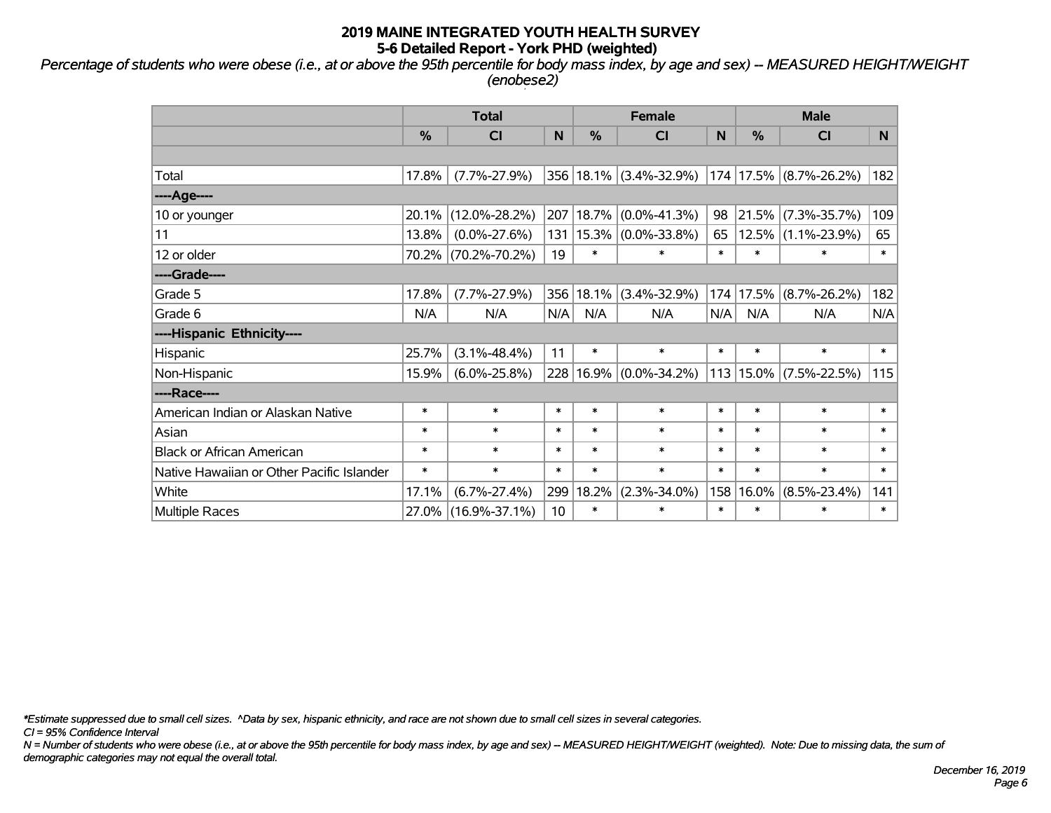# 2019 MAINE INTEGRATED YOUTH HEALTH SURVEY

## 5-6 Detailed Report - York PHD (weighted)

*Percentage of students who were obese (i.e., at or above the 95th percentile for body mass index, by age and sex) -- MEASURED HEIGHT/WEIGHT (enobese2)*

| | Total | | | Female | | | Male | | |
|---|---|---|---|---|---|---|---|---|---|
| | % | CI | N | % | CI | N | % | CI | N |
| | | | | | | | | | |
| Total | 17.8% | (7.7%-27.9%) | 356 | 18.1% | (3.4%-32.9%) | 174 | 17.5% | (8.7%-26.2%) | 182 |
| ----Age---- | | | | | | | | | |
| 10 or younger | 20.1% | (12.0%-28.2%) | 207 | 18.7% | (0.0%-41.3%) | 98 | 21.5% | (7.3%-35.7%) | 109 |
| 11 | 13.8% | (0.0%-27.6%) | 131 | 15.3% | (0.0%-33.8%) | 65 | 12.5% | (1.1%-23.9%) | 65 |
| 12 or older | 70.2% | (70.2%-70.2%) | 19 | * | * | * | * | * | * |
| ----Grade---- | | | | | | | | | |
| Grade 5 | 17.8% | (7.7%-27.9%) | 356 | 18.1% | (3.4%-32.9%) | 174 | 17.5% | (8.7%-26.2%) | 182 |
| Grade 6 | N/A | N/A | N/A | N/A | N/A | N/A | N/A | N/A | N/A |
| ----Hispanic Ethnicity---- | | | | | | | | | |
| Hispanic | 25.7% | (3.1%-48.4%) | 11 | * | * | * | * | * | * |
| Non-Hispanic | 15.9% | (6.0%-25.8%) | 228 | 16.9% | (0.0%-34.2%) | 113 | 15.0% | (7.5%-22.5%) | 115 |
| ----Race---- | | | | | | | | | |
| American Indian or Alaskan Native | * | * | * | * | * | * | * | * | * |
| Asian | * | * | * | * | * | * | * | * | * |
| Black or African American | * | * | * | * | * | * | * | * | * |
| Native Hawaiian or Other Pacific Islander | * | * | * | * | * | * | * | * | * |
| White | 17.1% | (6.7%-27.4%) | 299 | 18.2% | (2.3%-34.0%) | 158 | 16.0% | (8.5%-23.4%) | 141 |
| Multiple Races | 27.0% | (16.9%-37.1%) | 10 | * | * | * | * | * | * |

*\*Estimate suppressed due to small cell sizes. ^Data by sex, hispanic ethnicity, and race are not shown due to small cell sizes in several categories.*

*CI = 95% Confidence Interval*

*N = Number of students who were obese (i.e., at or above the 95th percentile for body mass index, by age and sex) -- MEASURED HEIGHT/WEIGHT (weighted). Note: Due to missing data, the sum of demographic categories may not equal the overall total.*

*December 16, 2019*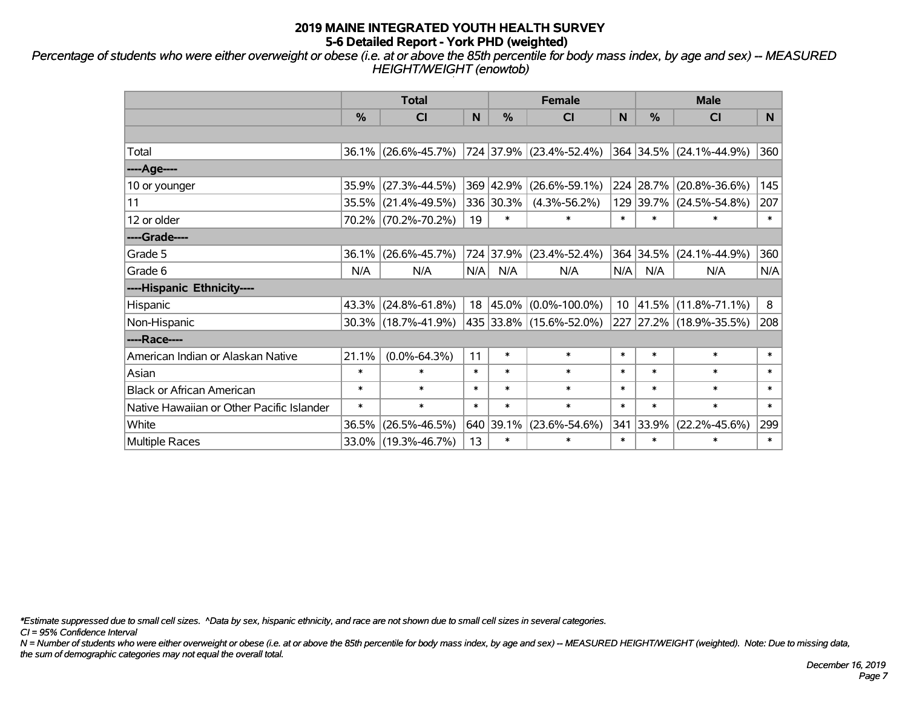# 2019 MAINE INTEGRATED YOUTH HEALTH SURVEY
## 5-6 Detailed Report - York PHD (weighted)

*Percentage of students who were either overweight or obese (i.e. at or above the 85th percentile for body mass index, by age and sex) -- MEASURED HEIGHT/WEIGHT (enowtob)*

| | Total | | | Female | | | Male | | |
|---|---|---|---|---|---|---|---|---|---|
| | % | CI | N | % | CI | N | % | CI | N |
| Total | 36.1% | (26.6%-45.7%) | 724 | 37.9% | (23.4%-52.4%) | 364 | 34.5% | (24.1%-44.9%) | 360 |
| **----Age----** | | | | | | | | | |
| 10 or younger | 35.9% | (27.3%-44.5%) | 369 | 42.9% | (26.6%-59.1%) | 224 | 28.7% | (20.8%-36.6%) | 145 |
| 11 | 35.5% | (21.4%-49.5%) | 336 | 30.3% | (4.3%-56.2%) | 129 | 39.7% | (24.5%-54.8%) | 207 |
| 12 or older | 70.2% | (70.2%-70.2%) | 19 | * | * | * | * | * | * |
| **----Grade----** | | | | | | | | | |
| Grade 5 | 36.1% | (26.6%-45.7%) | 724 | 37.9% | (23.4%-52.4%) | 364 | 34.5% | (24.1%-44.9%) | 360 |
| Grade 6 | N/A | N/A | N/A | N/A | N/A | N/A | N/A | N/A | N/A |
| **----Hispanic Ethnicity----** | | | | | | | | | |
| Hispanic | 43.3% | (24.8%-61.8%) | 18 | 45.0% | (0.0%-100.0%) | 10 | 41.5% | (11.8%-71.1%) | 8 |
| Non-Hispanic | 30.3% | (18.7%-41.9%) | 435 | 33.8% | (15.6%-52.0%) | 227 | 27.2% | (18.9%-35.5%) | 208 |
| **----Race----** | | | | | | | | | |
| American Indian or Alaskan Native | 21.1% | (0.0%-64.3%) | 11 | * | * | * | * | * | * |
| Asian | * | * | * | * | * | * | * | * | * |
| Black or African American | * | * | * | * | * | * | * | * | * |
| Native Hawaiian or Other Pacific Islander | * | * | * | * | * | * | * | * | * |
| White | 36.5% | (26.5%-46.5%) | 640 | 39.1% | (23.6%-54.6%) | 341 | 33.9% | (22.2%-45.6%) | 299 |
| Multiple Races | 33.0% | (19.3%-46.7%) | 13 | * | * | * | * | * | * |

*\*Estimate suppressed due to small cell sizes. ^Data by sex, hispanic ethnicity, and race are not shown due to small cell sizes in several categories.*

*CI = 95% Confidence Interval*

*N = Number of students who were either overweight or obese (i.e. at or above the 85th percentile for body mass index, by age and sex) -- MEASURED HEIGHT/WEIGHT (weighted). Note: Due to missing data, the sum of demographic categories may not equal the overall total.*

*December 16, 2019*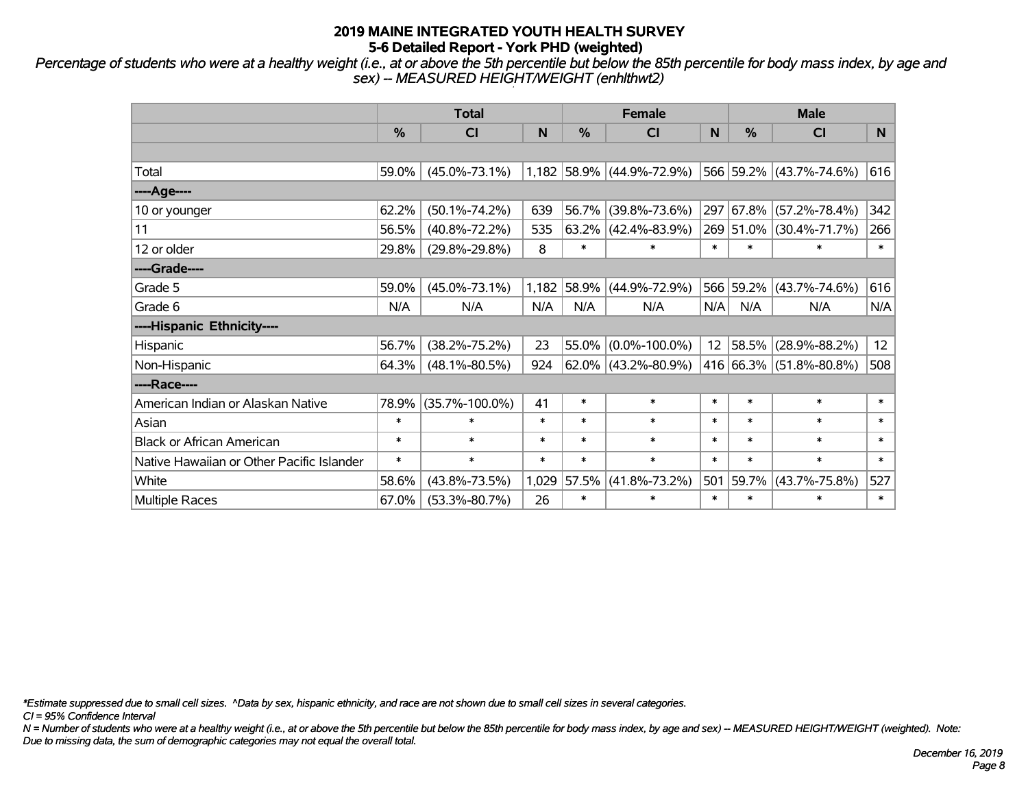**2019 MAINE INTEGRATED YOUTH HEALTH SURVEY**
**5-6 Detailed Report - York PHD (weighted)**

*Percentage of students who were at a healthy weight (i.e., at or above the 5th percentile but below the 85th percentile for body mass index, by age and sex) -- MEASURED HEIGHT/WEIGHT (enhlthwt2)*

| | Total | | | Female | | | Male | | |
|---|---|---|---|---|---|---|---|---|---|
| | % | CI | N | % | CI | N | % | CI | N |
| | | | | | | | | | |
| Total | 59.0% | (45.0%-73.1%) | 1,182 | 58.9% | (44.9%-72.9%) | 566 | 59.2% | (43.7%-74.6%) | 616 |
| ----Age---- | | | | | | | | | |
| 10 or younger | 62.2% | (50.1%-74.2%) | 639 | 56.7% | (39.8%-73.6%) | 297 | 67.8% | (57.2%-78.4%) | 342 |
| 11 | 56.5% | (40.8%-72.2%) | 535 | 63.2% | (42.4%-83.9%) | 269 | 51.0% | (30.4%-71.7%) | 266 |
| 12 or older | 29.8% | (29.8%-29.8%) | 8 | * | * | * | * | * | * |
| ----Grade---- | | | | | | | | | |
| Grade 5 | 59.0% | (45.0%-73.1%) | 1,182 | 58.9% | (44.9%-72.9%) | 566 | 59.2% | (43.7%-74.6%) | 616 |
| Grade 6 | N/A | N/A | N/A | N/A | N/A | N/A | N/A | N/A | N/A |
| ----Hispanic Ethnicity---- | | | | | | | | | |
| Hispanic | 56.7% | (38.2%-75.2%) | 23 | 55.0% | (0.0%-100.0%) | 12 | 58.5% | (28.9%-88.2%) | 12 |
| Non-Hispanic | 64.3% | (48.1%-80.5%) | 924 | 62.0% | (43.2%-80.9%) | 416 | 66.3% | (51.8%-80.8%) | 508 |
| ----Race---- | | | | | | | | | |
| American Indian or Alaskan Native | 78.9% | (35.7%-100.0%) | 41 | * | * | * | * | * | * |
| Asian | * | * | * | * | * | * | * | * | * |
| Black or African American | * | * | * | * | * | * | * | * | * |
| Native Hawaiian or Other Pacific Islander | * | * | * | * | * | * | * | * | * |
| White | 58.6% | (43.8%-73.5%) | 1,029 | 57.5% | (41.8%-73.2%) | 501 | 59.7% | (43.7%-75.8%) | 527 |
| Multiple Races | 67.0% | (53.3%-80.7%) | 26 | * | * | * | * | * | * |

*\*Estimate suppressed due to small cell sizes. ^Data by sex, hispanic ethnicity, and race are not shown due to small cell sizes in several categories.*
*CI = 95% Confidence Interval*
*N = Number of students who were at a healthy weight (i.e., at or above the 5th percentile but below the 85th percentile for body mass index, by age and sex) -- MEASURED HEIGHT/WEIGHT (weighted). Note: Due to missing data, the sum of demographic categories may not equal the overall total.*

*December 16, 2019*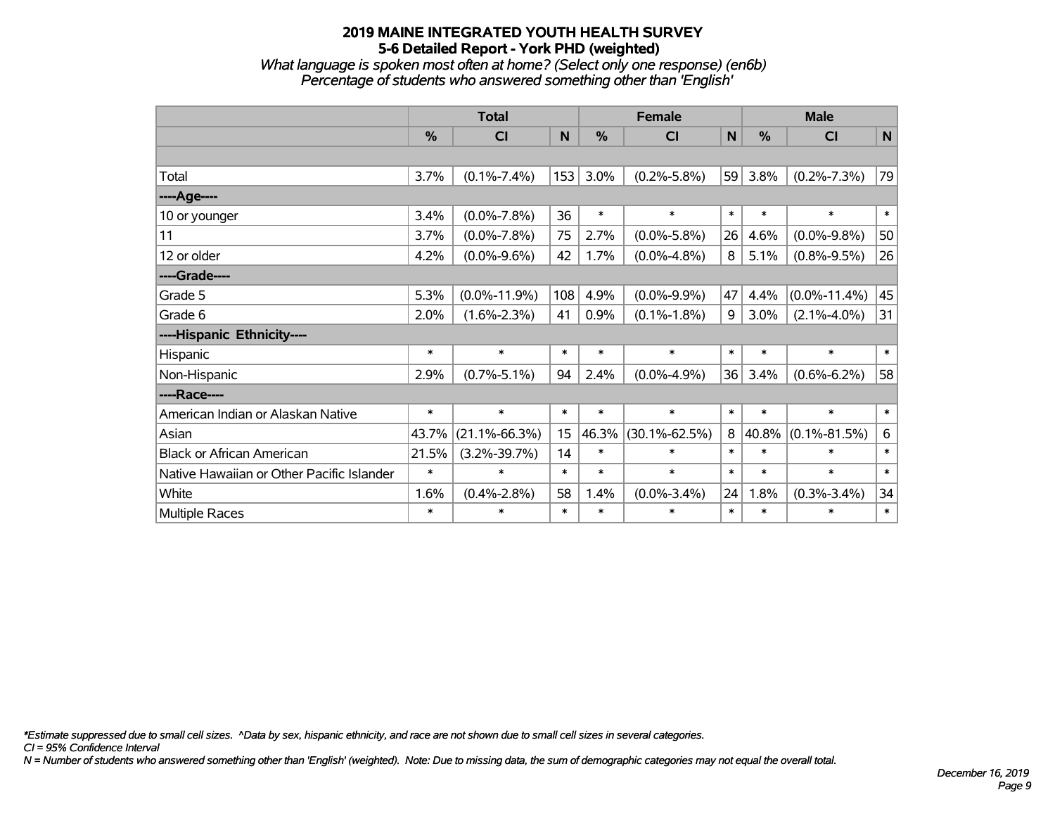# 2019 MAINE INTEGRATED YOUTH HEALTH SURVEY
## 5-6 Detailed Report - York PHD (weighted)

*What language is spoken most often at home? (Select only one response) (en6b)*
*Percentage of students who answered something other than 'English'*

| | Total | | | Female | | | Male | | |
|---|---|---|---|---|---|---|---|---|---|
| | % | CI | N | % | CI | N | % | CI | N |
| | | | | | | | | | |
| Total | 3.7% | (0.1%-7.4%) | 153 | 3.0% | (0.2%-5.8%) | 59 | 3.8% | (0.2%-7.3%) | 79 |
| ----Age---- | | | | | | | | | |
| 10 or younger | 3.4% | (0.0%-7.8%) | 36 | * | * | * | * | * | * |
| 11 | 3.7% | (0.0%-7.8%) | 75 | 2.7% | (0.0%-5.8%) | 26 | 4.6% | (0.0%-9.8%) | 50 |
| 12 or older | 4.2% | (0.0%-9.6%) | 42 | 1.7% | (0.0%-4.8%) | 8 | 5.1% | (0.8%-9.5%) | 26 |
| ----Grade---- | | | | | | | | | |
| Grade 5 | 5.3% | (0.0%-11.9%) | 108 | 4.9% | (0.0%-9.9%) | 47 | 4.4% | (0.0%-11.4%) | 45 |
| Grade 6 | 2.0% | (1.6%-2.3%) | 41 | 0.9% | (0.1%-1.8%) | 9 | 3.0% | (2.1%-4.0%) | 31 |
| ----Hispanic Ethnicity---- | | | | | | | | | |
| Hispanic | * | * | * | * | * | * | * | * | * |
| Non-Hispanic | 2.9% | (0.7%-5.1%) | 94 | 2.4% | (0.0%-4.9%) | 36 | 3.4% | (0.6%-6.2%) | 58 |
| ----Race---- | | | | | | | | | |
| American Indian or Alaskan Native | * | * | * | * | * | * | * | * | * |
| Asian | 43.7% | (21.1%-66.3%) | 15 | 46.3% | (30.1%-62.5%) | 8 | 40.8% | (0.1%-81.5%) | 6 |
| Black or African American | 21.5% | (3.2%-39.7%) | 14 | * | * | * | * | * | * |
| Native Hawaiian or Other Pacific Islander | * | * | * | * | * | * | * | * | * |
| White | 1.6% | (0.4%-2.8%) | 58 | 1.4% | (0.0%-3.4%) | 24 | 1.8% | (0.3%-3.4%) | 34 |
| Multiple Races | * | * | * | * | * | * | * | * | * |

*\*Estimate suppressed due to small cell sizes. ^Data by sex, hispanic ethnicity, and race are not shown due to small cell sizes in several categories.*
*CI = 95% Confidence Interval*
*N = Number of students who answered something other than 'English' (weighted). Note: Due to missing data, the sum of demographic categories may not equal the overall total.*

*December 16, 2019*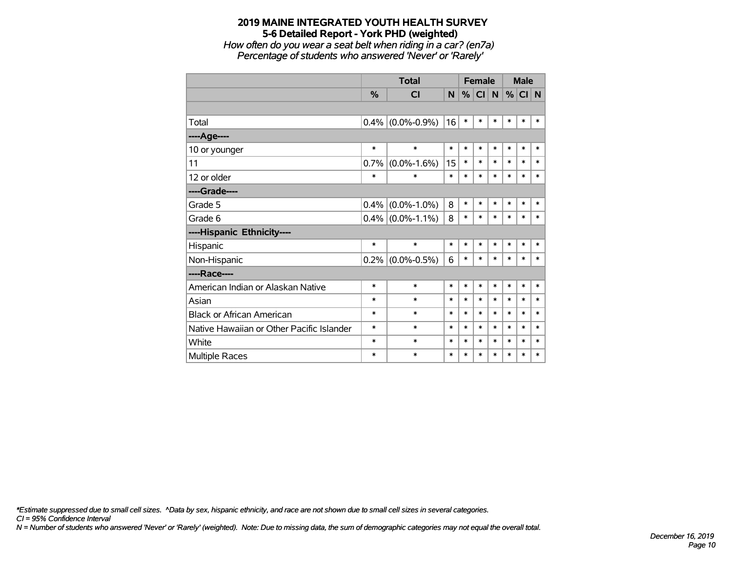# 2019 MAINE INTEGRATED YOUTH HEALTH SURVEY
## 5-6 Detailed Report - York PHD (weighted)
*How often do you wear a seat belt when riding in a car? (en7a)*
*Percentage of students who answered 'Never' or 'Rarely'*

| | Total | | | Female | | | Male | | |
|---|---|---|---|---|---|---|---|---|---|
| | % | CI | N | % | CI | N | % | CI | N |
| | | | | | | | | | |
| Total | 0.4% | (0.0%-0.9%) | 16 | * | * | * | * | * | * |
| ----Age---- | | | | | | | | | |
| 10 or younger | * | * | * | * | * | * | * | * | * |
| 11 | 0.7% | (0.0%-1.6%) | 15 | * | * | * | * | * | * |
| 12 or older | * | * | * | * | * | * | * | * | * |
| ----Grade---- | | | | | | | | | |
| Grade 5 | 0.4% | (0.0%-1.0%) | 8 | * | * | * | * | * | * |
| Grade 6 | 0.4% | (0.0%-1.1%) | 8 | * | * | * | * | * | * |
| ----Hispanic Ethnicity---- | | | | | | | | | |
| Hispanic | * | * | * | * | * | * | * | * | * |
| Non-Hispanic | 0.2% | (0.0%-0.5%) | 6 | * | * | * | * | * | * |
| ----Race---- | | | | | | | | | |
| American Indian or Alaskan Native | * | * | * | * | * | * | * | * | * |
| Asian | * | * | * | * | * | * | * | * | * |
| Black or African American | * | * | * | * | * | * | * | * | * |
| Native Hawaiian or Other Pacific Islander | * | * | * | * | * | * | * | * | * |
| White | * | * | * | * | * | * | * | * | * |
| Multiple Races | * | * | * | * | * | * | * | * | * |

*\*Estimate suppressed due to small cell sizes. ^Data by sex, hispanic ethnicity, and race are not shown due to small cell sizes in several categories.*
*CI = 95% Confidence Interval*
*N = Number of students who answered 'Never' or 'Rarely' (weighted). Note: Due to missing data, the sum of demographic categories may not equal the overall total.*

*December 16, 2019*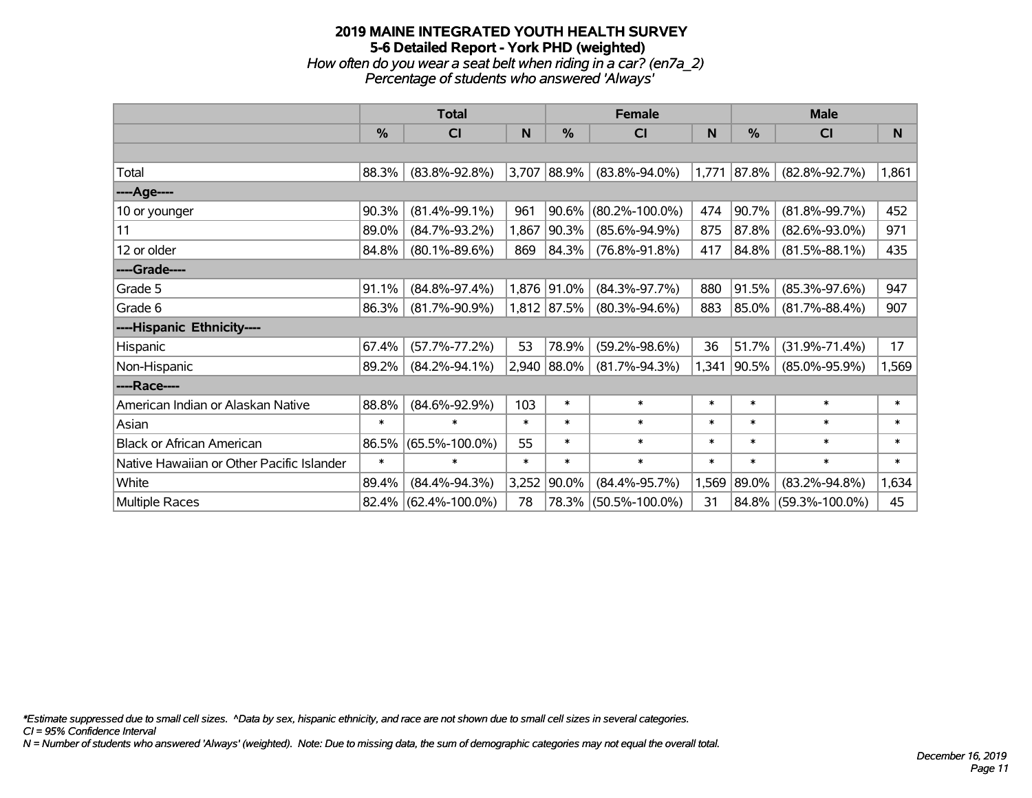# 2019 MAINE INTEGRATED YOUTH HEALTH SURVEY
## 5-6 Detailed Report - York PHD (weighted)
### *How often do you wear a seat belt when riding in a car? (en7a_2)*
### *Percentage of students who answered 'Always'*

| | Total | | | Female | | | Male | | |
|---|---|---|---|---|---|---|---|---|---|
| | % | CI | N | % | CI | N | % | CI | N |
| Total | 88.3% | (83.8%-92.8%) | 3,707 | 88.9% | (83.8%-94.0%) | 1,771 | 87.8% | (82.8%-92.7%) | 1,861 |
| ----Age---- | | | | | | | | | |
| 10 or younger | 90.3% | (81.4%-99.1%) | 961 | 90.6% | (80.2%-100.0%) | 474 | 90.7% | (81.8%-99.7%) | 452 |
| 11 | 89.0% | (84.7%-93.2%) | 1,867 | 90.3% | (85.6%-94.9%) | 875 | 87.8% | (82.6%-93.0%) | 971 |
| 12 or older | 84.8% | (80.1%-89.6%) | 869 | 84.3% | (76.8%-91.8%) | 417 | 84.8% | (81.5%-88.1%) | 435 |
| ----Grade---- | | | | | | | | | |
| Grade 5 | 91.1% | (84.8%-97.4%) | 1,876 | 91.0% | (84.3%-97.7%) | 880 | 91.5% | (85.3%-97.6%) | 947 |
| Grade 6 | 86.3% | (81.7%-90.9%) | 1,812 | 87.5% | (80.3%-94.6%) | 883 | 85.0% | (81.7%-88.4%) | 907 |
| ----Hispanic Ethnicity---- | | | | | | | | | |
| Hispanic | 67.4% | (57.7%-77.2%) | 53 | 78.9% | (59.2%-98.6%) | 36 | 51.7% | (31.9%-71.4%) | 17 |
| Non-Hispanic | 89.2% | (84.2%-94.1%) | 2,940 | 88.0% | (81.7%-94.3%) | 1,341 | 90.5% | (85.0%-95.9%) | 1,569 |
| ----Race---- | | | | | | | | | |
| American Indian or Alaskan Native | 88.8% | (84.6%-92.9%) | 103 | * | * | * | * | * | * |
| Asian | * | * | * | * | * | * | * | * | * |
| Black or African American | 86.5% | (65.5%-100.0%) | 55 | * | * | * | * | * | * |
| Native Hawaiian or Other Pacific Islander | * | * | * | * | * | * | * | * | * |
| White | 89.4% | (84.4%-94.3%) | 3,252 | 90.0% | (84.4%-95.7%) | 1,569 | 89.0% | (83.2%-94.8%) | 1,634 |
| Multiple Races | 82.4% | (62.4%-100.0%) | 78 | 78.3% | (50.5%-100.0%) | 31 | 84.8% | (59.3%-100.0%) | 45 |

*\*Estimate suppressed due to small cell sizes. ^Data by sex, hispanic ethnicity, and race are not shown due to small cell sizes in several categories.*
*CI = 95% Confidence Interval*
*N = Number of students who answered 'Always' (weighted). Note: Due to missing data, the sum of demographic categories may not equal the overall total.*

*December 16, 2019*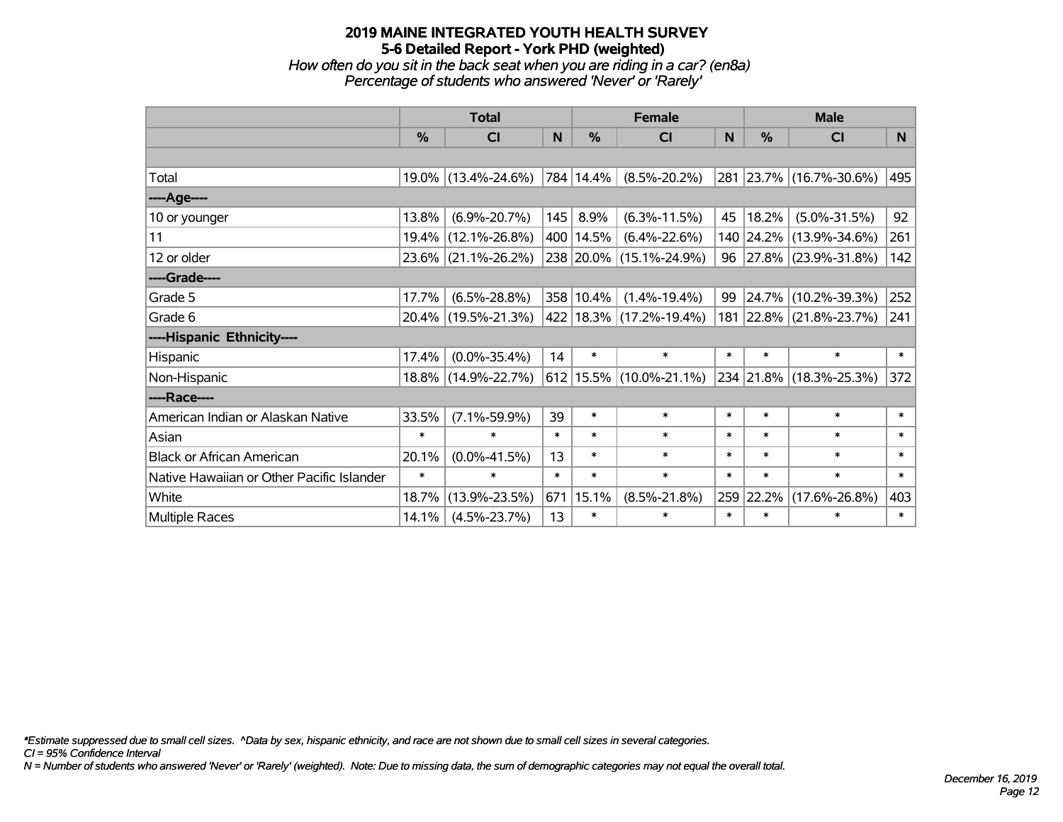# 2019 MAINE INTEGRATED YOUTH HEALTH SURVEY
## 5-6 Detailed Report - York PHD (weighted)
*How often do you sit in the back seat when you are riding in a car? (en8a)*
*Percentage of students who answered 'Never' or 'Rarely'*

| | Total | | | Female | | | Male | | |
|---|---|---|---|---|---|---|---|---|---|
| | % | CI | N | % | CI | N | % | CI | N |
| | | | | | | | | | |
| Total | 19.0% | (13.4%-24.6%) | 784 | 14.4% | (8.5%-20.2%) | 281 | 23.7% | (16.7%-30.6%) | 495 |
| ----Age---- | | | | | | | | | |
| 10 or younger | 13.8% | (6.9%-20.7%) | 145 | 8.9% | (6.3%-11.5%) | 45 | 18.2% | (5.0%-31.5%) | 92 |
| 11 | 19.4% | (12.1%-26.8%) | 400 | 14.5% | (6.4%-22.6%) | 140 | 24.2% | (13.9%-34.6%) | 261 |
| 12 or older | 23.6% | (21.1%-26.2%) | 238 | 20.0% | (15.1%-24.9%) | 96 | 27.8% | (23.9%-31.8%) | 142 |
| ----Grade---- | | | | | | | | | |
| Grade 5 | 17.7% | (6.5%-28.8%) | 358 | 10.4% | (1.4%-19.4%) | 99 | 24.7% | (10.2%-39.3%) | 252 |
| Grade 6 | 20.4% | (19.5%-21.3%) | 422 | 18.3% | (17.2%-19.4%) | 181 | 22.8% | (21.8%-23.7%) | 241 |
| ----Hispanic Ethnicity---- | | | | | | | | | |
| Hispanic | 17.4% | (0.0%-35.4%) | 14 | * | * | * | * | * | * |
| Non-Hispanic | 18.8% | (14.9%-22.7%) | 612 | 15.5% | (10.0%-21.1%) | 234 | 21.8% | (18.3%-25.3%) | 372 |
| ----Race---- | | | | | | | | | |
| American Indian or Alaskan Native | 33.5% | (7.1%-59.9%) | 39 | * | * | * | * | * | * |
| Asian | * | * | * | * | * | * | * | * | * |
| Black or African American | 20.1% | (0.0%-41.5%) | 13 | * | * | * | * | * | * |
| Native Hawaiian or Other Pacific Islander | * | * | * | * | * | * | * | * | * |
| White | 18.7% | (13.9%-23.5%) | 671 | 15.1% | (8.5%-21.8%) | 259 | 22.2% | (17.6%-26.8%) | 403 |
| Multiple Races | 14.1% | (4.5%-23.7%) | 13 | * | * | * | * | * | * |

*\*Estimate suppressed due to small cell sizes. ^Data by sex, hispanic ethnicity, and race are not shown due to small cell sizes in several categories.*
*CI = 95% Confidence Interval*
*N = Number of students who answered 'Never' or 'Rarely' (weighted). Note: Due to missing data, the sum of demographic categories may not equal the overall total.*

*December 16, 2019*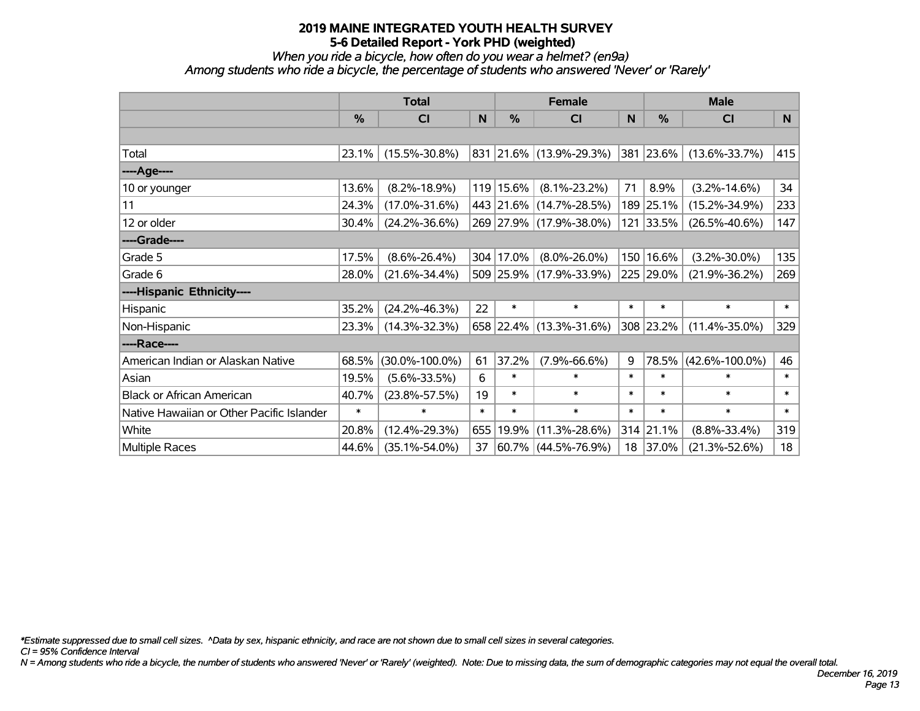# 2019 MAINE INTEGRATED YOUTH HEALTH SURVEY

## 5-6 Detailed Report - York PHD (weighted)

*When you ride a bicycle, how often do you wear a helmet? (en9a)*

*Among students who ride a bicycle, the percentage of students who answered 'Never' or 'Rarely'*

| | Total | | | Female | | | Male | | |
|---|---|---|---|---|---|---|---|---|---|
| | % | CI | N | % | CI | N | % | CI | N |
| Total | 23.1% | (15.5%-30.8%) | 831 | 21.6% | (13.9%-29.3%) | 381 | 23.6% | (13.6%-33.7%) | 415 |
| ----Age---- | | | | | | | | | |
| 10 or younger | 13.6% | (8.2%-18.9%) | 119 | 15.6% | (8.1%-23.2%) | 71 | 8.9% | (3.2%-14.6%) | 34 |
| 11 | 24.3% | (17.0%-31.6%) | 443 | 21.6% | (14.7%-28.5%) | 189 | 25.1% | (15.2%-34.9%) | 233 |
| 12 or older | 30.4% | (24.2%-36.6%) | 269 | 27.9% | (17.9%-38.0%) | 121 | 33.5% | (26.5%-40.6%) | 147 |
| ----Grade---- | | | | | | | | | |
| Grade 5 | 17.5% | (8.6%-26.4%) | 304 | 17.0% | (8.0%-26.0%) | 150 | 16.6% | (3.2%-30.0%) | 135 |
| Grade 6 | 28.0% | (21.6%-34.4%) | 509 | 25.9% | (17.9%-33.9%) | 225 | 29.0% | (21.9%-36.2%) | 269 |
| ----Hispanic Ethnicity---- | | | | | | | | | |
| Hispanic | 35.2% | (24.2%-46.3%) | 22 | * | * | * | * | * | * |
| Non-Hispanic | 23.3% | (14.3%-32.3%) | 658 | 22.4% | (13.3%-31.6%) | 308 | 23.2% | (11.4%-35.0%) | 329 |
| ----Race---- | | | | | | | | | |
| American Indian or Alaskan Native | 68.5% | (30.0%-100.0%) | 61 | 37.2% | (7.9%-66.6%) | 9 | 78.5% | (42.6%-100.0%) | 46 |
| Asian | 19.5% | (5.6%-33.5%) | 6 | * | * | * | * | * | * |
| Black or African American | 40.7% | (23.8%-57.5%) | 19 | * | * | * | * | * | * |
| Native Hawaiian or Other Pacific Islander | * | * | * | * | * | * | * | * | * |
| White | 20.8% | (12.4%-29.3%) | 655 | 19.9% | (11.3%-28.6%) | 314 | 21.1% | (8.8%-33.4%) | 319 |
| Multiple Races | 44.6% | (35.1%-54.0%) | 37 | 60.7% | (44.5%-76.9%) | 18 | 37.0% | (21.3%-52.6%) | 18 |

*\*Estimate suppressed due to small cell sizes. ^Data by sex, hispanic ethnicity, and race are not shown due to small cell sizes in several categories.*

*CI = 95% Confidence Interval*

*N = Among students who ride a bicycle, the number of students who answered 'Never' or 'Rarely' (weighted). Note: Due to missing data, the sum of demographic categories may not equal the overall total.*

*December 16, 2019*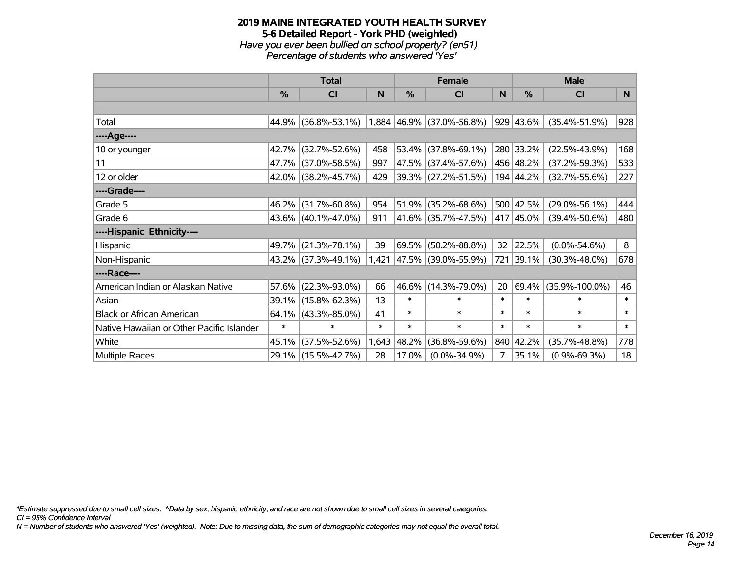# 2019 MAINE INTEGRATED YOUTH HEALTH SURVEY

## 5-6 Detailed Report - York PHD (weighted)

*Have you ever been bullied on school property? (en51)*
*Percentage of students who answered 'Yes'*

| | Total | | | Female | | | Male | | |
|---|---|---|---|---|---|---|---|---|---|
| | % | CI | N | % | CI | N | % | CI | N |
| Total | 44.9% | (36.8%-53.1%) | 1,884 | 46.9% | (37.0%-56.8%) | 929 | 43.6% | (35.4%-51.9%) | 928 |
| ----Age---- | | | | | | | | | |
| 10 or younger | 42.7% | (32.7%-52.6%) | 458 | 53.4% | (37.8%-69.1%) | 280 | 33.2% | (22.5%-43.9%) | 168 |
| 11 | 47.7% | (37.0%-58.5%) | 997 | 47.5% | (37.4%-57.6%) | 456 | 48.2% | (37.2%-59.3%) | 533 |
| 12 or older | 42.0% | (38.2%-45.7%) | 429 | 39.3% | (27.2%-51.5%) | 194 | 44.2% | (32.7%-55.6%) | 227 |
| ----Grade---- | | | | | | | | | |
| Grade 5 | 46.2% | (31.7%-60.8%) | 954 | 51.9% | (35.2%-68.6%) | 500 | 42.5% | (29.0%-56.1%) | 444 |
| Grade 6 | 43.6% | (40.1%-47.0%) | 911 | 41.6% | (35.7%-47.5%) | 417 | 45.0% | (39.4%-50.6%) | 480 |
| ----Hispanic Ethnicity---- | | | | | | | | | |
| Hispanic | 49.7% | (21.3%-78.1%) | 39 | 69.5% | (50.2%-88.8%) | 32 | 22.5% | (0.0%-54.6%) | 8 |
| Non-Hispanic | 43.2% | (37.3%-49.1%) | 1,421 | 47.5% | (39.0%-55.9%) | 721 | 39.1% | (30.3%-48.0%) | 678 |
| ----Race---- | | | | | | | | | |
| American Indian or Alaskan Native | 57.6% | (22.3%-93.0%) | 66 | 46.6% | (14.3%-79.0%) | 20 | 69.4% | (35.9%-100.0%) | 46 |
| Asian | 39.1% | (15.8%-62.3%) | 13 | * | * | * | * | * | * |
| Black or African American | 64.1% | (43.3%-85.0%) | 41 | * | * | * | * | * | * |
| Native Hawaiian or Other Pacific Islander | * | * | * | * | * | * | * | * | * |
| White | 45.1% | (37.5%-52.6%) | 1,643 | 48.2% | (36.8%-59.6%) | 840 | 42.2% | (35.7%-48.8%) | 778 |
| Multiple Races | 29.1% | (15.5%-42.7%) | 28 | 17.0% | (0.0%-34.9%) | 7 | 35.1% | (0.9%-69.3%) | 18 |

*\*Estimate suppressed due to small cell sizes. ^Data by sex, hispanic ethnicity, and race are not shown due to small cell sizes in several categories.*
*CI = 95% Confidence Interval*
*N = Number of students who answered 'Yes' (weighted). Note: Due to missing data, the sum of demographic categories may not equal the overall total.*

*December 16, 2019*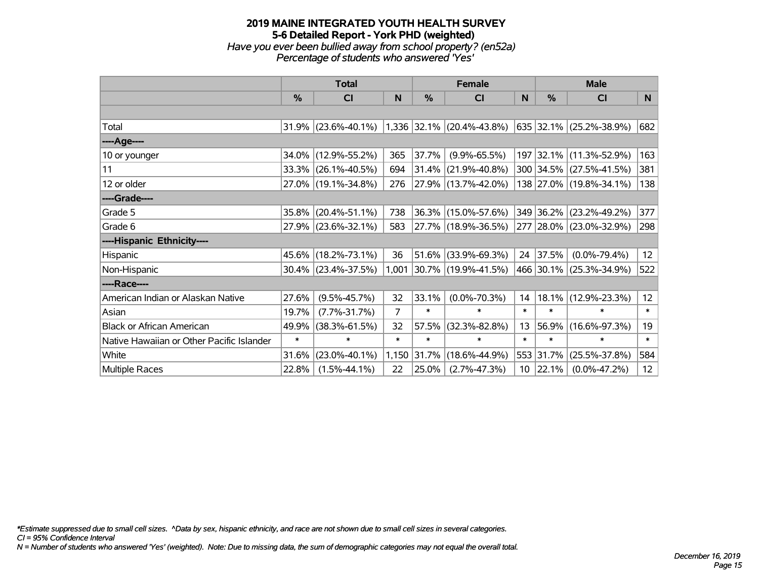# 2019 MAINE INTEGRATED YOUTH HEALTH SURVEY
## 5-6 Detailed Report - York PHD (weighted)
*Have you ever been bullied away from school property? (en52a)*
*Percentage of students who answered 'Yes'*

| | Total | | | Female | | | Male | | |
|---|---|---|---|---|---|---|---|---|---|
| | % | CI | N | % | CI | N | % | CI | N |
| Total | 31.9% | (23.6%-40.1%) | 1,336 | 32.1% | (20.4%-43.8%) | 635 | 32.1% | (25.2%-38.9%) | 682 |
| ----Age---- | | | | | | | | | |
| 10 or younger | 34.0% | (12.9%-55.2%) | 365 | 37.7% | (9.9%-65.5%) | 197 | 32.1% | (11.3%-52.9%) | 163 |
| 11 | 33.3% | (26.1%-40.5%) | 694 | 31.4% | (21.9%-40.8%) | 300 | 34.5% | (27.5%-41.5%) | 381 |
| 12 or older | 27.0% | (19.1%-34.8%) | 276 | 27.9% | (13.7%-42.0%) | 138 | 27.0% | (19.8%-34.1%) | 138 |
| ----Grade---- | | | | | | | | | |
| Grade 5 | 35.8% | (20.4%-51.1%) | 738 | 36.3% | (15.0%-57.6%) | 349 | 36.2% | (23.2%-49.2%) | 377 |
| Grade 6 | 27.9% | (23.6%-32.1%) | 583 | 27.7% | (18.9%-36.5%) | 277 | 28.0% | (23.0%-32.9%) | 298 |
| ----Hispanic Ethnicity---- | | | | | | | | | |
| Hispanic | 45.6% | (18.2%-73.1%) | 36 | 51.6% | (33.9%-69.3%) | 24 | 37.5% | (0.0%-79.4%) | 12 |
| Non-Hispanic | 30.4% | (23.4%-37.5%) | 1,001 | 30.7% | (19.9%-41.5%) | 466 | 30.1% | (25.3%-34.9%) | 522 |
| ----Race---- | | | | | | | | | |
| American Indian or Alaskan Native | 27.6% | (9.5%-45.7%) | 32 | 33.1% | (0.0%-70.3%) | 14 | 18.1% | (12.9%-23.3%) | 12 |
| Asian | 19.7% | (7.7%-31.7%) | 7 | * | * | * | * | * | * |
| Black or African American | 49.9% | (38.3%-61.5%) | 32 | 57.5% | (32.3%-82.8%) | 13 | 56.9% | (16.6%-97.3%) | 19 |
| Native Hawaiian or Other Pacific Islander | * | * | * | * | * | * | * | * | * |
| White | 31.6% | (23.0%-40.1%) | 1,150 | 31.7% | (18.6%-44.9%) | 553 | 31.7% | (25.5%-37.8%) | 584 |
| Multiple Races | 22.8% | (1.5%-44.1%) | 22 | 25.0% | (2.7%-47.3%) | 10 | 22.1% | (0.0%-47.2%) | 12 |

*Estimate suppressed due to small cell sizes. ^Data by sex, hispanic ethnicity, and race are not shown due to small cell sizes in several categories.
CI = 95% Confidence Interval
N = Number of students who answered 'Yes' (weighted). Note: Due to missing data, the sum of demographic categories may not equal the overall total.

*December 16, 2019*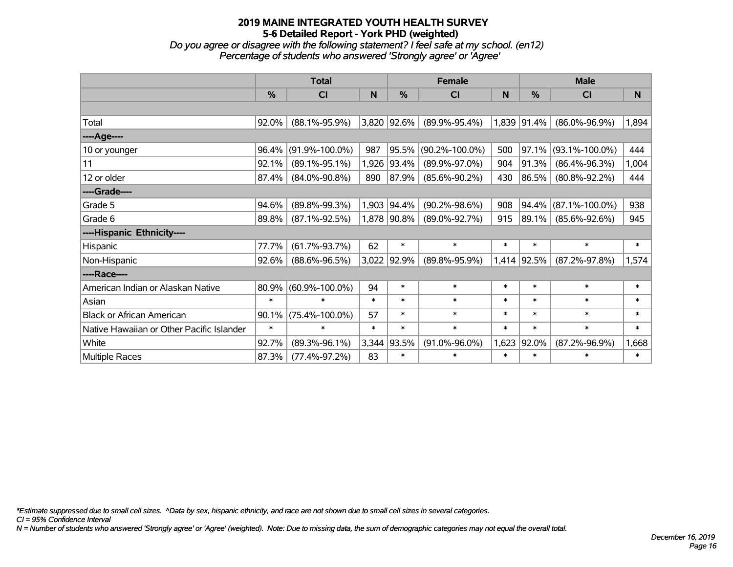# 2019 MAINE INTEGRATED YOUTH HEALTH SURVEY
## 5-6 Detailed Report - York PHD (weighted)
*Do you agree or disagree with the following statement? I feel safe at my school. (en12)*
*Percentage of students who answered 'Strongly agree' or 'Agree'*

| | Total | | | Female | | | Male | | |
|---|---|---|---|---|---|---|---|---|---|
| | % | CI | N | % | CI | N | % | CI | N |
| | | | | | | | | | |
| Total | 92.0% | (88.1%-95.9%) | 3,820 | 92.6% | (89.9%-95.4%) | 1,839 | 91.4% | (86.0%-96.9%) | 1,894 |
| ----Age---- | | | | | | | | | |
| 10 or younger | 96.4% | (91.9%-100.0%) | 987 | 95.5% | (90.2%-100.0%) | 500 | 97.1% | (93.1%-100.0%) | 444 |
| 11 | 92.1% | (89.1%-95.1%) | 1,926 | 93.4% | (89.9%-97.0%) | 904 | 91.3% | (86.4%-96.3%) | 1,004 |
| 12 or older | 87.4% | (84.0%-90.8%) | 890 | 87.9% | (85.6%-90.2%) | 430 | 86.5% | (80.8%-92.2%) | 444 |
| ----Grade---- | | | | | | | | | |
| Grade 5 | 94.6% | (89.8%-99.3%) | 1,903 | 94.4% | (90.2%-98.6%) | 908 | 94.4% | (87.1%-100.0%) | 938 |
| Grade 6 | 89.8% | (87.1%-92.5%) | 1,878 | 90.8% | (89.0%-92.7%) | 915 | 89.1% | (85.6%-92.6%) | 945 |
| ----Hispanic Ethnicity---- | | | | | | | | | |
| Hispanic | 77.7% | (61.7%-93.7%) | 62 | * | * | * | * | * | * |
| Non-Hispanic | 92.6% | (88.6%-96.5%) | 3,022 | 92.9% | (89.8%-95.9%) | 1,414 | 92.5% | (87.2%-97.8%) | 1,574 |
| ----Race---- | | | | | | | | | |
| American Indian or Alaskan Native | 80.9% | (60.9%-100.0%) | 94 | * | * | * | * | * | * |
| Asian | * | * | * | * | * | * | * | * | * |
| Black or African American | 90.1% | (75.4%-100.0%) | 57 | * | * | * | * | * | * |
| Native Hawaiian or Other Pacific Islander | * | * | * | * | * | * | * | * | * |
| White | 92.7% | (89.3%-96.1%) | 3,344 | 93.5% | (91.0%-96.0%) | 1,623 | 92.0% | (87.2%-96.9%) | 1,668 |
| Multiple Races | 87.3% | (77.4%-97.2%) | 83 | * | * | * | * | * | * |

*\*Estimate suppressed due to small cell sizes. ^Data by sex, hispanic ethnicity, and race are not shown due to small cell sizes in several categories.*
*CI = 95% Confidence Interval*
*N = Number of students who answered 'Strongly agree' or 'Agree' (weighted). Note: Due to missing data, the sum of demographic categories may not equal the overall total.*

*December 16, 2019*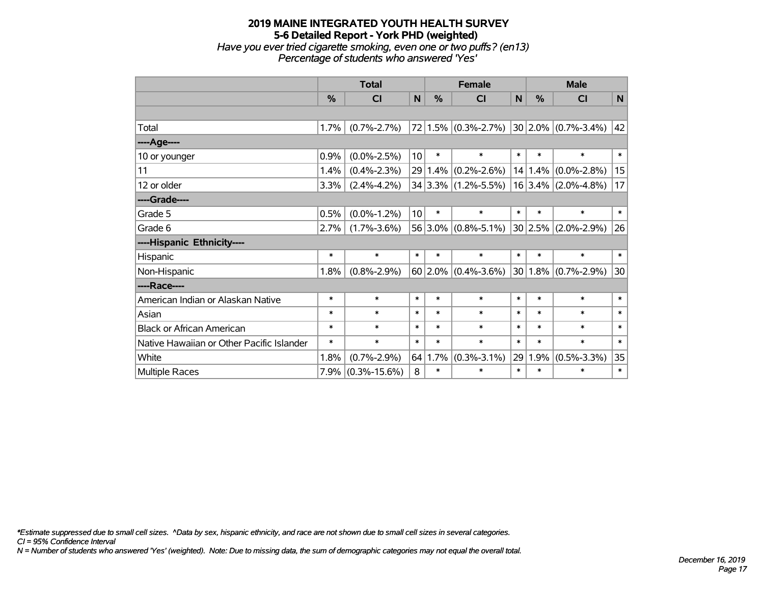**2019 MAINE INTEGRATED YOUTH HEALTH SURVEY**
**5-6 Detailed Report - York PHD (weighted)**
*Have you ever tried cigarette smoking, even one or two puffs? (en13)*
*Percentage of students who answered 'Yes'*

| | Total | | | Female | | | Male | | |
|---|---|---|---|---|---|---|---|---|---|
| | % | CI | N | % | CI | N | % | CI | N |
| | | | | | | | | | |
| Total | 1.7% | (0.7%-2.7%) | 72 | 1.5% | (0.3%-2.7%) | 30 | 2.0% | (0.7%-3.4%) | 42 |
| ----Age---- | | | | | | | | | |
| 10 or younger | 0.9% | (0.0%-2.5%) | 10 | * | * | * | * | * | * |
| 11 | 1.4% | (0.4%-2.3%) | 29 | 1.4% | (0.2%-2.6%) | 14 | 1.4% | (0.0%-2.8%) | 15 |
| 12 or older | 3.3% | (2.4%-4.2%) | 34 | 3.3% | (1.2%-5.5%) | 16 | 3.4% | (2.0%-4.8%) | 17 |
| ----Grade---- | | | | | | | | | |
| Grade 5 | 0.5% | (0.0%-1.2%) | 10 | * | * | * | * | * | * |
| Grade 6 | 2.7% | (1.7%-3.6%) | 56 | 3.0% | (0.8%-5.1%) | 30 | 2.5% | (2.0%-2.9%) | 26 |
| ----Hispanic Ethnicity---- | | | | | | | | | |
| Hispanic | * | * | * | * | * | * | * | * | * |
| Non-Hispanic | 1.8% | (0.8%-2.9%) | 60 | 2.0% | (0.4%-3.6%) | 30 | 1.8% | (0.7%-2.9%) | 30 |
| ----Race---- | | | | | | | | | |
| American Indian or Alaskan Native | * | * | * | * | * | * | * | * | * |
| Asian | * | * | * | * | * | * | * | * | * |
| Black or African American | * | * | * | * | * | * | * | * | * |
| Native Hawaiian or Other Pacific Islander | * | * | * | * | * | * | * | * | * |
| White | 1.8% | (0.7%-2.9%) | 64 | 1.7% | (0.3%-3.1%) | 29 | 1.9% | (0.5%-3.3%) | 35 |
| Multiple Races | 7.9% | (0.3%-15.6%) | 8 | * | * | * | * | * | * |

*\*Estimate suppressed due to small cell sizes. ^Data by sex, hispanic ethnicity, and race are not shown due to small cell sizes in several categories.*
*CI = 95% Confidence Interval*
*N = Number of students who answered 'Yes' (weighted). Note: Due to missing data, the sum of demographic categories may not equal the overall total.*

*December 16, 2019*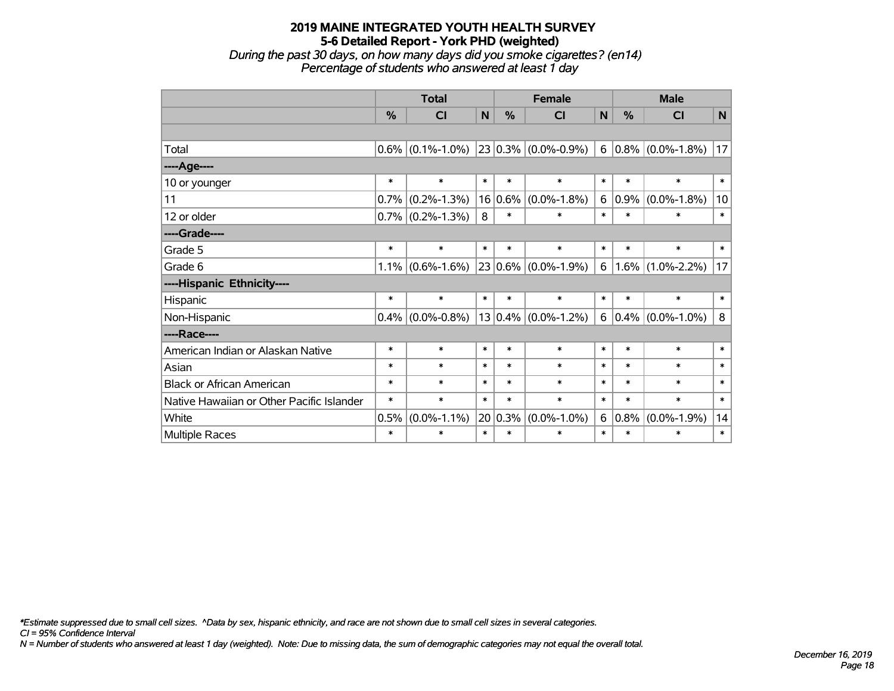# 2019 MAINE INTEGRATED YOUTH HEALTH SURVEY
## 5-6 Detailed Report - York PHD (weighted)
*During the past 30 days, on how many days did you smoke cigarettes? (en14)*
*Percentage of students who answered at least 1 day*

| | Total | | | Female | | | Male | | |
|---|---|---|---|---|---|---|---|---|---|
| | % | CI | N | % | CI | N | % | CI | N |
| | | | | | | | | | |
| Total | 0.6% | (0.1%-1.0%) | 23 | 0.3% | (0.0%-0.9%) | 6 | 0.8% | (0.0%-1.8%) | 17 |
| ----Age---- | | | | | | | | | |
| 10 or younger | * | * | * | * | * | * | * | * | * |
| 11 | 0.7% | (0.2%-1.3%) | 16 | 0.6% | (0.0%-1.8%) | 6 | 0.9% | (0.0%-1.8%) | 10 |
| 12 or older | 0.7% | (0.2%-1.3%) | 8 | * | * | * | * | * | * |
| ----Grade---- | | | | | | | | | |
| Grade 5 | * | * | * | * | * | * | * | * | * |
| Grade 6 | 1.1% | (0.6%-1.6%) | 23 | 0.6% | (0.0%-1.9%) | 6 | 1.6% | (1.0%-2.2%) | 17 |
| ----Hispanic Ethnicity---- | | | | | | | | | |
| Hispanic | * | * | * | * | * | * | * | * | * |
| Non-Hispanic | 0.4% | (0.0%-0.8%) | 13 | 0.4% | (0.0%-1.2%) | 6 | 0.4% | (0.0%-1.0%) | 8 |
| ----Race---- | | | | | | | | | |
| American Indian or Alaskan Native | * | * | * | * | * | * | * | * | * |
| Asian | * | * | * | * | * | * | * | * | * |
| Black or African American | * | * | * | * | * | * | * | * | * |
| Native Hawaiian or Other Pacific Islander | * | * | * | * | * | * | * | * | * |
| White | 0.5% | (0.0%-1.1%) | 20 | 0.3% | (0.0%-1.0%) | 6 | 0.8% | (0.0%-1.9%) | 14 |
| Multiple Races | * | * | * | * | * | * | * | * | * |

*\*Estimate suppressed due to small cell sizes. ^Data by sex, hispanic ethnicity, and race are not shown due to small cell sizes in several categories.*
*CI = 95% Confidence Interval*
*N = Number of students who answered at least 1 day (weighted). Note: Due to missing data, the sum of demographic categories may not equal the overall total.*

*December 16, 2019*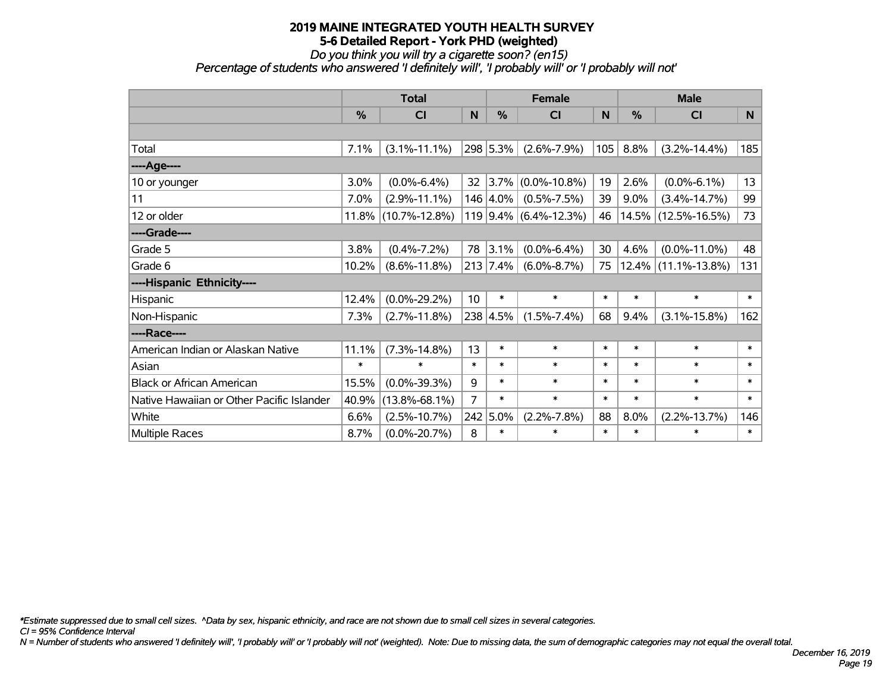# 2019 MAINE INTEGRATED YOUTH HEALTH SURVEY

## 5-6 Detailed Report - York PHD (weighted)

*Do you think you will try a cigarette soon? (en15)*

*Percentage of students who answered 'I definitely will', 'I probably will' or 'I probably will not'*

| | Total | | | Female | | | Male | | |
|---|---|---|---|---|---|---|---|---|---|
| | % | CI | N | % | CI | N | % | CI | N |
| | | | | | | | | | |
| Total | 7.1% | (3.1%-11.1%) | 298 | 5.3% | (2.6%-7.9%) | 105 | 8.8% | (3.2%-14.4%) | 185 |
| ----Age---- | | | | | | | | | |
| 10 or younger | 3.0% | (0.0%-6.4%) | 32 | 3.7% | (0.0%-10.8%) | 19 | 2.6% | (0.0%-6.1%) | 13 |
| 11 | 7.0% | (2.9%-11.1%) | 146 | 4.0% | (0.5%-7.5%) | 39 | 9.0% | (3.4%-14.7%) | 99 |
| 12 or older | 11.8% | (10.7%-12.8%) | 119 | 9.4% | (6.4%-12.3%) | 46 | 14.5% | (12.5%-16.5%) | 73 |
| ----Grade---- | | | | | | | | | |
| Grade 5 | 3.8% | (0.4%-7.2%) | 78 | 3.1% | (0.0%-6.4%) | 30 | 4.6% | (0.0%-11.0%) | 48 |
| Grade 6 | 10.2% | (8.6%-11.8%) | 213 | 7.4% | (6.0%-8.7%) | 75 | 12.4% | (11.1%-13.8%) | 131 |
| ----Hispanic Ethnicity---- | | | | | | | | | |
| Hispanic | 12.4% | (0.0%-29.2%) | 10 | * | * | * | * | * | * |
| Non-Hispanic | 7.3% | (2.7%-11.8%) | 238 | 4.5% | (1.5%-7.4%) | 68 | 9.4% | (3.1%-15.8%) | 162 |
| ----Race---- | | | | | | | | | |
| American Indian or Alaskan Native | 11.1% | (7.3%-14.8%) | 13 | * | * | * | * | * | * |
| Asian | * | * | * | * | * | * | * | * | * |
| Black or African American | 15.5% | (0.0%-39.3%) | 9 | * | * | * | * | * | * |
| Native Hawaiian or Other Pacific Islander | 40.9% | (13.8%-68.1%) | 7 | * | * | * | * | * | * |
| White | 6.6% | (2.5%-10.7%) | 242 | 5.0% | (2.2%-7.8%) | 88 | 8.0% | (2.2%-13.7%) | 146 |
| Multiple Races | 8.7% | (0.0%-20.7%) | 8 | * | * | * | * | * | * |

*\*Estimate suppressed due to small cell sizes. ^Data by sex, hispanic ethnicity, and race are not shown due to small cell sizes in several categories.*

*CI = 95% Confidence Interval*

*N = Number of students who answered 'I definitely will', 'I probably will' or 'I probably will not' (weighted). Note: Due to missing data, the sum of demographic categories may not equal the overall total.*

*December 16, 2019*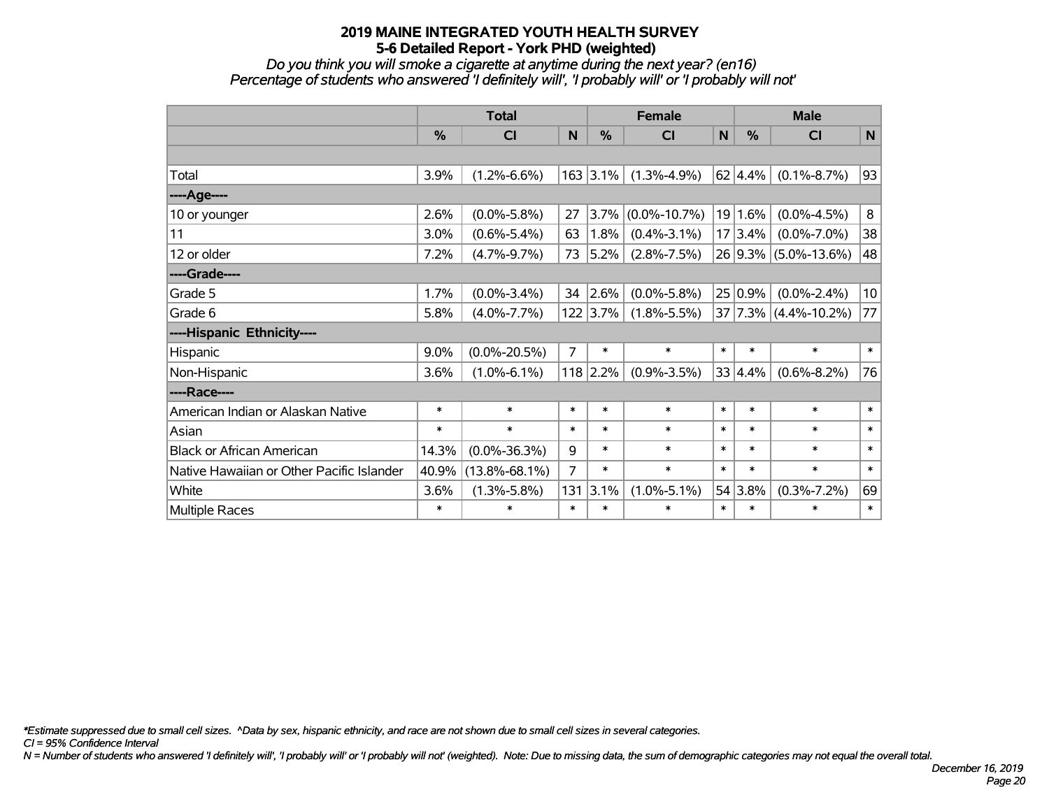# 2019 MAINE INTEGRATED YOUTH HEALTH SURVEY
## 5-6 Detailed Report - York PHD (weighted)

*Do you think you will smoke a cigarette at anytime during the next year? (en16)*
*Percentage of students who answered 'I definitely will', 'I probably will' or 'I probably will not'*

| | Total | | | Female | | | Male | | |
|---|---|---|---|---|---|---|---|---|---|
| | % | CI | N | % | CI | N | % | CI | N |
| | | | | | | | | | |
| Total | 3.9% | (1.2%-6.6%) | 163 | 3.1% | (1.3%-4.9%) | 62 | 4.4% | (0.1%-8.7%) | 93 |
| ----Age---- | | | | | | | | | |
| 10 or younger | 2.6% | (0.0%-5.8%) | 27 | 3.7% | (0.0%-10.7%) | 19 | 1.6% | (0.0%-4.5%) | 8 |
| 11 | 3.0% | (0.6%-5.4%) | 63 | 1.8% | (0.4%-3.1%) | 17 | 3.4% | (0.0%-7.0%) | 38 |
| 12 or older | 7.2% | (4.7%-9.7%) | 73 | 5.2% | (2.8%-7.5%) | 26 | 9.3% | (5.0%-13.6%) | 48 |
| ----Grade---- | | | | | | | | | |
| Grade 5 | 1.7% | (0.0%-3.4%) | 34 | 2.6% | (0.0%-5.8%) | 25 | 0.9% | (0.0%-2.4%) | 10 |
| Grade 6 | 5.8% | (4.0%-7.7%) | 122 | 3.7% | (1.8%-5.5%) | 37 | 7.3% | (4.4%-10.2%) | 77 |
| ----Hispanic Ethnicity---- | | | | | | | | | |
| Hispanic | 9.0% | (0.0%-20.5%) | 7 | * | * | * | * | * | * |
| Non-Hispanic | 3.6% | (1.0%-6.1%) | 118 | 2.2% | (0.9%-3.5%) | 33 | 4.4% | (0.6%-8.2%) | 76 |
| ----Race---- | | | | | | | | | |
| American Indian or Alaskan Native | * | * | * | * | * | * | * | * | * |
| Asian | * | * | * | * | * | * | * | * | * |
| Black or African American | 14.3% | (0.0%-36.3%) | 9 | * | * | * | * | * | * |
| Native Hawaiian or Other Pacific Islander | 40.9% | (13.8%-68.1%) | 7 | * | * | * | * | * | * |
| White | 3.6% | (1.3%-5.8%) | 131 | 3.1% | (1.0%-5.1%) | 54 | 3.8% | (0.3%-7.2%) | 69 |
| Multiple Races | * | * | * | * | * | * | * | * | * |

*\*Estimate suppressed due to small cell sizes. ^Data by sex, hispanic ethnicity, and race are not shown due to small cell sizes in several categories.*

*CI = 95% Confidence Interval*

*N = Number of students who answered 'I definitely will', 'I probably will' or 'I probably will not' (weighted). Note: Due to missing data, the sum of demographic categories may not equal the overall total.*

*December 16, 2019*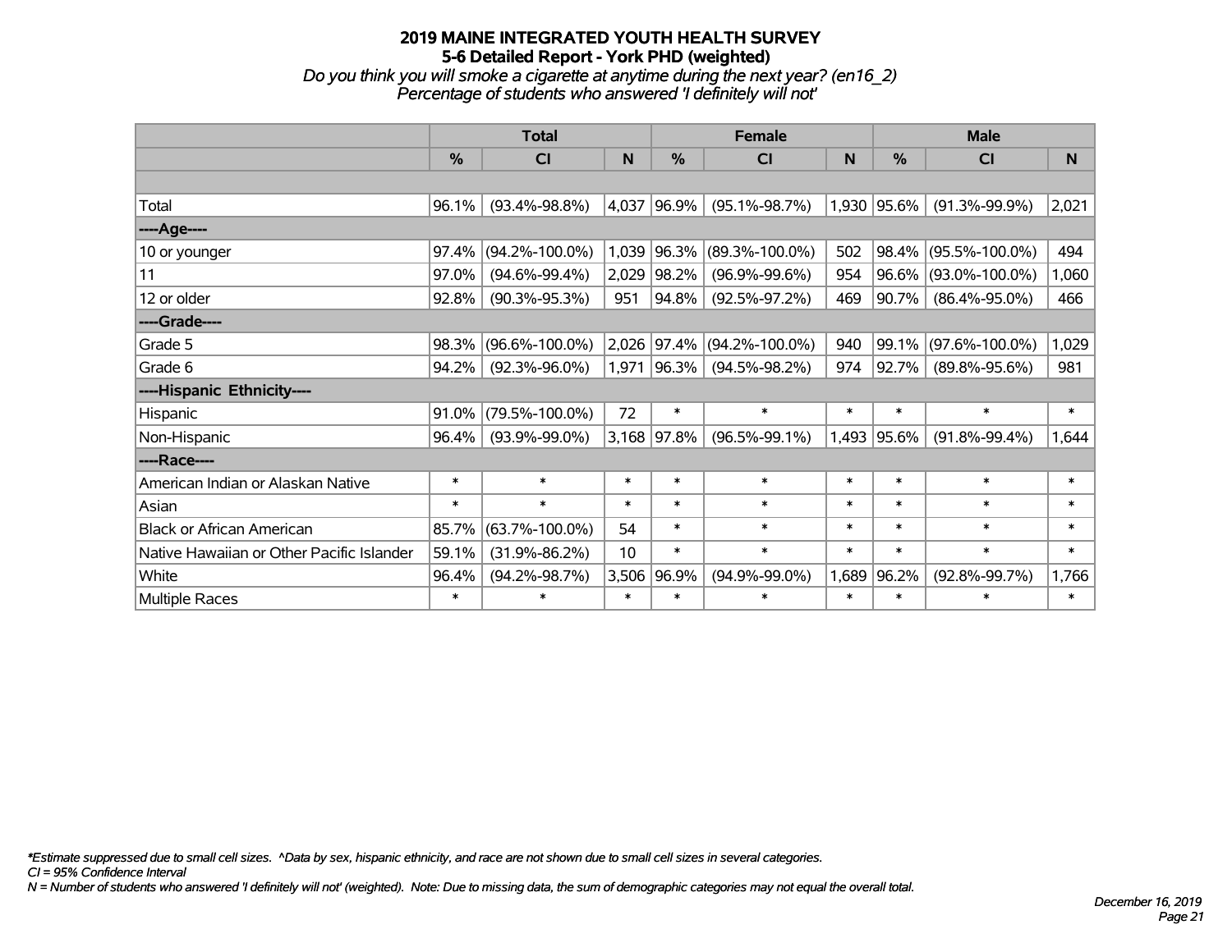# 2019 MAINE INTEGRATED YOUTH HEALTH SURVEY
## 5-6 Detailed Report - York PHD (weighted)
*Do you think you will smoke a cigarette at anytime during the next year? (en16_2)*
*Percentage of students who answered 'I definitely will not'*

| | Total | | | Female | | | Male | | |
|---|---|---|---|---|---|---|---|---|---|
| | % | CI | N | % | CI | N | % | CI | N |
| | | | | | | | | | |
| Total | 96.1% | (93.4%-98.8%) | 4,037 | 96.9% | (95.1%-98.7%) | 1,930 | 95.6% | (91.3%-99.9%) | 2,021 |
| ----Age---- | | | | | | | | | |
| 10 or younger | 97.4% | (94.2%-100.0%) | 1,039 | 96.3% | (89.3%-100.0%) | 502 | 98.4% | (95.5%-100.0%) | 494 |
| 11 | 97.0% | (94.6%-99.4%) | 2,029 | 98.2% | (96.9%-99.6%) | 954 | 96.6% | (93.0%-100.0%) | 1,060 |
| 12 or older | 92.8% | (90.3%-95.3%) | 951 | 94.8% | (92.5%-97.2%) | 469 | 90.7% | (86.4%-95.0%) | 466 |
| ----Grade---- | | | | | | | | | |
| Grade 5 | 98.3% | (96.6%-100.0%) | 2,026 | 97.4% | (94.2%-100.0%) | 940 | 99.1% | (97.6%-100.0%) | 1,029 |
| Grade 6 | 94.2% | (92.3%-96.0%) | 1,971 | 96.3% | (94.5%-98.2%) | 974 | 92.7% | (89.8%-95.6%) | 981 |
| ----Hispanic Ethnicity---- | | | | | | | | | |
| Hispanic | 91.0% | (79.5%-100.0%) | 72 | * | * | * | * | * | * |
| Non-Hispanic | 96.4% | (93.9%-99.0%) | 3,168 | 97.8% | (96.5%-99.1%) | 1,493 | 95.6% | (91.8%-99.4%) | 1,644 |
| ----Race---- | | | | | | | | | |
| American Indian or Alaskan Native | * | * | * | * | * | * | * | * | * |
| Asian | * | * | * | * | * | * | * | * | * |
| Black or African American | 85.7% | (63.7%-100.0%) | 54 | * | * | * | * | * | * |
| Native Hawaiian or Other Pacific Islander | 59.1% | (31.9%-86.2%) | 10 | * | * | * | * | * | * |
| White | 96.4% | (94.2%-98.7%) | 3,506 | 96.9% | (94.9%-99.0%) | 1,689 | 96.2% | (92.8%-99.7%) | 1,766 |
| Multiple Races | * | * | * | * | * | * | * | * | * |

*\*Estimate suppressed due to small cell sizes. ^Data by sex, hispanic ethnicity, and race are not shown due to small cell sizes in several categories.*
*CI = 95% Confidence Interval*
*N = Number of students who answered 'I definitely will not' (weighted). Note: Due to missing data, the sum of demographic categories may not equal the overall total.*

*December 16, 2019*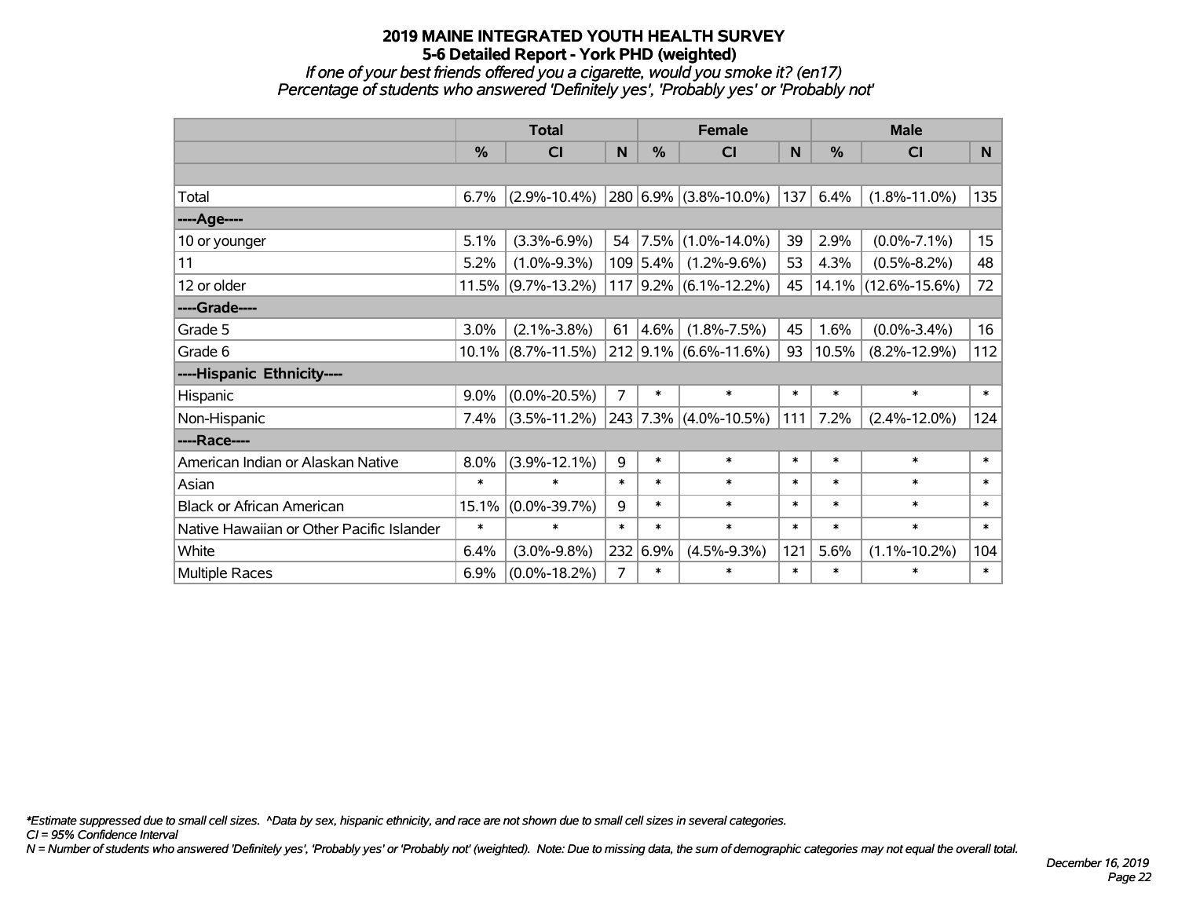# 2019 MAINE INTEGRATED YOUTH HEALTH SURVEY
## 5-6 Detailed Report - York PHD (weighted)

*If one of your best friends offered you a cigarette, would you smoke it? (en17)*
*Percentage of students who answered 'Definitely yes', 'Probably yes' or 'Probably not'*

| | Total | | | Female | | | Male | | |
|---|---|---|---|---|---|---|---|---|---|
| | % | CI | N | % | CI | N | % | CI | N |
| | | | | | | | | | |
| Total | 6.7% | (2.9%-10.4%) | 280 | 6.9% | (3.8%-10.0%) | 137 | 6.4% | (1.8%-11.0%) | 135 |
| ----Age---- | | | | | | | | | |
| 10 or younger | 5.1% | (3.3%-6.9%) | 54 | 7.5% | (1.0%-14.0%) | 39 | 2.9% | (0.0%-7.1%) | 15 |
| 11 | 5.2% | (1.0%-9.3%) | 109 | 5.4% | (1.2%-9.6%) | 53 | 4.3% | (0.5%-8.2%) | 48 |
| 12 or older | 11.5% | (9.7%-13.2%) | 117 | 9.2% | (6.1%-12.2%) | 45 | 14.1% | (12.6%-15.6%) | 72 |
| ----Grade---- | | | | | | | | | |
| Grade 5 | 3.0% | (2.1%-3.8%) | 61 | 4.6% | (1.8%-7.5%) | 45 | 1.6% | (0.0%-3.4%) | 16 |
| Grade 6 | 10.1% | (8.7%-11.5%) | 212 | 9.1% | (6.6%-11.6%) | 93 | 10.5% | (8.2%-12.9%) | 112 |
| ----Hispanic Ethnicity---- | | | | | | | | | |
| Hispanic | 9.0% | (0.0%-20.5%) | 7 | * | * | * | * | * | * |
| Non-Hispanic | 7.4% | (3.5%-11.2%) | 243 | 7.3% | (4.0%-10.5%) | 111 | 7.2% | (2.4%-12.0%) | 124 |
| ----Race---- | | | | | | | | | |
| American Indian or Alaskan Native | 8.0% | (3.9%-12.1%) | 9 | * | * | * | * | * | * |
| Asian | * | * | * | * | * | * | * | * | * |
| Black or African American | 15.1% | (0.0%-39.7%) | 9 | * | * | * | * | * | * |
| Native Hawaiian or Other Pacific Islander | * | * | * | * | * | * | * | * | * |
| White | 6.4% | (3.0%-9.8%) | 232 | 6.9% | (4.5%-9.3%) | 121 | 5.6% | (1.1%-10.2%) | 104 |
| Multiple Races | 6.9% | (0.0%-18.2%) | 7 | * | * | * | * | * | * |

*\*Estimate suppressed due to small cell sizes. ^Data by sex, hispanic ethnicity, and race are not shown due to small cell sizes in several categories.*
*CI = 95% Confidence Interval*
*N = Number of students who answered 'Definitely yes', 'Probably yes' or 'Probably not' (weighted). Note: Due to missing data, the sum of demographic categories may not equal the overall total.*

*December 16, 2019*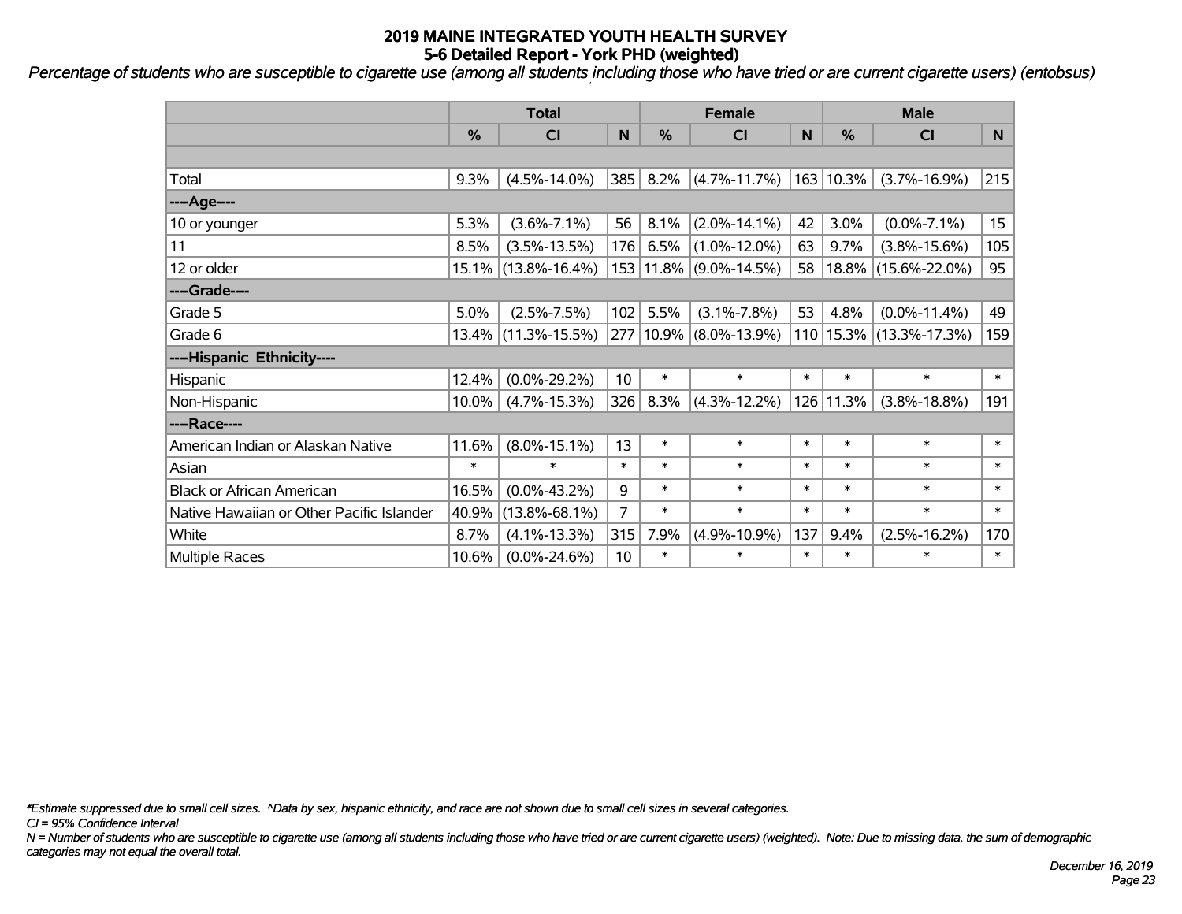# 2019 MAINE INTEGRATED YOUTH HEALTH SURVEY
## 5-6 Detailed Report - York PHD (weighted)

*Percentage of students who are susceptible to cigarette use (among all students including those who have tried or are current cigarette users) (entobsus)*

| | Total | | | Female | | | Male | | |
|---|---|---|---|---|---|---|---|---|---|
| | % | CI | N | % | CI | N | % | CI | N |
| | | | | | | | | | |
| Total | 9.3% | (4.5%-14.0%) | 385 | 8.2% | (4.7%-11.7%) | 163 | 10.3% | (3.7%-16.9%) | 215 |
| ----Age---- | | | | | | | | | |
| 10 or younger | 5.3% | (3.6%-7.1%) | 56 | 8.1% | (2.0%-14.1%) | 42 | 3.0% | (0.0%-7.1%) | 15 |
| 11 | 8.5% | (3.5%-13.5%) | 176 | 6.5% | (1.0%-12.0%) | 63 | 9.7% | (3.8%-15.6%) | 105 |
| 12 or older | 15.1% | (13.8%-16.4%) | 153 | 11.8% | (9.0%-14.5%) | 58 | 18.8% | (15.6%-22.0%) | 95 |
| ----Grade---- | | | | | | | | | |
| Grade 5 | 5.0% | (2.5%-7.5%) | 102 | 5.5% | (3.1%-7.8%) | 53 | 4.8% | (0.0%-11.4%) | 49 |
| Grade 6 | 13.4% | (11.3%-15.5%) | 277 | 10.9% | (8.0%-13.9%) | 110 | 15.3% | (13.3%-17.3%) | 159 |
| ----Hispanic Ethnicity---- | | | | | | | | | |
| Hispanic | 12.4% | (0.0%-29.2%) | 10 | * | * | * | * | * | * |
| Non-Hispanic | 10.0% | (4.7%-15.3%) | 326 | 8.3% | (4.3%-12.2%) | 126 | 11.3% | (3.8%-18.8%) | 191 |
| ----Race---- | | | | | | | | | |
| American Indian or Alaskan Native | 11.6% | (8.0%-15.1%) | 13 | * | * | * | * | * | * |
| Asian | * | * | * | * | * | * | * | * | * |
| Black or African American | 16.5% | (0.0%-43.2%) | 9 | * | * | * | * | * | * |
| Native Hawaiian or Other Pacific Islander | 40.9% | (13.8%-68.1%) | 7 | * | * | * | * | * | * |
| White | 8.7% | (4.1%-13.3%) | 315 | 7.9% | (4.9%-10.9%) | 137 | 9.4% | (2.5%-16.2%) | 170 |
| Multiple Races | 10.6% | (0.0%-24.6%) | 10 | * | * | * | * | * | * |

*\*Estimate suppressed due to small cell sizes. ^Data by sex, hispanic ethnicity, and race are not shown due to small cell sizes in several categories.*

*CI = 95% Confidence Interval*

*N = Number of students who are susceptible to cigarette use (among all students including those who have tried or are current cigarette users) (weighted). Note: Due to missing data, the sum of demographic categories may not equal the overall total.*

*December 16, 2019*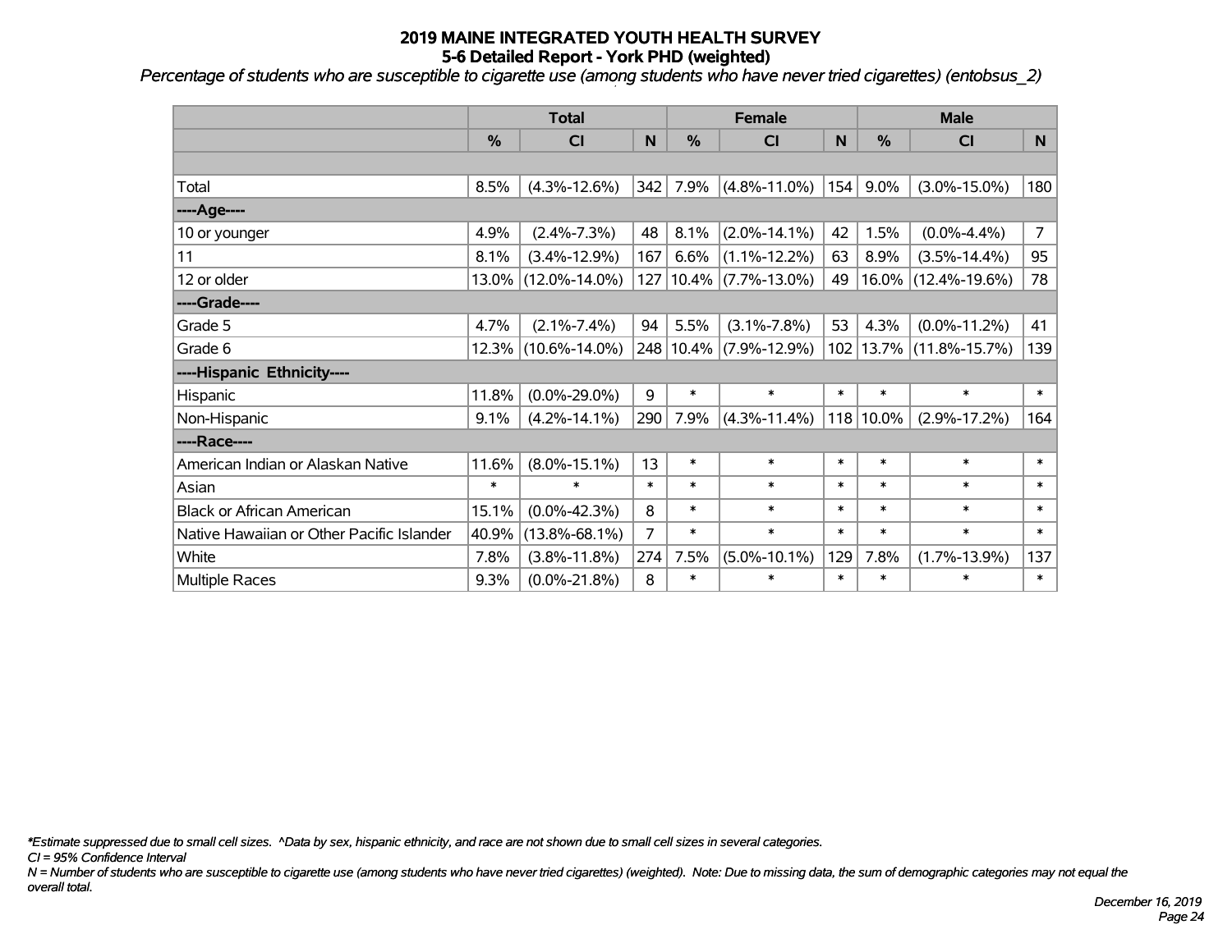# 2019 MAINE INTEGRATED YOUTH HEALTH SURVEY
## 5-6 Detailed Report - York PHD (weighted)

*Percentage of students who are susceptible to cigarette use (among students who have never tried cigarettes) (entobsus_2)*

| | Total | | | Female | | | Male | | |
|---|---|---|---|---|---|---|---|---|---|
| | % | CI | N | % | CI | N | % | CI | N |
| | | | | | | | | | |
| Total | 8.5% | (4.3%-12.6%) | 342 | 7.9% | (4.8%-11.0%) | 154 | 9.0% | (3.0%-15.0%) | 180 |
| ----Age---- | | | | | | | | | |
| 10 or younger | 4.9% | (2.4%-7.3%) | 48 | 8.1% | (2.0%-14.1%) | 42 | 1.5% | (0.0%-4.4%) | 7 |
| 11 | 8.1% | (3.4%-12.9%) | 167 | 6.6% | (1.1%-12.2%) | 63 | 8.9% | (3.5%-14.4%) | 95 |
| 12 or older | 13.0% | (12.0%-14.0%) | 127 | 10.4% | (7.7%-13.0%) | 49 | 16.0% | (12.4%-19.6%) | 78 |
| ----Grade---- | | | | | | | | | |
| Grade 5 | 4.7% | (2.1%-7.4%) | 94 | 5.5% | (3.1%-7.8%) | 53 | 4.3% | (0.0%-11.2%) | 41 |
| Grade 6 | 12.3% | (10.6%-14.0%) | 248 | 10.4% | (7.9%-12.9%) | 102 | 13.7% | (11.8%-15.7%) | 139 |
| ----Hispanic Ethnicity---- | | | | | | | | | |
| Hispanic | 11.8% | (0.0%-29.0%) | 9 | * | * | * | * | * | * |
| Non-Hispanic | 9.1% | (4.2%-14.1%) | 290 | 7.9% | (4.3%-11.4%) | 118 | 10.0% | (2.9%-17.2%) | 164 |
| ----Race---- | | | | | | | | | |
| American Indian or Alaskan Native | 11.6% | (8.0%-15.1%) | 13 | * | * | * | * | * | * |
| Asian | * | * | * | * | * | * | * | * | * |
| Black or African American | 15.1% | (0.0%-42.3%) | 8 | * | * | * | * | * | * |
| Native Hawaiian or Other Pacific Islander | 40.9% | (13.8%-68.1%) | 7 | * | * | * | * | * | * |
| White | 7.8% | (3.8%-11.8%) | 274 | 7.5% | (5.0%-10.1%) | 129 | 7.8% | (1.7%-13.9%) | 137 |
| Multiple Races | 9.3% | (0.0%-21.8%) | 8 | * | * | * | * | * | * |

*\*Estimate suppressed due to small cell sizes. ^Data by sex, hispanic ethnicity, and race are not shown due to small cell sizes in several categories.*

*CI = 95% Confidence Interval*

*N = Number of students who are susceptible to cigarette use (among students who have never tried cigarettes) (weighted). Note: Due to missing data, the sum of demographic categories may not equal the overall total.*

*December 16, 2019*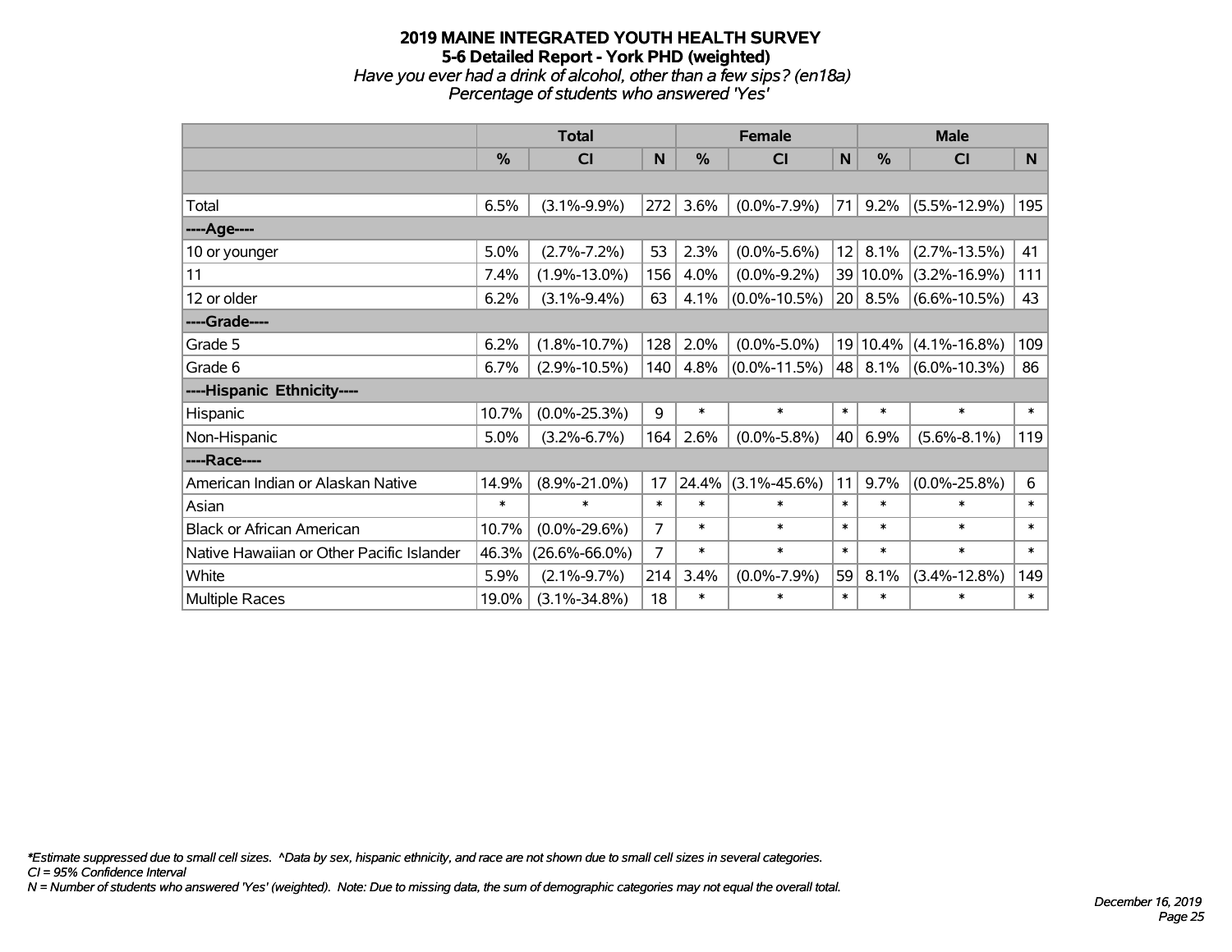# 2019 MAINE INTEGRATED YOUTH HEALTH SURVEY
## 5-6 Detailed Report - York PHD (weighted)
*Have you ever had a drink of alcohol, other than a few sips? (en18a)*
*Percentage of students who answered 'Yes'*

| | Total | | | Female | | | Male | | |
|---|---|---|---|---|---|---|---|---|---|
| | % | CI | N | % | CI | N | % | CI | N |
| | | | | | | | | | |
| Total | 6.5% | (3.1%-9.9%) | 272 | 3.6% | (0.0%-7.9%) | 71 | 9.2% | (5.5%-12.9%) | 195 |
| ----Age---- | | | | | | | | | |
| 10 or younger | 5.0% | (2.7%-7.2%) | 53 | 2.3% | (0.0%-5.6%) | 12 | 8.1% | (2.7%-13.5%) | 41 |
| 11 | 7.4% | (1.9%-13.0%) | 156 | 4.0% | (0.0%-9.2%) | 39 | 10.0% | (3.2%-16.9%) | 111 |
| 12 or older | 6.2% | (3.1%-9.4%) | 63 | 4.1% | (0.0%-10.5%) | 20 | 8.5% | (6.6%-10.5%) | 43 |
| ----Grade---- | | | | | | | | | |
| Grade 5 | 6.2% | (1.8%-10.7%) | 128 | 2.0% | (0.0%-5.0%) | 19 | 10.4% | (4.1%-16.8%) | 109 |
| Grade 6 | 6.7% | (2.9%-10.5%) | 140 | 4.8% | (0.0%-11.5%) | 48 | 8.1% | (6.0%-10.3%) | 86 |
| ----Hispanic Ethnicity---- | | | | | | | | | |
| Hispanic | 10.7% | (0.0%-25.3%) | 9 | * | * | * | * | * | * |
| Non-Hispanic | 5.0% | (3.2%-6.7%) | 164 | 2.6% | (0.0%-5.8%) | 40 | 6.9% | (5.6%-8.1%) | 119 |
| ----Race---- | | | | | | | | | |
| American Indian or Alaskan Native | 14.9% | (8.9%-21.0%) | 17 | 24.4% | (3.1%-45.6%) | 11 | 9.7% | (0.0%-25.8%) | 6 |
| Asian | * | * | * | * | * | * | * | * | * |
| Black or African American | 10.7% | (0.0%-29.6%) | 7 | * | * | * | * | * | * |
| Native Hawaiian or Other Pacific Islander | 46.3% | (26.6%-66.0%) | 7 | * | * | * | * | * | * |
| White | 5.9% | (2.1%-9.7%) | 214 | 3.4% | (0.0%-7.9%) | 59 | 8.1% | (3.4%-12.8%) | 149 |
| Multiple Races | 19.0% | (3.1%-34.8%) | 18 | * | * | * | * | * | * |

*Estimate suppressed due to small cell sizes. ^Data by sex, hispanic ethnicity, and race are not shown due to small cell sizes in several categories.
*CI = 95% Confidence Interval*
*N = Number of students who answered 'Yes' (weighted). Note: Due to missing data, the sum of demographic categories may not equal the overall total.*

*December 16, 2019*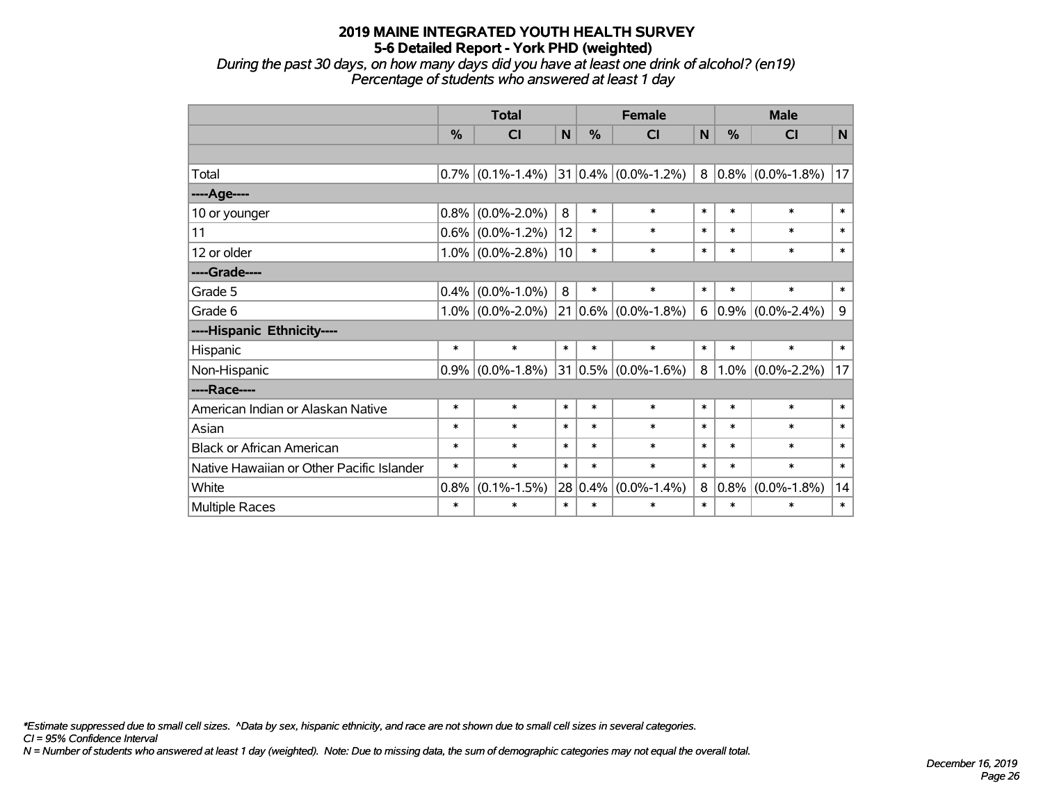# 2019 MAINE INTEGRATED YOUTH HEALTH SURVEY
## 5-6 Detailed Report - York PHD (weighted)

*During the past 30 days, on how many days did you have at least one drink of alcohol? (en19)*
*Percentage of students who answered at least 1 day*

| | Total | | | Female | | | Male | | |
|---|---|---|---|---|---|---|---|---|---|
| | % | CI | N | % | CI | N | % | CI | N |
| | | | | | | | | | |
| Total | 0.7% | (0.1%-1.4%) | 31 | 0.4% | (0.0%-1.2%) | 8 | 0.8% | (0.0%-1.8%) | 17 |
| ----Age---- | | | | | | | | | |
| 10 or younger | 0.8% | (0.0%-2.0%) | 8 | * | * | * | * | * | * |
| 11 | 0.6% | (0.0%-1.2%) | 12 | * | * | * | * | * | * |
| 12 or older | 1.0% | (0.0%-2.8%) | 10 | * | * | * | * | * | * |
| ----Grade---- | | | | | | | | | |
| Grade 5 | 0.4% | (0.0%-1.0%) | 8 | * | * | * | * | * | * |
| Grade 6 | 1.0% | (0.0%-2.0%) | 21 | 0.6% | (0.0%-1.8%) | 6 | 0.9% | (0.0%-2.4%) | 9 |
| ----Hispanic Ethnicity---- | | | | | | | | | |
| Hispanic | * | * | * | * | * | * | * | * | * |
| Non-Hispanic | 0.9% | (0.0%-1.8%) | 31 | 0.5% | (0.0%-1.6%) | 8 | 1.0% | (0.0%-2.2%) | 17 |
| ----Race---- | | | | | | | | | |
| American Indian or Alaskan Native | * | * | * | * | * | * | * | * | * |
| Asian | * | * | * | * | * | * | * | * | * |
| Black or African American | * | * | * | * | * | * | * | * | * |
| Native Hawaiian or Other Pacific Islander | * | * | * | * | * | * | * | * | * |
| White | 0.8% | (0.1%-1.5%) | 28 | 0.4% | (0.0%-1.4%) | 8 | 0.8% | (0.0%-1.8%) | 14 |
| Multiple Races | * | * | * | * | * | * | * | * | * |

*\*Estimate suppressed due to small cell sizes. ^Data by sex, hispanic ethnicity, and race are not shown due to small cell sizes in several categories.*
*CI = 95% Confidence Interval*
*N = Number of students who answered at least 1 day (weighted). Note: Due to missing data, the sum of demographic categories may not equal the overall total.*

*December 16, 2019*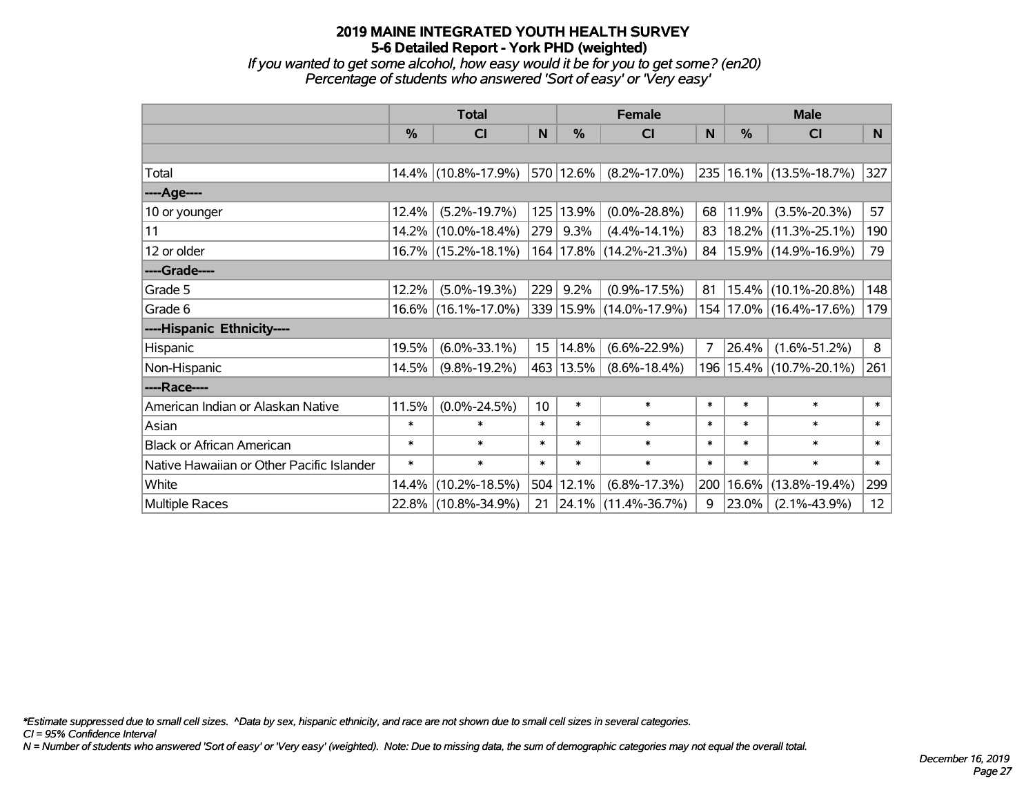# 2019 MAINE INTEGRATED YOUTH HEALTH SURVEY

## 5-6 Detailed Report - York PHD (weighted)

*If you wanted to get some alcohol, how easy would it be for you to get some? (en20)*
*Percentage of students who answered 'Sort of easy' or 'Very easy'*

| | Total | | | Female | | | Male | | |
|---|---|---|---|---|---|---|---|---|---|
| | % | CI | N | % | CI | N | % | CI | N |
| Total | 14.4% | (10.8%-17.9%) | 570 | 12.6% | (8.2%-17.0%) | 235 | 16.1% | (13.5%-18.7%) | 327 |
| ----Age---- | | | | | | | | | |
| 10 or younger | 12.4% | (5.2%-19.7%) | 125 | 13.9% | (0.0%-28.8%) | 68 | 11.9% | (3.5%-20.3%) | 57 |
| 11 | 14.2% | (10.0%-18.4%) | 279 | 9.3% | (4.4%-14.1%) | 83 | 18.2% | (11.3%-25.1%) | 190 |
| 12 or older | 16.7% | (15.2%-18.1%) | 164 | 17.8% | (14.2%-21.3%) | 84 | 15.9% | (14.9%-16.9%) | 79 |
| ----Grade---- | | | | | | | | | |
| Grade 5 | 12.2% | (5.0%-19.3%) | 229 | 9.2% | (0.9%-17.5%) | 81 | 15.4% | (10.1%-20.8%) | 148 |
| Grade 6 | 16.6% | (16.1%-17.0%) | 339 | 15.9% | (14.0%-17.9%) | 154 | 17.0% | (16.4%-17.6%) | 179 |
| ----Hispanic Ethnicity---- | | | | | | | | | |
| Hispanic | 19.5% | (6.0%-33.1%) | 15 | 14.8% | (6.6%-22.9%) | 7 | 26.4% | (1.6%-51.2%) | 8 |
| Non-Hispanic | 14.5% | (9.8%-19.2%) | 463 | 13.5% | (8.6%-18.4%) | 196 | 15.4% | (10.7%-20.1%) | 261 |
| ----Race---- | | | | | | | | | |
| American Indian or Alaskan Native | 11.5% | (0.0%-24.5%) | 10 | * | * | * | * | * | * |
| Asian | * | * | * | * | * | * | * | * | * |
| Black or African American | * | * | * | * | * | * | * | * | * |
| Native Hawaiian or Other Pacific Islander | * | * | * | * | * | * | * | * | * |
| White | 14.4% | (10.2%-18.5%) | 504 | 12.1% | (6.8%-17.3%) | 200 | 16.6% | (13.8%-19.4%) | 299 |
| Multiple Races | 22.8% | (10.8%-34.9%) | 21 | 24.1% | (11.4%-36.7%) | 9 | 23.0% | (2.1%-43.9%) | 12 |

*\*Estimate suppressed due to small cell sizes. ^Data by sex, hispanic ethnicity, and race are not shown due to small cell sizes in several categories.*
*CI = 95% Confidence Interval*
*N = Number of students who answered 'Sort of easy' or 'Very easy' (weighted). Note: Due to missing data, the sum of demographic categories may not equal the overall total.*

*December 16, 2019*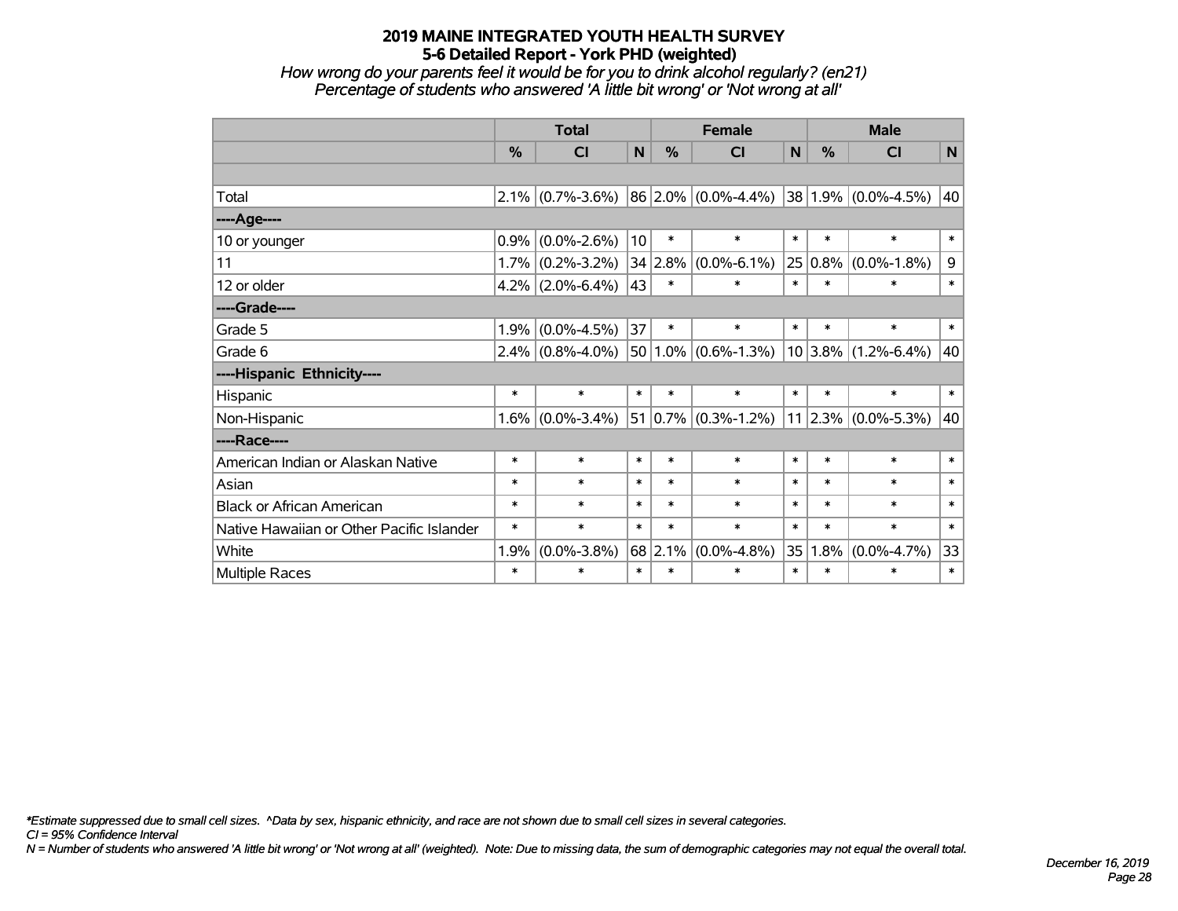# 2019 MAINE INTEGRATED YOUTH HEALTH SURVEY
## 5-6 Detailed Report - York PHD (weighted)
### *How wrong do your parents feel it would be for you to drink alcohol regularly? (en21)*
### *Percentage of students who answered 'A little bit wrong' or 'Not wrong at all'*

| | Total | | | Female | | | Male | | |
|---|---|---|---|---|---|---|---|---|---|
| | % | CI | N | % | CI | N | % | CI | N |
| | | | | | | | | | |
| Total | 2.1% | (0.7%-3.6%) | 86 | 2.0% | (0.0%-4.4%) | 38 | 1.9% | (0.0%-4.5%) | 40 |
| ----Age---- | | | | | | | | | |
| 10 or younger | 0.9% | (0.0%-2.6%) | 10 | * | * | * | * | * | * |
| 11 | 1.7% | (0.2%-3.2%) | 34 | 2.8% | (0.0%-6.1%) | 25 | 0.8% | (0.0%-1.8%) | 9 |
| 12 or older | 4.2% | (2.0%-6.4%) | 43 | * | * | * | * | * | * |
| ----Grade---- | | | | | | | | | |
| Grade 5 | 1.9% | (0.0%-4.5%) | 37 | * | * | * | * | * | * |
| Grade 6 | 2.4% | (0.8%-4.0%) | 50 | 1.0% | (0.6%-1.3%) | 10 | 3.8% | (1.2%-6.4%) | 40 |
| ----Hispanic Ethnicity---- | | | | | | | | | |
| Hispanic | * | * | * | * | * | * | * | * | * |
| Non-Hispanic | 1.6% | (0.0%-3.4%) | 51 | 0.7% | (0.3%-1.2%) | 11 | 2.3% | (0.0%-5.3%) | 40 |
| ----Race---- | | | | | | | | | |
| American Indian or Alaskan Native | * | * | * | * | * | * | * | * | * |
| Asian | * | * | * | * | * | * | * | * | * |
| Black or African American | * | * | * | * | * | * | * | * | * |
| Native Hawaiian or Other Pacific Islander | * | * | * | * | * | * | * | * | * |
| White | 1.9% | (0.0%-3.8%) | 68 | 2.1% | (0.0%-4.8%) | 35 | 1.8% | (0.0%-4.7%) | 33 |
| Multiple Races | * | * | * | * | * | * | * | * | * |

*\*Estimate suppressed due to small cell sizes. ^Data by sex, hispanic ethnicity, and race are not shown due to small cell sizes in several categories.*

*CI = 95% Confidence Interval*

*N = Number of students who answered 'A little bit wrong' or 'Not wrong at all' (weighted). Note: Due to missing data, the sum of demographic categories may not equal the overall total.*

*December 16, 2019*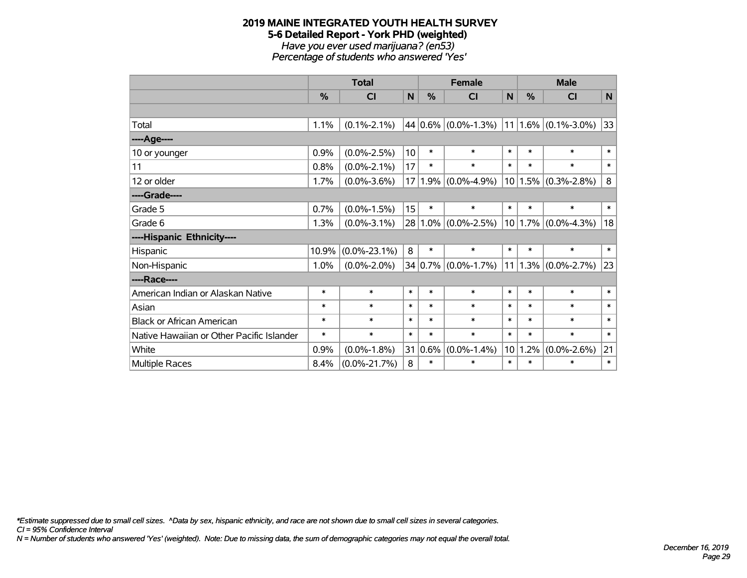# 2019 MAINE INTEGRATED YOUTH HEALTH SURVEY
## 5-6 Detailed Report - York PHD (weighted)
*Have you ever used marijuana? (en53)*
*Percentage of students who answered 'Yes'*

| | Total | | | Female | | | Male | | |
|---|---|---|---|---|---|---|---|---|---|
| | % | CI | N | % | CI | N | % | CI | N |
| | | | | | | | | | |
| Total | 1.1% | (0.1%-2.1%) | 44 | 0.6% | (0.0%-1.3%) | 11 | 1.6% | (0.1%-3.0%) | 33 |
| ----Age---- | | | | | | | | | |
| 10 or younger | 0.9% | (0.0%-2.5%) | 10 | * | * | * | * | * | * |
| 11 | 0.8% | (0.0%-2.1%) | 17 | * | * | * | * | * | * |
| 12 or older | 1.7% | (0.0%-3.6%) | 17 | 1.9% | (0.0%-4.9%) | 10 | 1.5% | (0.3%-2.8%) | 8 |
| ----Grade---- | | | | | | | | | |
| Grade 5 | 0.7% | (0.0%-1.5%) | 15 | * | * | * | * | * | * |
| Grade 6 | 1.3% | (0.0%-3.1%) | 28 | 1.0% | (0.0%-2.5%) | 10 | 1.7% | (0.0%-4.3%) | 18 |
| ----Hispanic Ethnicity---- | | | | | | | | | |
| Hispanic | 10.9% | (0.0%-23.1%) | 8 | * | * | * | * | * | * |
| Non-Hispanic | 1.0% | (0.0%-2.0%) | 34 | 0.7% | (0.0%-1.7%) | 11 | 1.3% | (0.0%-2.7%) | 23 |
| ----Race---- | | | | | | | | | |
| American Indian or Alaskan Native | * | * | * | * | * | * | * | * | * |
| Asian | * | * | * | * | * | * | * | * | * |
| Black or African American | * | * | * | * | * | * | * | * | * |
| Native Hawaiian or Other Pacific Islander | * | * | * | * | * | * | * | * | * |
| White | 0.9% | (0.0%-1.8%) | 31 | 0.6% | (0.0%-1.4%) | 10 | 1.2% | (0.0%-2.6%) | 21 |
| Multiple Races | 8.4% | (0.0%-21.7%) | 8 | * | * | * | * | * | * |

*\*Estimate suppressed due to small cell sizes. ^Data by sex, hispanic ethnicity, and race are not shown due to small cell sizes in several categories.*
*CI = 95% Confidence Interval*
*N = Number of students who answered 'Yes' (weighted). Note: Due to missing data, the sum of demographic categories may not equal the overall total.*

*December 16, 2019*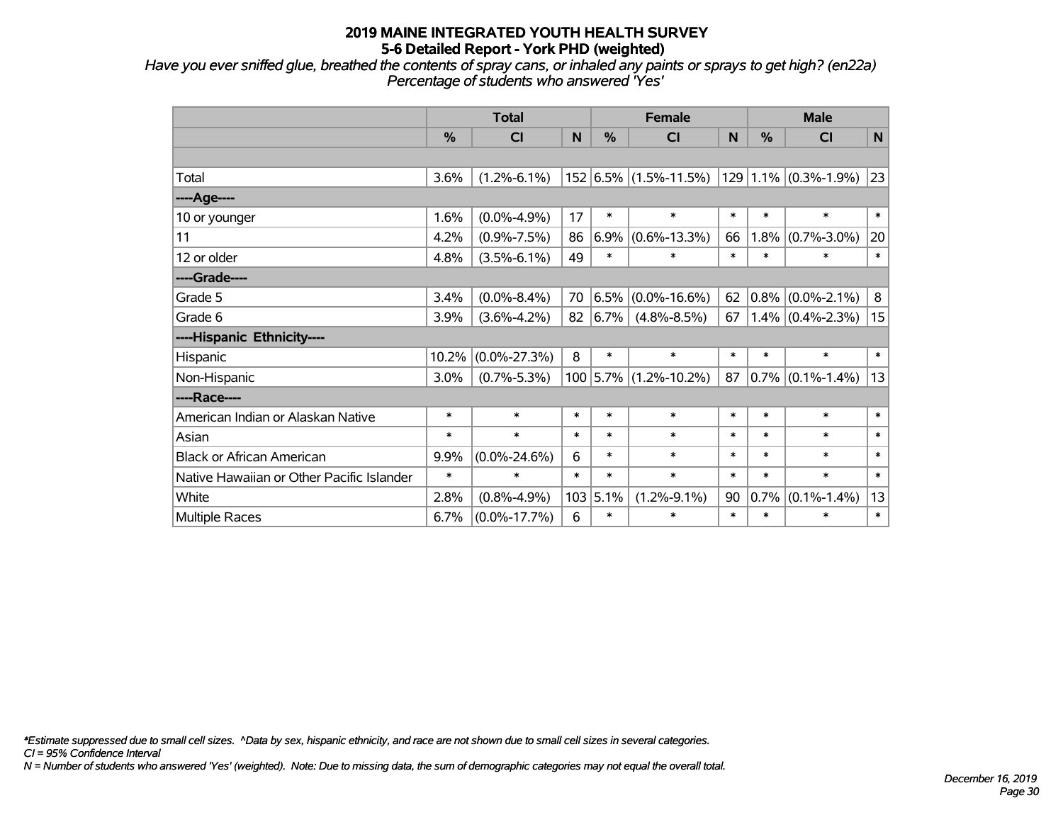# 2019 MAINE INTEGRATED YOUTH HEALTH SURVEY
## 5-6 Detailed Report - York PHD (weighted)

*Have you ever sniffed glue, breathed the contents of spray cans, or inhaled any paints or sprays to get high? (en22a)*
*Percentage of students who answered 'Yes'*

| | Total | | | Female | | | Male | | |
|---|---|---|---|---|---|---|---|---|---|
| | % | CI | N | % | CI | N | % | CI | N |
| | | | | | | | | | |
| Total | 3.6% | (1.2%-6.1%) | 152 | 6.5% | (1.5%-11.5%) | 129 | 1.1% | (0.3%-1.9%) | 23 |
| ----Age---- | | | | | | | | | |
| 10 or younger | 1.6% | (0.0%-4.9%) | 17 | * | * | * | * | * | * |
| 11 | 4.2% | (0.9%-7.5%) | 86 | 6.9% | (0.6%-13.3%) | 66 | 1.8% | (0.7%-3.0%) | 20 |
| 12 or older | 4.8% | (3.5%-6.1%) | 49 | * | * | * | * | * | * |
| ----Grade---- | | | | | | | | | |
| Grade 5 | 3.4% | (0.0%-8.4%) | 70 | 6.5% | (0.0%-16.6%) | 62 | 0.8% | (0.0%-2.1%) | 8 |
| Grade 6 | 3.9% | (3.6%-4.2%) | 82 | 6.7% | (4.8%-8.5%) | 67 | 1.4% | (0.4%-2.3%) | 15 |
| ----Hispanic Ethnicity---- | | | | | | | | | |
| Hispanic | 10.2% | (0.0%-27.3%) | 8 | * | * | * | * | * | * |
| Non-Hispanic | 3.0% | (0.7%-5.3%) | 100 | 5.7% | (1.2%-10.2%) | 87 | 0.7% | (0.1%-1.4%) | 13 |
| ----Race---- | | | | | | | | | |
| American Indian or Alaskan Native | * | * | * | * | * | * | * | * | * |
| Asian | * | * | * | * | * | * | * | * | * |
| Black or African American | 9.9% | (0.0%-24.6%) | 6 | * | * | * | * | * | * |
| Native Hawaiian or Other Pacific Islander | * | * | * | * | * | * | * | * | * |
| White | 2.8% | (0.8%-4.9%) | 103 | 5.1% | (1.2%-9.1%) | 90 | 0.7% | (0.1%-1.4%) | 13 |
| Multiple Races | 6.7% | (0.0%-17.7%) | 6 | * | * | * | * | * | * |

*\*Estimate suppressed due to small cell sizes. ^Data by sex, hispanic ethnicity, and race are not shown due to small cell sizes in several categories.*
*CI = 95% Confidence Interval*
*N = Number of students who answered 'Yes' (weighted). Note: Due to missing data, the sum of demographic categories may not equal the overall total.*

*December 16, 2019*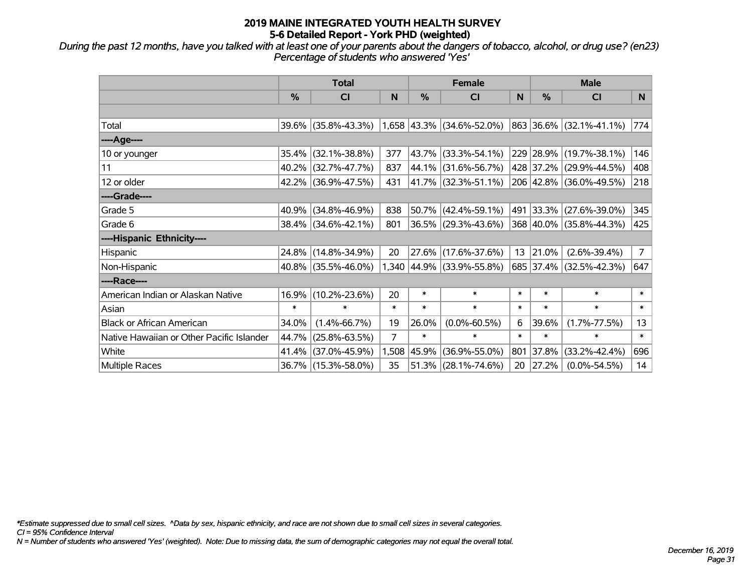# 2019 MAINE INTEGRATED YOUTH HEALTH SURVEY
## 5-6 Detailed Report - York PHD (weighted)

*During the past 12 months, have you talked with at least one of your parents about the dangers of tobacco, alcohol, or drug use? (en23)*
*Percentage of students who answered 'Yes'*

| | Total | | | Female | | | Male | | |
|---|---|---|---|---|---|---|---|---|---|
| | % | CI | N | % | CI | N | % | CI | N |
| Total | 39.6% | (35.8%-43.3%) | 1,658 | 43.3% | (34.6%-52.0%) | 863 | 36.6% | (32.1%-41.1%) | 774 |
| ----Age---- | | | | | | | | | |
| 10 or younger | 35.4% | (32.1%-38.8%) | 377 | 43.7% | (33.3%-54.1%) | 229 | 28.9% | (19.7%-38.1%) | 146 |
| 11 | 40.2% | (32.7%-47.7%) | 837 | 44.1% | (31.6%-56.7%) | 428 | 37.2% | (29.9%-44.5%) | 408 |
| 12 or older | 42.2% | (36.9%-47.5%) | 431 | 41.7% | (32.3%-51.1%) | 206 | 42.8% | (36.0%-49.5%) | 218 |
| ----Grade---- | | | | | | | | | |
| Grade 5 | 40.9% | (34.8%-46.9%) | 838 | 50.7% | (42.4%-59.1%) | 491 | 33.3% | (27.6%-39.0%) | 345 |
| Grade 6 | 38.4% | (34.6%-42.1%) | 801 | 36.5% | (29.3%-43.6%) | 368 | 40.0% | (35.8%-44.3%) | 425 |
| ----Hispanic Ethnicity---- | | | | | | | | | |
| Hispanic | 24.8% | (14.8%-34.9%) | 20 | 27.6% | (17.6%-37.6%) | 13 | 21.0% | (2.6%-39.4%) | 7 |
| Non-Hispanic | 40.8% | (35.5%-46.0%) | 1,340 | 44.9% | (33.9%-55.8%) | 685 | 37.4% | (32.5%-42.3%) | 647 |
| ----Race---- | | | | | | | | | |
| American Indian or Alaskan Native | 16.9% | (10.2%-23.6%) | 20 | * | * | * | * | * | * |
| Asian | * | * | * | * | * | * | * | * | * |
| Black or African American | 34.0% | (1.4%-66.7%) | 19 | 26.0% | (0.0%-60.5%) | 6 | 39.6% | (1.7%-77.5%) | 13 |
| Native Hawaiian or Other Pacific Islander | 44.7% | (25.8%-63.5%) | 7 | * | * | * | * | * | * |
| White | 41.4% | (37.0%-45.9%) | 1,508 | 45.9% | (36.9%-55.0%) | 801 | 37.8% | (33.2%-42.4%) | 696 |
| Multiple Races | 36.7% | (15.3%-58.0%) | 35 | 51.3% | (28.1%-74.6%) | 20 | 27.2% | (0.0%-54.5%) | 14 |

*\*Estimate suppressed due to small cell sizes. ^Data by sex, hispanic ethnicity, and race are not shown due to small cell sizes in several categories.*
*CI = 95% Confidence Interval*
*N = Number of students who answered 'Yes' (weighted). Note: Due to missing data, the sum of demographic categories may not equal the overall total.*

*December 16, 2019*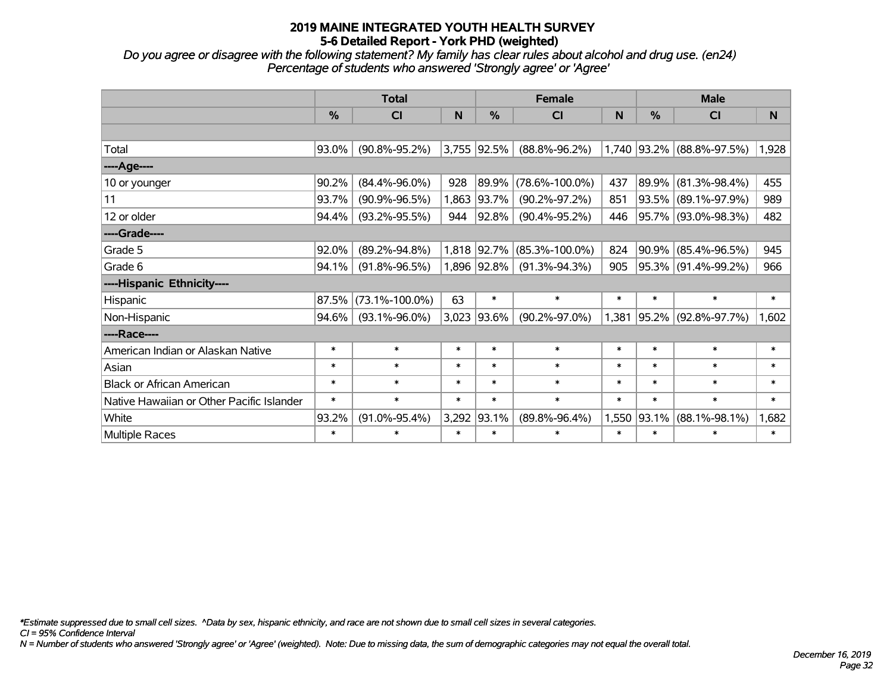# 2019 MAINE INTEGRATED YOUTH HEALTH SURVEY
## 5-6 Detailed Report - York PHD (weighted)

*Do you agree or disagree with the following statement? My family has clear rules about alcohol and drug use. (en24)*
*Percentage of students who answered 'Strongly agree' or 'Agree'*

| | Total | | | Female | | | Male | | |
|---|---|---|---|---|---|---|---|---|---|
| | % | CI | N | % | CI | N | % | CI | N |
| | | | | | | | | | |
| Total | 93.0% | (90.8%-95.2%) | 3,755 | 92.5% | (88.8%-96.2%) | 1,740 | 93.2% | (88.8%-97.5%) | 1,928 |
| ----Age---- | | | | | | | | | |
| 10 or younger | 90.2% | (84.4%-96.0%) | 928 | 89.9% | (78.6%-100.0%) | 437 | 89.9% | (81.3%-98.4%) | 455 |
| 11 | 93.7% | (90.9%-96.5%) | 1,863 | 93.7% | (90.2%-97.2%) | 851 | 93.5% | (89.1%-97.9%) | 989 |
| 12 or older | 94.4% | (93.2%-95.5%) | 944 | 92.8% | (90.4%-95.2%) | 446 | 95.7% | (93.0%-98.3%) | 482 |
| ----Grade---- | | | | | | | | | |
| Grade 5 | 92.0% | (89.2%-94.8%) | 1,818 | 92.7% | (85.3%-100.0%) | 824 | 90.9% | (85.4%-96.5%) | 945 |
| Grade 6 | 94.1% | (91.8%-96.5%) | 1,896 | 92.8% | (91.3%-94.3%) | 905 | 95.3% | (91.4%-99.2%) | 966 |
| ----Hispanic Ethnicity---- | | | | | | | | | |
| Hispanic | 87.5% | (73.1%-100.0%) | 63 | * | * | * | * | * | * |
| Non-Hispanic | 94.6% | (93.1%-96.0%) | 3,023 | 93.6% | (90.2%-97.0%) | 1,381 | 95.2% | (92.8%-97.7%) | 1,602 |
| ----Race---- | | | | | | | | | |
| American Indian or Alaskan Native | * | * | * | * | * | * | * | * | * |
| Asian | * | * | * | * | * | * | * | * | * |
| Black or African American | * | * | * | * | * | * | * | * | * |
| Native Hawaiian or Other Pacific Islander | * | * | * | * | * | * | * | * | * |
| White | 93.2% | (91.0%-95.4%) | 3,292 | 93.1% | (89.8%-96.4%) | 1,550 | 93.1% | (88.1%-98.1%) | 1,682 |
| Multiple Races | * | * | * | * | * | * | * | * | * |

*\*Estimate suppressed due to small cell sizes. ^Data by sex, hispanic ethnicity, and race are not shown due to small cell sizes in several categories.*
*CI = 95% Confidence Interval*
*N = Number of students who answered 'Strongly agree' or 'Agree' (weighted). Note: Due to missing data, the sum of demographic categories may not equal the overall total.*

*December 16, 2019*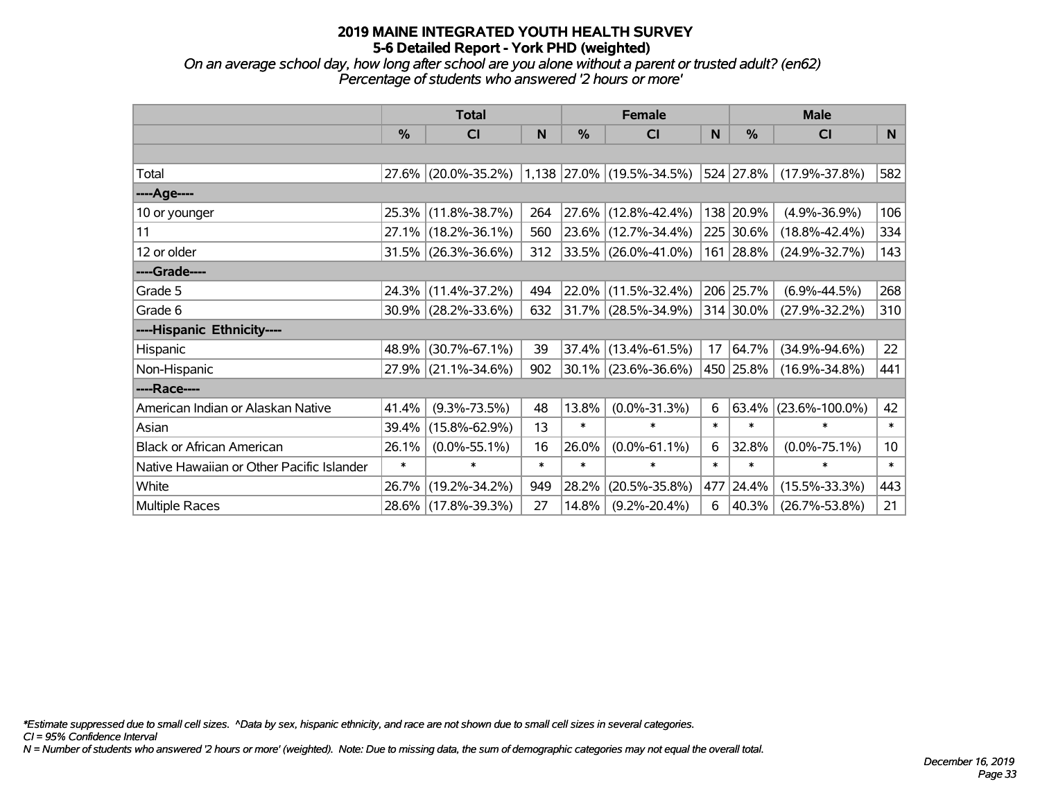# 2019 MAINE INTEGRATED YOUTH HEALTH SURVEY

## 5-6 Detailed Report - York PHD (weighted)

*On an average school day, how long after school are you alone without a parent or trusted adult? (en62)*

*Percentage of students who answered '2 hours or more'*

| | Total | | | Female | | | Male | | |
|---|---|---|---|---|---|---|---|---|---|
| | % | CI | N | % | CI | N | % | CI | N |
| | | | | | | | | | |
| Total | 27.6% | (20.0%-35.2%) | 1,138 | 27.0% | (19.5%-34.5%) | 524 | 27.8% | (17.9%-37.8%) | 582 |
| ----Age---- | | | | | | | | | |
| 10 or younger | 25.3% | (11.8%-38.7%) | 264 | 27.6% | (12.8%-42.4%) | 138 | 20.9% | (4.9%-36.9%) | 106 |
| 11 | 27.1% | (18.2%-36.1%) | 560 | 23.6% | (12.7%-34.4%) | 225 | 30.6% | (18.8%-42.4%) | 334 |
| 12 or older | 31.5% | (26.3%-36.6%) | 312 | 33.5% | (26.0%-41.0%) | 161 | 28.8% | (24.9%-32.7%) | 143 |
| ----Grade---- | | | | | | | | | |
| Grade 5 | 24.3% | (11.4%-37.2%) | 494 | 22.0% | (11.5%-32.4%) | 206 | 25.7% | (6.9%-44.5%) | 268 |
| Grade 6 | 30.9% | (28.2%-33.6%) | 632 | 31.7% | (28.5%-34.9%) | 314 | 30.0% | (27.9%-32.2%) | 310 |
| ----Hispanic Ethnicity---- | | | | | | | | | |
| Hispanic | 48.9% | (30.7%-67.1%) | 39 | 37.4% | (13.4%-61.5%) | 17 | 64.7% | (34.9%-94.6%) | 22 |
| Non-Hispanic | 27.9% | (21.1%-34.6%) | 902 | 30.1% | (23.6%-36.6%) | 450 | 25.8% | (16.9%-34.8%) | 441 |
| ----Race---- | | | | | | | | | |
| American Indian or Alaskan Native | 41.4% | (9.3%-73.5%) | 48 | 13.8% | (0.0%-31.3%) | 6 | 63.4% | (23.6%-100.0%) | 42 |
| Asian | 39.4% | (15.8%-62.9%) | 13 | * | * | * | * | * | * |
| Black or African American | 26.1% | (0.0%-55.1%) | 16 | 26.0% | (0.0%-61.1%) | 6 | 32.8% | (0.0%-75.1%) | 10 |
| Native Hawaiian or Other Pacific Islander | * | * | * | * | * | * | * | * | * |
| White | 26.7% | (19.2%-34.2%) | 949 | 28.2% | (20.5%-35.8%) | 477 | 24.4% | (15.5%-33.3%) | 443 |
| Multiple Races | 28.6% | (17.8%-39.3%) | 27 | 14.8% | (9.2%-20.4%) | 6 | 40.3% | (26.7%-53.8%) | 21 |

*\*Estimate suppressed due to small cell sizes. ^Data by sex, hispanic ethnicity, and race are not shown due to small cell sizes in several categories.*

*CI = 95% Confidence Interval*

*N = Number of students who answered '2 hours or more' (weighted). Note: Due to missing data, the sum of demographic categories may not equal the overall total.*

*December 16, 2019*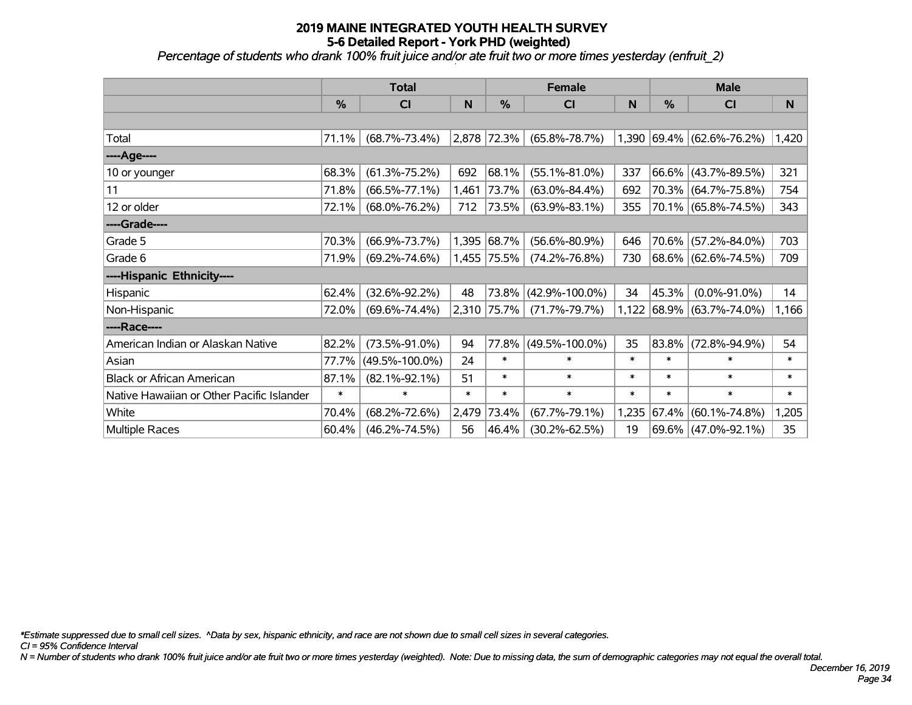# 2019 MAINE INTEGRATED YOUTH HEALTH SURVEY
## 5-6 Detailed Report - York PHD (weighted)
*Percentage of students who drank 100% fruit juice and/or ate fruit two or more times yesterday (enfruit_2)*

| | Total | | | Female | | | Male | | |
|---|---|---|---|---|---|---|---|---|---|
| | % | CI | N | % | CI | N | % | CI | N |
| Total | 71.1% | (68.7%-73.4%) | 2,878 | 72.3% | (65.8%-78.7%) | 1,390 | 69.4% | (62.6%-76.2%) | 1,420 |
| ----Age---- | | | | | | | | | |
| 10 or younger | 68.3% | (61.3%-75.2%) | 692 | 68.1% | (55.1%-81.0%) | 337 | 66.6% | (43.7%-89.5%) | 321 |
| 11 | 71.8% | (66.5%-77.1%) | 1,461 | 73.7% | (63.0%-84.4%) | 692 | 70.3% | (64.7%-75.8%) | 754 |
| 12 or older | 72.1% | (68.0%-76.2%) | 712 | 73.5% | (63.9%-83.1%) | 355 | 70.1% | (65.8%-74.5%) | 343 |
| ----Grade---- | | | | | | | | | |
| Grade 5 | 70.3% | (66.9%-73.7%) | 1,395 | 68.7% | (56.6%-80.9%) | 646 | 70.6% | (57.2%-84.0%) | 703 |
| Grade 6 | 71.9% | (69.2%-74.6%) | 1,455 | 75.5% | (74.2%-76.8%) | 730 | 68.6% | (62.6%-74.5%) | 709 |
| ----Hispanic Ethnicity---- | | | | | | | | | |
| Hispanic | 62.4% | (32.6%-92.2%) | 48 | 73.8% | (42.9%-100.0%) | 34 | 45.3% | (0.0%-91.0%) | 14 |
| Non-Hispanic | 72.0% | (69.6%-74.4%) | 2,310 | 75.7% | (71.7%-79.7%) | 1,122 | 68.9% | (63.7%-74.0%) | 1,166 |
| ----Race---- | | | | | | | | | |
| American Indian or Alaskan Native | 82.2% | (73.5%-91.0%) | 94 | 77.8% | (49.5%-100.0%) | 35 | 83.8% | (72.8%-94.9%) | 54 |
| Asian | 77.7% | (49.5%-100.0%) | 24 | * | * | * | * | * | * |
| Black or African American | 87.1% | (82.1%-92.1%) | 51 | * | * | * | * | * | * |
| Native Hawaiian or Other Pacific Islander | * | * | * | * | * | * | * | * | * |
| White | 70.4% | (68.2%-72.6%) | 2,479 | 73.4% | (67.7%-79.1%) | 1,235 | 67.4% | (60.1%-74.8%) | 1,205 |
| Multiple Races | 60.4% | (46.2%-74.5%) | 56 | 46.4% | (30.2%-62.5%) | 19 | 69.6% | (47.0%-92.1%) | 35 |

*Estimate suppressed due to small cell sizes. ^Data by sex, hispanic ethnicity, and race are not shown due to small cell sizes in several categories.

CI = 95% Confidence Interval

N = Number of students who drank 100% fruit juice and/or ate fruit two or more times yesterday (weighted). Note: Due to missing data, the sum of demographic categories may not equal the overall total.

December 16, 2019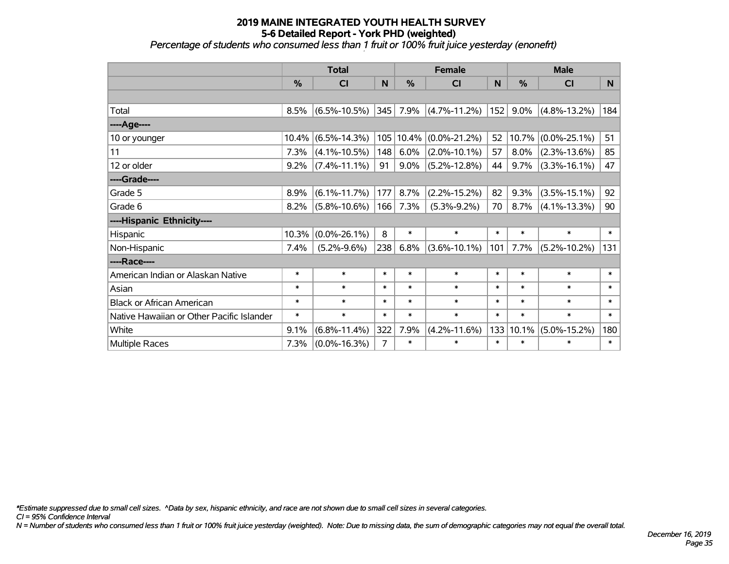# 2019 MAINE INTEGRATED YOUTH HEALTH SURVEY

## 5-6 Detailed Report - York PHD (weighted)

*Percentage of students who consumed less than 1 fruit or 100% fruit juice yesterday (enonefrt)*

| | Total | | | Female | | | Male | | |
|---|---|---|---|---|---|---|---|---|---|
| | % | CI | N | % | CI | N | % | CI | N |
| | | | | | | | | | |
| Total | 8.5% | (6.5%-10.5%) | 345 | 7.9% | (4.7%-11.2%) | 152 | 9.0% | (4.8%-13.2%) | 184 |
| ----Age---- | | | | | | | | | |
| 10 or younger | 10.4% | (6.5%-14.3%) | 105 | 10.4% | (0.0%-21.2%) | 52 | 10.7% | (0.0%-25.1%) | 51 |
| 11 | 7.3% | (4.1%-10.5%) | 148 | 6.0% | (2.0%-10.1%) | 57 | 8.0% | (2.3%-13.6%) | 85 |
| 12 or older | 9.2% | (7.4%-11.1%) | 91 | 9.0% | (5.2%-12.8%) | 44 | 9.7% | (3.3%-16.1%) | 47 |
| ----Grade---- | | | | | | | | | |
| Grade 5 | 8.9% | (6.1%-11.7%) | 177 | 8.7% | (2.2%-15.2%) | 82 | 9.3% | (3.5%-15.1%) | 92 |
| Grade 6 | 8.2% | (5.8%-10.6%) | 166 | 7.3% | (5.3%-9.2%) | 70 | 8.7% | (4.1%-13.3%) | 90 |
| ----Hispanic Ethnicity---- | | | | | | | | | |
| Hispanic | 10.3% | (0.0%-26.1%) | 8 | * | * | * | * | * | * |
| Non-Hispanic | 7.4% | (5.2%-9.6%) | 238 | 6.8% | (3.6%-10.1%) | 101 | 7.7% | (5.2%-10.2%) | 131 |
| ----Race---- | | | | | | | | | |
| American Indian or Alaskan Native | * | * | * | * | * | * | * | * | * |
| Asian | * | * | * | * | * | * | * | * | * |
| Black or African American | * | * | * | * | * | * | * | * | * |
| Native Hawaiian or Other Pacific Islander | * | * | * | * | * | * | * | * | * |
| White | 9.1% | (6.8%-11.4%) | 322 | 7.9% | (4.2%-11.6%) | 133 | 10.1% | (5.0%-15.2%) | 180 |
| Multiple Races | 7.3% | (0.0%-16.3%) | 7 | * | * | * | * | * | * |

*\*Estimate suppressed due to small cell sizes. ^Data by sex, hispanic ethnicity, and race are not shown due to small cell sizes in several categories.*

*CI = 95% Confidence Interval*

*N = Number of students who consumed less than 1 fruit or 100% fruit juice yesterday (weighted). Note: Due to missing data, the sum of demographic categories may not equal the overall total.*

*December 16, 2019*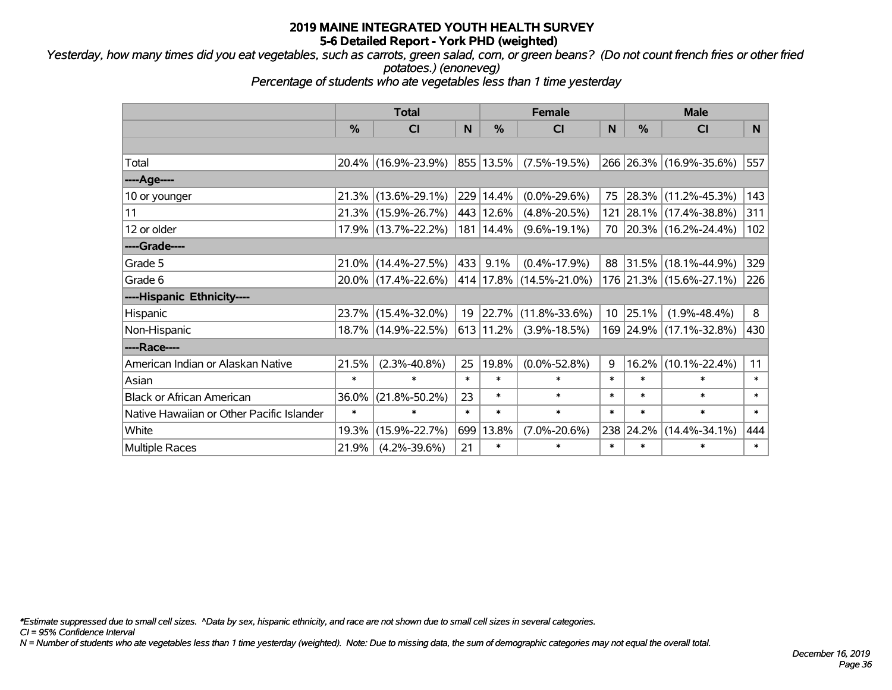# 2019 MAINE INTEGRATED YOUTH HEALTH SURVEY
## 5-6 Detailed Report - York PHD (weighted)

*Yesterday, how many times did you eat vegetables, such as carrots, green salad, corn, or green beans? (Do not count french fries or other fried potatoes.) (enoneveg)*

*Percentage of students who ate vegetables less than 1 time yesterday*

| | Total | | | Female | | | Male | | |
|---|---|---|---|---|---|---|---|---|---|
| | % | CI | N | % | CI | N | % | CI | N |
| | | | | | | | | | |
| Total | 20.4% | (16.9%-23.9%) | 855 | 13.5% | (7.5%-19.5%) | 266 | 26.3% | (16.9%-35.6%) | 557 |
| ----Age---- | | | | | | | | | |
| 10 or younger | 21.3% | (13.6%-29.1%) | 229 | 14.4% | (0.0%-29.6%) | 75 | 28.3% | (11.2%-45.3%) | 143 |
| 11 | 21.3% | (15.9%-26.7%) | 443 | 12.6% | (4.8%-20.5%) | 121 | 28.1% | (17.4%-38.8%) | 311 |
| 12 or older | 17.9% | (13.7%-22.2%) | 181 | 14.4% | (9.6%-19.1%) | 70 | 20.3% | (16.2%-24.4%) | 102 |
| ----Grade---- | | | | | | | | | |
| Grade 5 | 21.0% | (14.4%-27.5%) | 433 | 9.1% | (0.4%-17.9%) | 88 | 31.5% | (18.1%-44.9%) | 329 |
| Grade 6 | 20.0% | (17.4%-22.6%) | 414 | 17.8% | (14.5%-21.0%) | 176 | 21.3% | (15.6%-27.1%) | 226 |
| ----Hispanic Ethnicity---- | | | | | | | | | |
| Hispanic | 23.7% | (15.4%-32.0%) | 19 | 22.7% | (11.8%-33.6%) | 10 | 25.1% | (1.9%-48.4%) | 8 |
| Non-Hispanic | 18.7% | (14.9%-22.5%) | 613 | 11.2% | (3.9%-18.5%) | 169 | 24.9% | (17.1%-32.8%) | 430 |
| ----Race---- | | | | | | | | | |
| American Indian or Alaskan Native | 21.5% | (2.3%-40.8%) | 25 | 19.8% | (0.0%-52.8%) | 9 | 16.2% | (10.1%-22.4%) | 11 |
| Asian | * | * | * | * | * | * | * | * | * |
| Black or African American | 36.0% | (21.8%-50.2%) | 23 | * | * | * | * | * | * |
| Native Hawaiian or Other Pacific Islander | * | * | * | * | * | * | * | * | * |
| White | 19.3% | (15.9%-22.7%) | 699 | 13.8% | (7.0%-20.6%) | 238 | 24.2% | (14.4%-34.1%) | 444 |
| Multiple Races | 21.9% | (4.2%-39.6%) | 21 | * | * | * | * | * | * |

*\*Estimate suppressed due to small cell sizes. ^Data by sex, hispanic ethnicity, and race are not shown due to small cell sizes in several categories.*

*CI = 95% Confidence Interval*

*N = Number of students who ate vegetables less than 1 time yesterday (weighted). Note: Due to missing data, the sum of demographic categories may not equal the overall total.*

*December 16, 2019*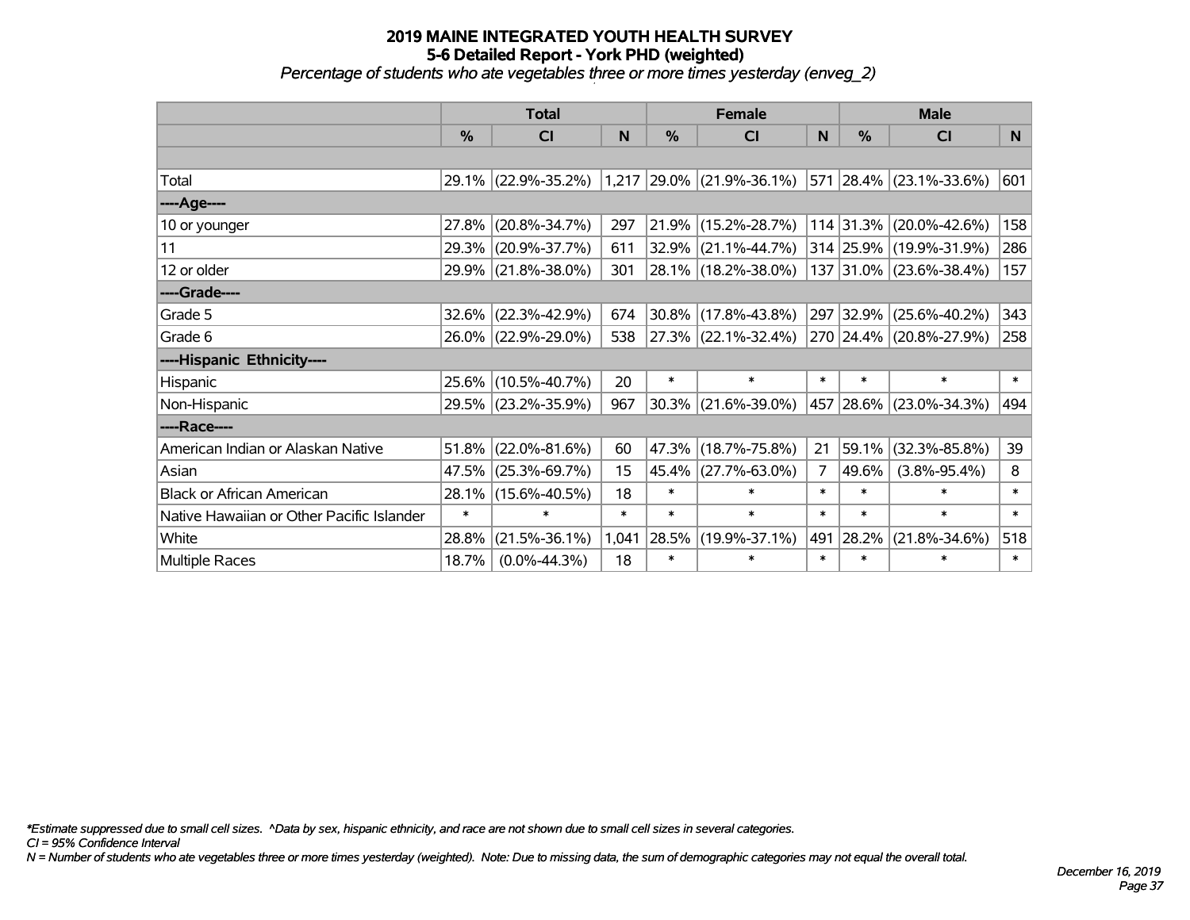# 2019 MAINE INTEGRATED YOUTH HEALTH SURVEY
## 5-6 Detailed Report - York PHD (weighted)
*Percentage of students who ate vegetables three or more times yesterday (enveg_2)*

| | Total | | | Female | | | Male | | |
|---|---|---|---|---|---|---|---|---|---|
| | % | CI | N | % | CI | N | % | CI | N |
| Total | 29.1% | (22.9%-35.2%) | 1,217 | 29.0% | (21.9%-36.1%) | 571 | 28.4% | (23.1%-33.6%) | 601 |
| ----Age---- | | | | | | | | | |
| 10 or younger | 27.8% | (20.8%-34.7%) | 297 | 21.9% | (15.2%-28.7%) | 114 | 31.3% | (20.0%-42.6%) | 158 |
| 11 | 29.3% | (20.9%-37.7%) | 611 | 32.9% | (21.1%-44.7%) | 314 | 25.9% | (19.9%-31.9%) | 286 |
| 12 or older | 29.9% | (21.8%-38.0%) | 301 | 28.1% | (18.2%-38.0%) | 137 | 31.0% | (23.6%-38.4%) | 157 |
| ----Grade---- | | | | | | | | | |
| Grade 5 | 32.6% | (22.3%-42.9%) | 674 | 30.8% | (17.8%-43.8%) | 297 | 32.9% | (25.6%-40.2%) | 343 |
| Grade 6 | 26.0% | (22.9%-29.0%) | 538 | 27.3% | (22.1%-32.4%) | 270 | 24.4% | (20.8%-27.9%) | 258 |
| ----Hispanic Ethnicity---- | | | | | | | | | |
| Hispanic | 25.6% | (10.5%-40.7%) | 20 | * | * | * | * | * | * |
| Non-Hispanic | 29.5% | (23.2%-35.9%) | 967 | 30.3% | (21.6%-39.0%) | 457 | 28.6% | (23.0%-34.3%) | 494 |
| ----Race---- | | | | | | | | | |
| American Indian or Alaskan Native | 51.8% | (22.0%-81.6%) | 60 | 47.3% | (18.7%-75.8%) | 21 | 59.1% | (32.3%-85.8%) | 39 |
| Asian | 47.5% | (25.3%-69.7%) | 15 | 45.4% | (27.7%-63.0%) | 7 | 49.6% | (3.8%-95.4%) | 8 |
| Black or African American | 28.1% | (15.6%-40.5%) | 18 | * | * | * | * | * | * |
| Native Hawaiian or Other Pacific Islander | * | * | * | * | * | * | * | * | * |
| White | 28.8% | (21.5%-36.1%) | 1,041 | 28.5% | (19.9%-37.1%) | 491 | 28.2% | (21.8%-34.6%) | 518 |
| Multiple Races | 18.7% | (0.0%-44.3%) | 18 | * | * | * | * | * | * |

*\*Estimate suppressed due to small cell sizes. ^Data by sex, hispanic ethnicity, and race are not shown due to small cell sizes in several categories.*

*CI = 95% Confidence Interval*

*N = Number of students who ate vegetables three or more times yesterday (weighted). Note: Due to missing data, the sum of demographic categories may not equal the overall total.*

*December 16, 2019*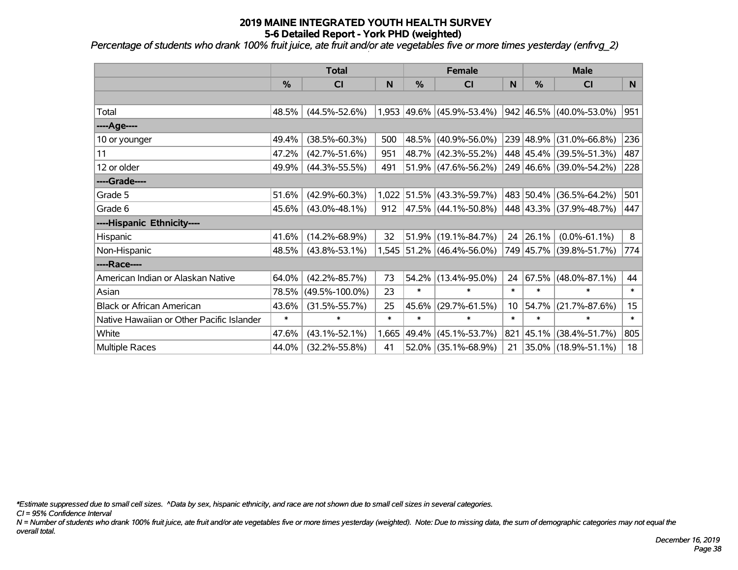# 2019 MAINE INTEGRATED YOUTH HEALTH SURVEY
## 5-6 Detailed Report - York PHD (weighted)

*Percentage of students who drank 100% fruit juice, ate fruit and/or ate vegetables five or more times yesterday (enfrvg_2)*

| | Total | | | Female | | | Male | | |
|---|---|---|---|---|---|---|---|---|---|
| | % | CI | N | % | CI | N | % | CI | N |
| | | | | | | | | | |
| Total | 48.5% | (44.5%-52.6%) | 1,953 | 49.6% | (45.9%-53.4%) | 942 | 46.5% | (40.0%-53.0%) | 951 |
| ----Age---- | | | | | | | | | |
| 10 or younger | 49.4% | (38.5%-60.3%) | 500 | 48.5% | (40.9%-56.0%) | 239 | 48.9% | (31.0%-66.8%) | 236 |
| 11 | 47.2% | (42.7%-51.6%) | 951 | 48.7% | (42.3%-55.2%) | 448 | 45.4% | (39.5%-51.3%) | 487 |
| 12 or older | 49.9% | (44.3%-55.5%) | 491 | 51.9% | (47.6%-56.2%) | 249 | 46.6% | (39.0%-54.2%) | 228 |
| ----Grade---- | | | | | | | | | |
| Grade 5 | 51.6% | (42.9%-60.3%) | 1,022 | 51.5% | (43.3%-59.7%) | 483 | 50.4% | (36.5%-64.2%) | 501 |
| Grade 6 | 45.6% | (43.0%-48.1%) | 912 | 47.5% | (44.1%-50.8%) | 448 | 43.3% | (37.9%-48.7%) | 447 |
| ----Hispanic Ethnicity---- | | | | | | | | | |
| Hispanic | 41.6% | (14.2%-68.9%) | 32 | 51.9% | (19.1%-84.7%) | 24 | 26.1% | (0.0%-61.1%) | 8 |
| Non-Hispanic | 48.5% | (43.8%-53.1%) | 1,545 | 51.2% | (46.4%-56.0%) | 749 | 45.7% | (39.8%-51.7%) | 774 |
| ----Race---- | | | | | | | | | |
| American Indian or Alaskan Native | 64.0% | (42.2%-85.7%) | 73 | 54.2% | (13.4%-95.0%) | 24 | 67.5% | (48.0%-87.1%) | 44 |
| Asian | 78.5% | (49.5%-100.0%) | 23 | * | * | * | * | * | * |
| Black or African American | 43.6% | (31.5%-55.7%) | 25 | 45.6% | (29.7%-61.5%) | 10 | 54.7% | (21.7%-87.6%) | 15 |
| Native Hawaiian or Other Pacific Islander | * | * | * | * | * | * | * | * | * |
| White | 47.6% | (43.1%-52.1%) | 1,665 | 49.4% | (45.1%-53.7%) | 821 | 45.1% | (38.4%-51.7%) | 805 |
| Multiple Races | 44.0% | (32.2%-55.8%) | 41 | 52.0% | (35.1%-68.9%) | 21 | 35.0% | (18.9%-51.1%) | 18 |

*\*Estimate suppressed due to small cell sizes. ^Data by sex, hispanic ethnicity, and race are not shown due to small cell sizes in several categories.*

*CI = 95% Confidence Interval*

*N = Number of students who drank 100% fruit juice, ate fruit and/or ate vegetables five or more times yesterday (weighted). Note: Due to missing data, the sum of demographic categories may not equal the overall total.*

*December 16, 2019*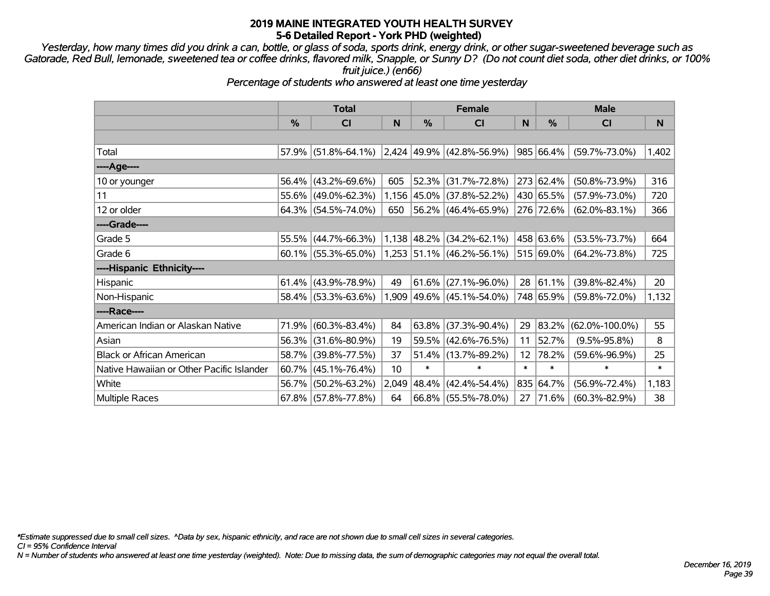# 2019 MAINE INTEGRATED YOUTH HEALTH SURVEY
## 5-6 Detailed Report - York PHD (weighted)

*Yesterday, how many times did you drink a can, bottle, or glass of soda, sports drink, energy drink, or other sugar-sweetened beverage such as Gatorade, Red Bull, lemonade, sweetened tea or coffee drinks, flavored milk, Snapple, or Sunny D? (Do not count diet soda, other diet drinks, or 100% fruit juice.) (en66)*

*Percentage of students who answered at least one time yesterday*

| | Total | | | Female | | | Male | | |
|---|---|---|---|---|---|---|---|---|---|
| | % | CI | N | % | CI | N | % | CI | N |
| Total | 57.9% | (51.8%-64.1%) | 2,424 | 49.9% | (42.8%-56.9%) | 985 | 66.4% | (59.7%-73.0%) | 1,402 |
| ----Age---- | | | | | | | | | |
| 10 or younger | 56.4% | (43.2%-69.6%) | 605 | 52.3% | (31.7%-72.8%) | 273 | 62.4% | (50.8%-73.9%) | 316 |
| 11 | 55.6% | (49.0%-62.3%) | 1,156 | 45.0% | (37.8%-52.2%) | 430 | 65.5% | (57.9%-73.0%) | 720 |
| 12 or older | 64.3% | (54.5%-74.0%) | 650 | 56.2% | (46.4%-65.9%) | 276 | 72.6% | (62.0%-83.1%) | 366 |
| ----Grade---- | | | | | | | | | |
| Grade 5 | 55.5% | (44.7%-66.3%) | 1,138 | 48.2% | (34.2%-62.1%) | 458 | 63.6% | (53.5%-73.7%) | 664 |
| Grade 6 | 60.1% | (55.3%-65.0%) | 1,253 | 51.1% | (46.2%-56.1%) | 515 | 69.0% | (64.2%-73.8%) | 725 |
| ----Hispanic Ethnicity---- | | | | | | | | | |
| Hispanic | 61.4% | (43.9%-78.9%) | 49 | 61.6% | (27.1%-96.0%) | 28 | 61.1% | (39.8%-82.4%) | 20 |
| Non-Hispanic | 58.4% | (53.3%-63.6%) | 1,909 | 49.6% | (45.1%-54.0%) | 748 | 65.9% | (59.8%-72.0%) | 1,132 |
| ----Race---- | | | | | | | | | |
| American Indian or Alaskan Native | 71.9% | (60.3%-83.4%) | 84 | 63.8% | (37.3%-90.4%) | 29 | 83.2% | (62.0%-100.0%) | 55 |
| Asian | 56.3% | (31.6%-80.9%) | 19 | 59.5% | (42.6%-76.5%) | 11 | 52.7% | (9.5%-95.8%) | 8 |
| Black or African American | 58.7% | (39.8%-77.5%) | 37 | 51.4% | (13.7%-89.2%) | 12 | 78.2% | (59.6%-96.9%) | 25 |
| Native Hawaiian or Other Pacific Islander | 60.7% | (45.1%-76.4%) | 10 | * | * | * | * | * | * |
| White | 56.7% | (50.2%-63.2%) | 2,049 | 48.4% | (42.4%-54.4%) | 835 | 64.7% | (56.9%-72.4%) | 1,183 |
| Multiple Races | 67.8% | (57.8%-77.8%) | 64 | 66.8% | (55.5%-78.0%) | 27 | 71.6% | (60.3%-82.9%) | 38 |

*\*Estimate suppressed due to small cell sizes. ^Data by sex, hispanic ethnicity, and race are not shown due to small cell sizes in several categories.*
*CI = 95% Confidence Interval*
*N = Number of students who answered at least one time yesterday (weighted). Note: Due to missing data, the sum of demographic categories may not equal the overall total.*

*December 16, 2019*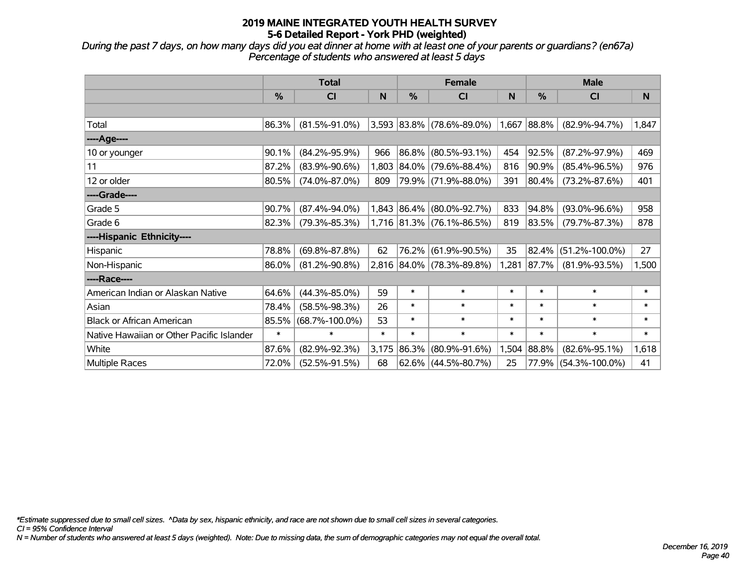# 2019 MAINE INTEGRATED YOUTH HEALTH SURVEY
## 5-6 Detailed Report - York PHD (weighted)

*During the past 7 days, on how many days did you eat dinner at home with at least one of your parents or guardians? (en67a)*
*Percentage of students who answered at least 5 days*

| | Total | | | Female | | | Male | | |
|---|---|---|---|---|---|---|---|---|---|
| | % | CI | N | % | CI | N | % | CI | N |
| Total | 86.3% | (81.5%-91.0%) | 3,593 | 83.8% | (78.6%-89.0%) | 1,667 | 88.8% | (82.9%-94.7%) | 1,847 |
| ----Age---- | | | | | | | | | |
| 10 or younger | 90.1% | (84.2%-95.9%) | 966 | 86.8% | (80.5%-93.1%) | 454 | 92.5% | (87.2%-97.9%) | 469 |
| 11 | 87.2% | (83.9%-90.6%) | 1,803 | 84.0% | (79.6%-88.4%) | 816 | 90.9% | (85.4%-96.5%) | 976 |
| 12 or older | 80.5% | (74.0%-87.0%) | 809 | 79.9% | (71.9%-88.0%) | 391 | 80.4% | (73.2%-87.6%) | 401 |
| ----Grade---- | | | | | | | | | |
| Grade 5 | 90.7% | (87.4%-94.0%) | 1,843 | 86.4% | (80.0%-92.7%) | 833 | 94.8% | (93.0%-96.6%) | 958 |
| Grade 6 | 82.3% | (79.3%-85.3%) | 1,716 | 81.3% | (76.1%-86.5%) | 819 | 83.5% | (79.7%-87.3%) | 878 |
| ----Hispanic Ethnicity---- | | | | | | | | | |
| Hispanic | 78.8% | (69.8%-87.8%) | 62 | 76.2% | (61.9%-90.5%) | 35 | 82.4% | (51.2%-100.0%) | 27 |
| Non-Hispanic | 86.0% | (81.2%-90.8%) | 2,816 | 84.0% | (78.3%-89.8%) | 1,281 | 87.7% | (81.9%-93.5%) | 1,500 |
| ----Race---- | | | | | | | | | |
| American Indian or Alaskan Native | 64.6% | (44.3%-85.0%) | 59 | * | * | * | * | * | * |
| Asian | 78.4% | (58.5%-98.3%) | 26 | * | * | * | * | * | * |
| Black or African American | 85.5% | (68.7%-100.0%) | 53 | * | * | * | * | * | * |
| Native Hawaiian or Other Pacific Islander | * | * | * | * | * | * | * | * | * |
| White | 87.6% | (82.9%-92.3%) | 3,175 | 86.3% | (80.9%-91.6%) | 1,504 | 88.8% | (82.6%-95.1%) | 1,618 |
| Multiple Races | 72.0% | (52.5%-91.5%) | 68 | 62.6% | (44.5%-80.7%) | 25 | 77.9% | (54.3%-100.0%) | 41 |

*\*Estimate suppressed due to small cell sizes. ^Data by sex, hispanic ethnicity, and race are not shown due to small cell sizes in several categories.*
*CI = 95% Confidence Interval*
*N = Number of students who answered at least 5 days (weighted). Note: Due to missing data, the sum of demographic categories may not equal the overall total.*

*December 16, 2019*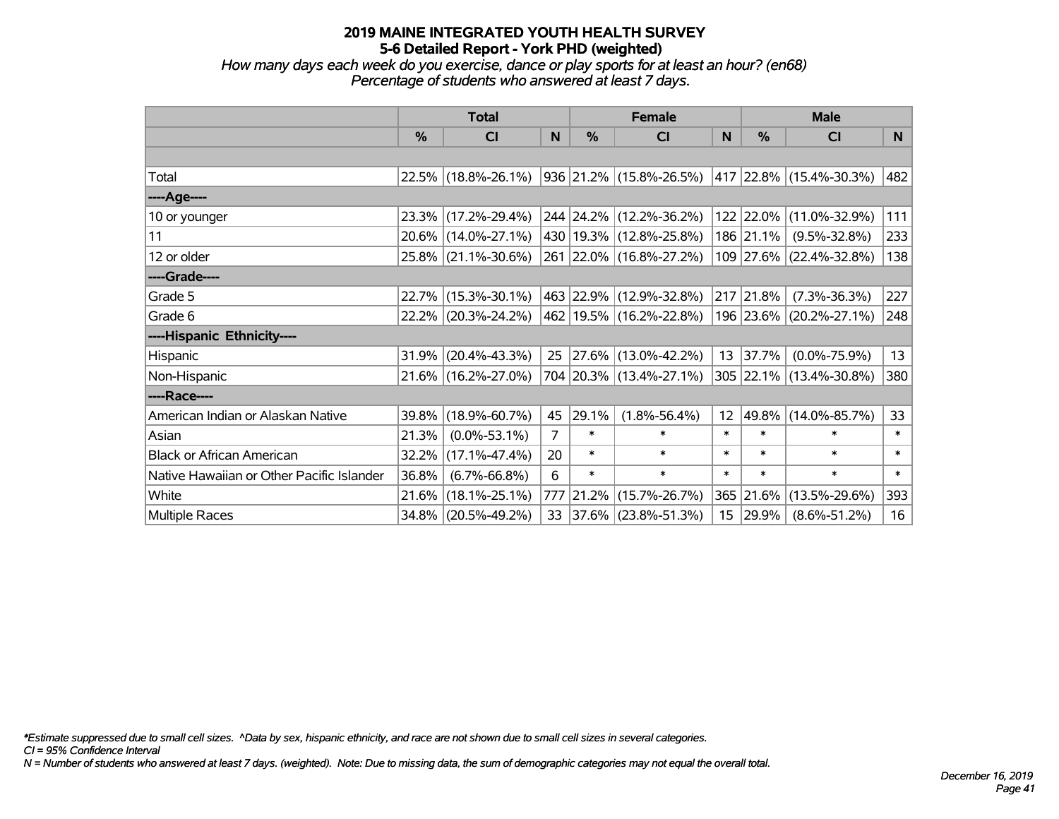# 2019 MAINE INTEGRATED YOUTH HEALTH SURVEY
## 5-6 Detailed Report - York PHD (weighted)

*How many days each week do you exercise, dance or play sports for at least an hour? (en68)*
*Percentage of students who answered at least 7 days.*

| | Total | | | Female | | | Male | | |
|---|---|---|---|---|---|---|---|---|---|
| | % | CI | N | % | CI | N | % | CI | N |
| Total | 22.5% | (18.8%-26.1%) | 936 | 21.2% | (15.8%-26.5%) | 417 | 22.8% | (15.4%-30.3%) | 482 |
| ----Age---- | | | | | | | | | |
| 10 or younger | 23.3% | (17.2%-29.4%) | 244 | 24.2% | (12.2%-36.2%) | 122 | 22.0% | (11.0%-32.9%) | 111 |
| 11 | 20.6% | (14.0%-27.1%) | 430 | 19.3% | (12.8%-25.8%) | 186 | 21.1% | (9.5%-32.8%) | 233 |
| 12 or older | 25.8% | (21.1%-30.6%) | 261 | 22.0% | (16.8%-27.2%) | 109 | 27.6% | (22.4%-32.8%) | 138 |
| ----Grade---- | | | | | | | | | |
| Grade 5 | 22.7% | (15.3%-30.1%) | 463 | 22.9% | (12.9%-32.8%) | 217 | 21.8% | (7.3%-36.3%) | 227 |
| Grade 6 | 22.2% | (20.3%-24.2%) | 462 | 19.5% | (16.2%-22.8%) | 196 | 23.6% | (20.2%-27.1%) | 248 |
| ----Hispanic Ethnicity---- | | | | | | | | | |
| Hispanic | 31.9% | (20.4%-43.3%) | 25 | 27.6% | (13.0%-42.2%) | 13 | 37.7% | (0.0%-75.9%) | 13 |
| Non-Hispanic | 21.6% | (16.2%-27.0%) | 704 | 20.3% | (13.4%-27.1%) | 305 | 22.1% | (13.4%-30.8%) | 380 |
| ----Race---- | | | | | | | | | |
| American Indian or Alaskan Native | 39.8% | (18.9%-60.7%) | 45 | 29.1% | (1.8%-56.4%) | 12 | 49.8% | (14.0%-85.7%) | 33 |
| Asian | 21.3% | (0.0%-53.1%) | 7 | * | * | * | * | * | * |
| Black or African American | 32.2% | (17.1%-47.4%) | 20 | * | * | * | * | * | * |
| Native Hawaiian or Other Pacific Islander | 36.8% | (6.7%-66.8%) | 6 | * | * | * | * | * | * |
| White | 21.6% | (18.1%-25.1%) | 777 | 21.2% | (15.7%-26.7%) | 365 | 21.6% | (13.5%-29.6%) | 393 |
| Multiple Races | 34.8% | (20.5%-49.2%) | 33 | 37.6% | (23.8%-51.3%) | 15 | 29.9% | (8.6%-51.2%) | 16 |

*Estimate suppressed due to small cell sizes. ^Data by sex, hispanic ethnicity, and race are not shown due to small cell sizes in several categories.
CI = 95% Confidence Interval
N = Number of students who answered at least 7 days. (weighted). Note: Due to missing data, the sum of demographic categories may not equal the overall total.

December 16, 2019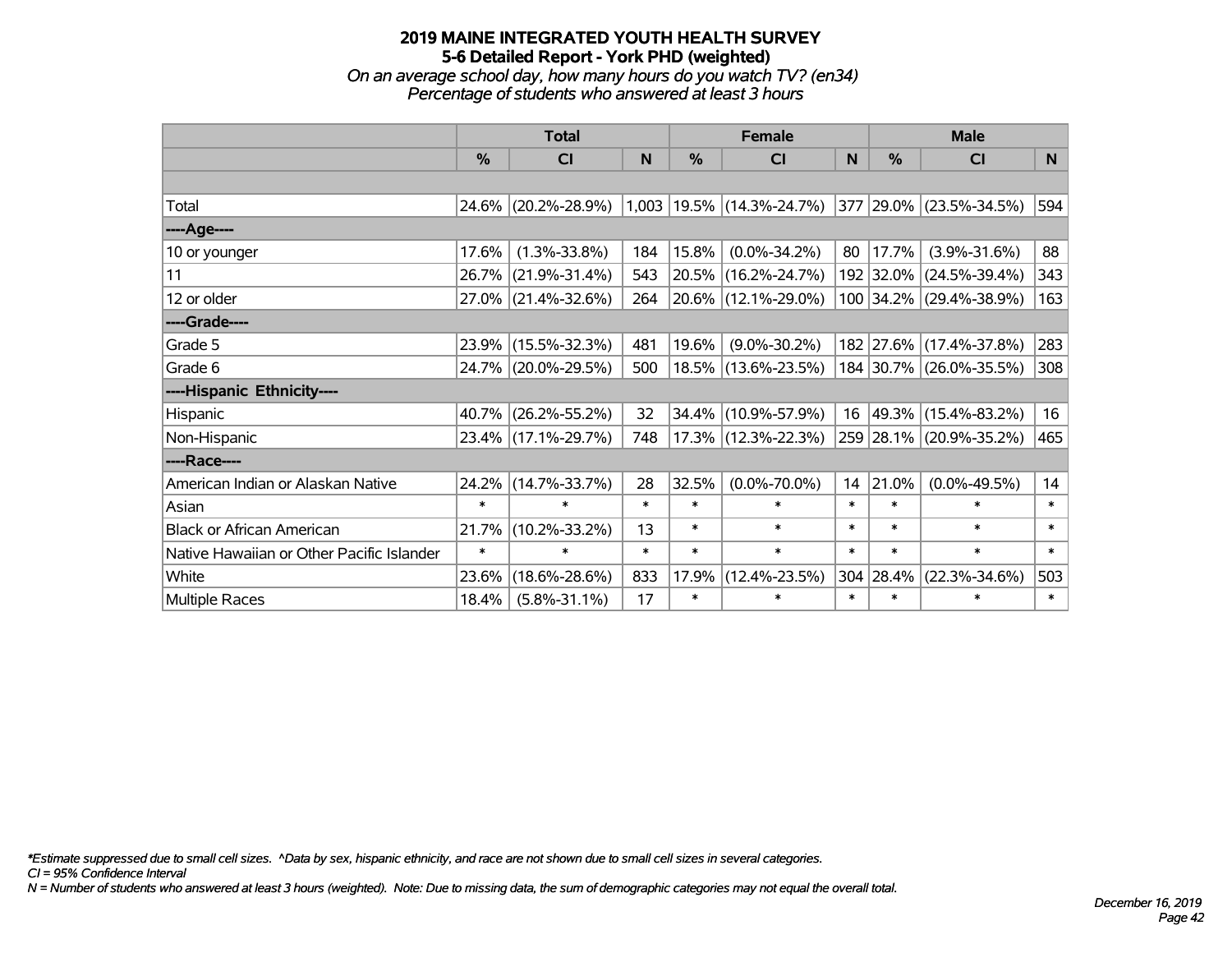# 2019 MAINE INTEGRATED YOUTH HEALTH SURVEY
## 5-6 Detailed Report - York PHD (weighted)
### *On an average school day, how many hours do you watch TV? (en34)*
### *Percentage of students who answered at least 3 hours*

| | Total | | | Female | | | Male | | |
|---|---|---|---|---|---|---|---|---|---|
| | % | CI | N | % | CI | N | % | CI | N |
| | | | | | | | | | |
| Total | 24.6% | (20.2%-28.9%) | 1,003 | 19.5% | (14.3%-24.7%) | 377 | 29.0% | (23.5%-34.5%) | 594 |
| ----Age---- | | | | | | | | | |
| 10 or younger | 17.6% | (1.3%-33.8%) | 184 | 15.8% | (0.0%-34.2%) | 80 | 17.7% | (3.9%-31.6%) | 88 |
| 11 | 26.7% | (21.9%-31.4%) | 543 | 20.5% | (16.2%-24.7%) | 192 | 32.0% | (24.5%-39.4%) | 343 |
| 12 or older | 27.0% | (21.4%-32.6%) | 264 | 20.6% | (12.1%-29.0%) | 100 | 34.2% | (29.4%-38.9%) | 163 |
| ----Grade---- | | | | | | | | | |
| Grade 5 | 23.9% | (15.5%-32.3%) | 481 | 19.6% | (9.0%-30.2%) | 182 | 27.6% | (17.4%-37.8%) | 283 |
| Grade 6 | 24.7% | (20.0%-29.5%) | 500 | 18.5% | (13.6%-23.5%) | 184 | 30.7% | (26.0%-35.5%) | 308 |
| ----Hispanic Ethnicity---- | | | | | | | | | |
| Hispanic | 40.7% | (26.2%-55.2%) | 32 | 34.4% | (10.9%-57.9%) | 16 | 49.3% | (15.4%-83.2%) | 16 |
| Non-Hispanic | 23.4% | (17.1%-29.7%) | 748 | 17.3% | (12.3%-22.3%) | 259 | 28.1% | (20.9%-35.2%) | 465 |
| ----Race---- | | | | | | | | | |
| American Indian or Alaskan Native | 24.2% | (14.7%-33.7%) | 28 | 32.5% | (0.0%-70.0%) | 14 | 21.0% | (0.0%-49.5%) | 14 |
| Asian | * | * | * | * | * | * | * | * | * |
| Black or African American | 21.7% | (10.2%-33.2%) | 13 | * | * | * | * | * | * |
| Native Hawaiian or Other Pacific Islander | * | * | * | * | * | * | * | * | * |
| White | 23.6% | (18.6%-28.6%) | 833 | 17.9% | (12.4%-23.5%) | 304 | 28.4% | (22.3%-34.6%) | 503 |
| Multiple Races | 18.4% | (5.8%-31.1%) | 17 | * | * | * | * | * | * |

*\*Estimate suppressed due to small cell sizes. ^Data by sex, hispanic ethnicity, and race are not shown due to small cell sizes in several categories.*
*CI = 95% Confidence Interval*
*N = Number of students who answered at least 3 hours (weighted). Note: Due to missing data, the sum of demographic categories may not equal the overall total.*

*December 16, 2019*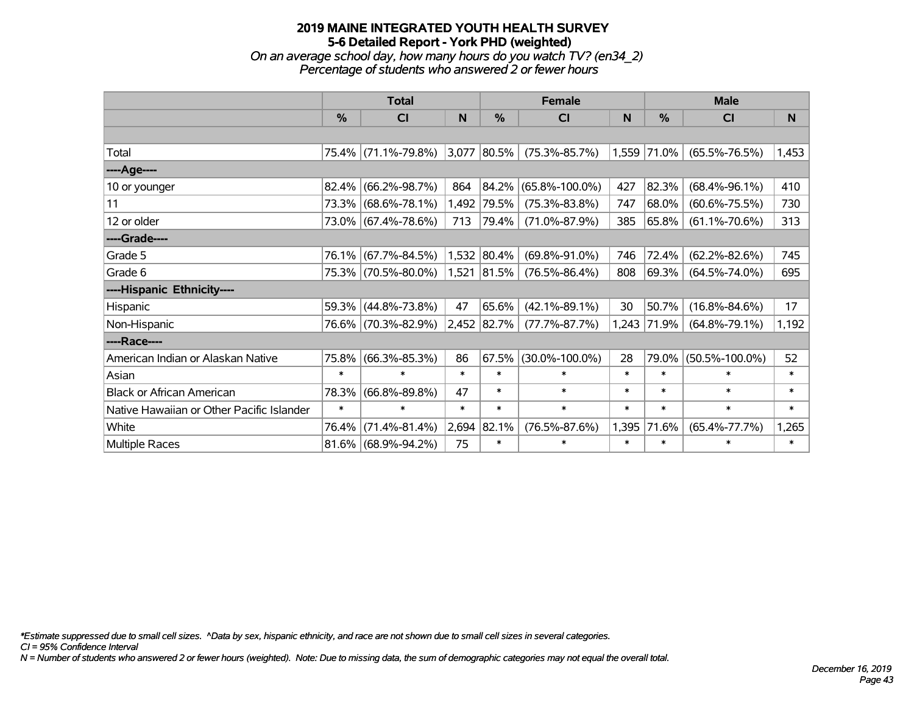# 2019 MAINE INTEGRATED YOUTH HEALTH SURVEY
## 5-6 Detailed Report - York PHD (weighted)
### *On an average school day, how many hours do you watch TV? (en34_2)*
### *Percentage of students who answered 2 or fewer hours*

| | Total | | | Female | | | Male | | |
|---|---|---|---|---|---|---|---|---|---|
| | % | CI | N | % | CI | N | % | CI | N |
| | | | | | | | | | |
| Total | 75.4% | (71.1%-79.8%) | 3,077 | 80.5% | (75.3%-85.7%) | 1,559 | 71.0% | (65.5%-76.5%) | 1,453 |
| ----Age---- | | | | | | | | | |
| 10 or younger | 82.4% | (66.2%-98.7%) | 864 | 84.2% | (65.8%-100.0%) | 427 | 82.3% | (68.4%-96.1%) | 410 |
| 11 | 73.3% | (68.6%-78.1%) | 1,492 | 79.5% | (75.3%-83.8%) | 747 | 68.0% | (60.6%-75.5%) | 730 |
| 12 or older | 73.0% | (67.4%-78.6%) | 713 | 79.4% | (71.0%-87.9%) | 385 | 65.8% | (61.1%-70.6%) | 313 |
| ----Grade---- | | | | | | | | | |
| Grade 5 | 76.1% | (67.7%-84.5%) | 1,532 | 80.4% | (69.8%-91.0%) | 746 | 72.4% | (62.2%-82.6%) | 745 |
| Grade 6 | 75.3% | (70.5%-80.0%) | 1,521 | 81.5% | (76.5%-86.4%) | 808 | 69.3% | (64.5%-74.0%) | 695 |
| ----Hispanic Ethnicity---- | | | | | | | | | |
| Hispanic | 59.3% | (44.8%-73.8%) | 47 | 65.6% | (42.1%-89.1%) | 30 | 50.7% | (16.8%-84.6%) | 17 |
| Non-Hispanic | 76.6% | (70.3%-82.9%) | 2,452 | 82.7% | (77.7%-87.7%) | 1,243 | 71.9% | (64.8%-79.1%) | 1,192 |
| ----Race---- | | | | | | | | | |
| American Indian or Alaskan Native | 75.8% | (66.3%-85.3%) | 86 | 67.5% | (30.0%-100.0%) | 28 | 79.0% | (50.5%-100.0%) | 52 |
| Asian | * | * | * | * | * | * | * | * | * |
| Black or African American | 78.3% | (66.8%-89.8%) | 47 | * | * | * | * | * | * |
| Native Hawaiian or Other Pacific Islander | * | * | * | * | * | * | * | * | * |
| White | 76.4% | (71.4%-81.4%) | 2,694 | 82.1% | (76.5%-87.6%) | 1,395 | 71.6% | (65.4%-77.7%) | 1,265 |
| Multiple Races | 81.6% | (68.9%-94.2%) | 75 | * | * | * | * | * | * |

*\*Estimate suppressed due to small cell sizes. ^Data by sex, hispanic ethnicity, and race are not shown due to small cell sizes in several categories.*
*CI = 95% Confidence Interval*
*N = Number of students who answered 2 or fewer hours (weighted). Note: Due to missing data, the sum of demographic categories may not equal the overall total.*

*December 16, 2019*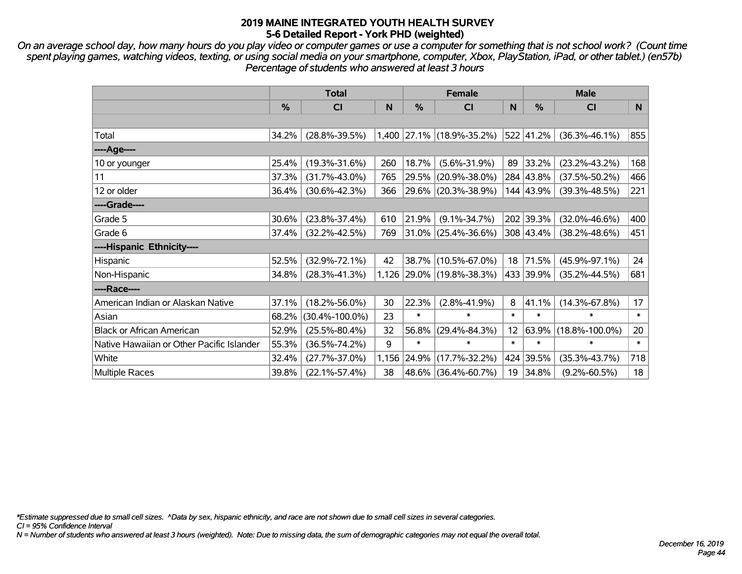# 2019 MAINE INTEGRATED YOUTH HEALTH SURVEY
## 5-6 Detailed Report - York PHD (weighted)

*On an average school day, how many hours do you play video or computer games or use a computer for something that is not school work? (Count time spent playing games, watching videos, texting, or using social media on your smartphone, computer, Xbox, PlayStation, iPad, or other tablet.) (en57b) Percentage of students who answered at least 3 hours*

| | Total | | | Female | | | Male | | |
|---|---|---|---|---|---|---|---|---|---|
| | % | CI | N | % | CI | N | % | CI | N |
| | | | | | | | | | |
| Total | 34.2% | (28.8%-39.5%) | 1,400 | 27.1% | (18.9%-35.2%) | 522 | 41.2% | (36.3%-46.1%) | 855 |
| ----Age---- | | | | | | | | | |
| 10 or younger | 25.4% | (19.3%-31.6%) | 260 | 18.7% | (5.6%-31.9%) | 89 | 33.2% | (23.2%-43.2%) | 168 |
| 11 | 37.3% | (31.7%-43.0%) | 765 | 29.5% | (20.9%-38.0%) | 284 | 43.8% | (37.5%-50.2%) | 466 |
| 12 or older | 36.4% | (30.6%-42.3%) | 366 | 29.6% | (20.3%-38.9%) | 144 | 43.9% | (39.3%-48.5%) | 221 |
| ----Grade---- | | | | | | | | | |
| Grade 5 | 30.6% | (23.8%-37.4%) | 610 | 21.9% | (9.1%-34.7%) | 202 | 39.3% | (32.0%-46.6%) | 400 |
| Grade 6 | 37.4% | (32.2%-42.5%) | 769 | 31.0% | (25.4%-36.6%) | 308 | 43.4% | (38.2%-48.6%) | 451 |
| ----Hispanic Ethnicity---- | | | | | | | | | |
| Hispanic | 52.5% | (32.9%-72.1%) | 42 | 38.7% | (10.5%-67.0%) | 18 | 71.5% | (45.9%-97.1%) | 24 |
| Non-Hispanic | 34.8% | (28.3%-41.3%) | 1,126 | 29.0% | (19.8%-38.3%) | 433 | 39.9% | (35.2%-44.5%) | 681 |
| ----Race---- | | | | | | | | | |
| American Indian or Alaskan Native | 37.1% | (18.2%-56.0%) | 30 | 22.3% | (2.8%-41.9%) | 8 | 41.1% | (14.3%-67.8%) | 17 |
| Asian | 68.2% | (30.4%-100.0%) | 23 | * | * | * | * | * | * |
| Black or African American | 52.9% | (25.5%-80.4%) | 32 | 56.8% | (29.4%-84.3%) | 12 | 63.9% | (18.8%-100.0%) | 20 |
| Native Hawaiian or Other Pacific Islander | 55.3% | (36.5%-74.2%) | 9 | * | * | * | * | * | * |
| White | 32.4% | (27.7%-37.0%) | 1,156 | 24.9% | (17.7%-32.2%) | 424 | 39.5% | (35.3%-43.7%) | 718 |
| Multiple Races | 39.8% | (22.1%-57.4%) | 38 | 48.6% | (36.4%-60.7%) | 19 | 34.8% | (9.2%-60.5%) | 18 |

*\*Estimate suppressed due to small cell sizes. ^Data by sex, hispanic ethnicity, and race are not shown due to small cell sizes in several categories.*
*CI = 95% Confidence Interval*
*N = Number of students who answered at least 3 hours (weighted). Note: Due to missing data, the sum of demographic categories may not equal the overall total.*

*December 16, 2019*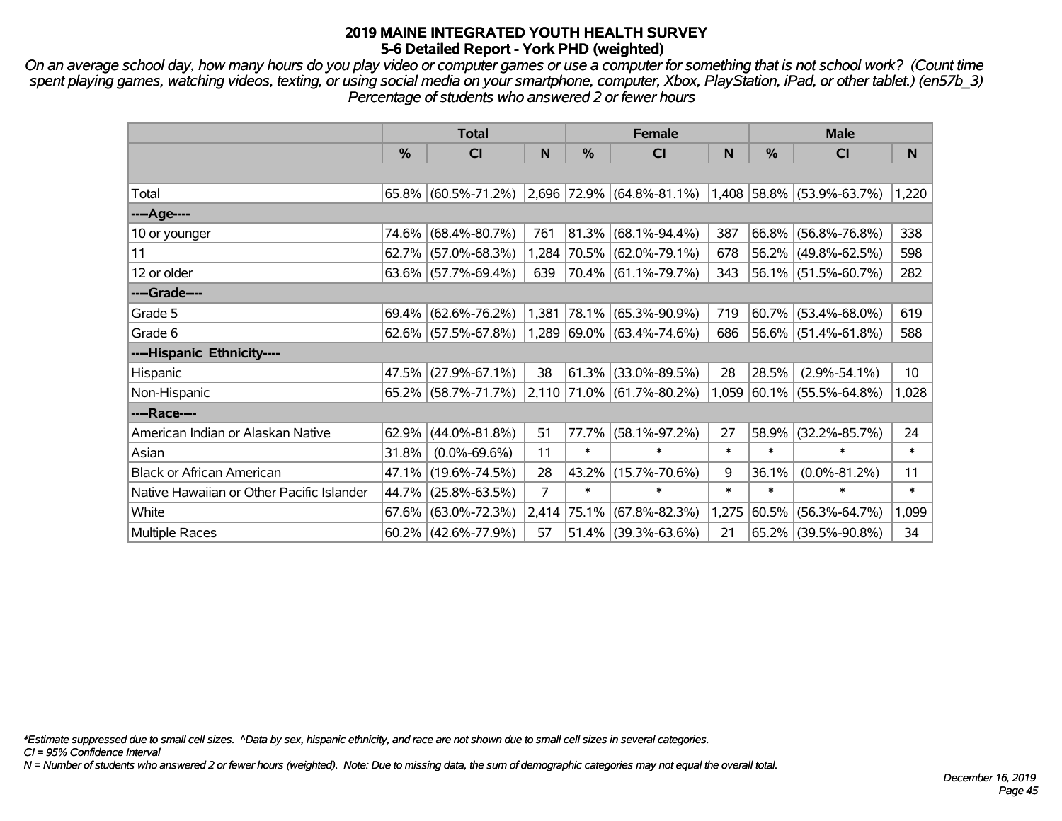# 2019 MAINE INTEGRATED YOUTH HEALTH SURVEY
## 5-6 Detailed Report - York PHD (weighted)

*On an average school day, how many hours do you play video or computer games or use a computer for something that is not school work? (Count time spent playing games, watching videos, texting, or using social media on your smartphone, computer, Xbox, PlayStation, iPad, or other tablet.) (en57b_3) Percentage of students who answered 2 or fewer hours*

| | Total | | | Female | | | Male | | |
|---|---|---|---|---|---|---|---|---|---|
| | % | CI | N | % | CI | N | % | CI | N |
| | | | | | | | | | |
| Total | 65.8% | (60.5%-71.2%) | 2,696 | 72.9% | (64.8%-81.1%) | 1,408 | 58.8% | (53.9%-63.7%) | 1,220 |
| ----Age---- | | | | | | | | | |
| 10 or younger | 74.6% | (68.4%-80.7%) | 761 | 81.3% | (68.1%-94.4%) | 387 | 66.8% | (56.8%-76.8%) | 338 |
| 11 | 62.7% | (57.0%-68.3%) | 1,284 | 70.5% | (62.0%-79.1%) | 678 | 56.2% | (49.8%-62.5%) | 598 |
| 12 or older | 63.6% | (57.7%-69.4%) | 639 | 70.4% | (61.1%-79.7%) | 343 | 56.1% | (51.5%-60.7%) | 282 |
| ----Grade---- | | | | | | | | | |
| Grade 5 | 69.4% | (62.6%-76.2%) | 1,381 | 78.1% | (65.3%-90.9%) | 719 | 60.7% | (53.4%-68.0%) | 619 |
| Grade 6 | 62.6% | (57.5%-67.8%) | 1,289 | 69.0% | (63.4%-74.6%) | 686 | 56.6% | (51.4%-61.8%) | 588 |
| ----Hispanic Ethnicity---- | | | | | | | | | |
| Hispanic | 47.5% | (27.9%-67.1%) | 38 | 61.3% | (33.0%-89.5%) | 28 | 28.5% | (2.9%-54.1%) | 10 |
| Non-Hispanic | 65.2% | (58.7%-71.7%) | 2,110 | 71.0% | (61.7%-80.2%) | 1,059 | 60.1% | (55.5%-64.8%) | 1,028 |
| ----Race---- | | | | | | | | | |
| American Indian or Alaskan Native | 62.9% | (44.0%-81.8%) | 51 | 77.7% | (58.1%-97.2%) | 27 | 58.9% | (32.2%-85.7%) | 24 |
| Asian | 31.8% | (0.0%-69.6%) | 11 | * | * | * | * | * | * |
| Black or African American | 47.1% | (19.6%-74.5%) | 28 | 43.2% | (15.7%-70.6%) | 9 | 36.1% | (0.0%-81.2%) | 11 |
| Native Hawaiian or Other Pacific Islander | 44.7% | (25.8%-63.5%) | 7 | * | * | * | * | * | * |
| White | 67.6% | (63.0%-72.3%) | 2,414 | 75.1% | (67.8%-82.3%) | 1,275 | 60.5% | (56.3%-64.7%) | 1,099 |
| Multiple Races | 60.2% | (42.6%-77.9%) | 57 | 51.4% | (39.3%-63.6%) | 21 | 65.2% | (39.5%-90.8%) | 34 |

*\*Estimate suppressed due to small cell sizes. ^Data by sex, hispanic ethnicity, and race are not shown due to small cell sizes in several categories.*
*CI = 95% Confidence Interval*
*N = Number of students who answered 2 or fewer hours (weighted). Note: Due to missing data, the sum of demographic categories may not equal the overall total.*

*December 16, 2019*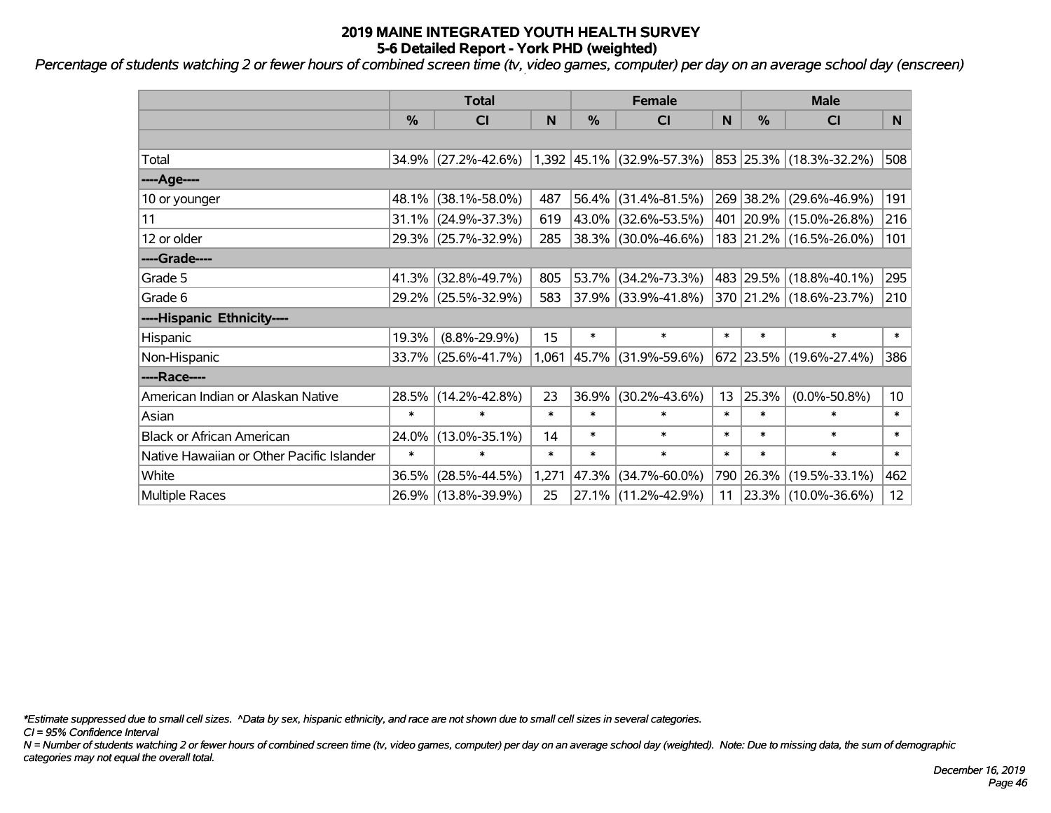# 2019 MAINE INTEGRATED YOUTH HEALTH SURVEY
## 5-6 Detailed Report - York PHD (weighted)

*Percentage of students watching 2 or fewer hours of combined screen time (tv, video games, computer) per day on an average school day (enscreen)*

| | Total | | | Female | | | Male | | |
|---|---|---|---|---|---|---|---|---|---|
| | % | CI | N | % | CI | N | % | CI | N |
| | | | | | | | | | |
| Total | 34.9% | (27.2%-42.6%) | 1,392 | 45.1% | (32.9%-57.3%) | 853 | 25.3% | (18.3%-32.2%) | 508 |
| ----Age---- | | | | | | | | | |
| 10 or younger | 48.1% | (38.1%-58.0%) | 487 | 56.4% | (31.4%-81.5%) | 269 | 38.2% | (29.6%-46.9%) | 191 |
| 11 | 31.1% | (24.9%-37.3%) | 619 | 43.0% | (32.6%-53.5%) | 401 | 20.9% | (15.0%-26.8%) | 216 |
| 12 or older | 29.3% | (25.7%-32.9%) | 285 | 38.3% | (30.0%-46.6%) | 183 | 21.2% | (16.5%-26.0%) | 101 |
| ----Grade---- | | | | | | | | | |
| Grade 5 | 41.3% | (32.8%-49.7%) | 805 | 53.7% | (34.2%-73.3%) | 483 | 29.5% | (18.8%-40.1%) | 295 |
| Grade 6 | 29.2% | (25.5%-32.9%) | 583 | 37.9% | (33.9%-41.8%) | 370 | 21.2% | (18.6%-23.7%) | 210 |
| ----Hispanic Ethnicity---- | | | | | | | | | |
| Hispanic | 19.3% | (8.8%-29.9%) | 15 | * | * | * | * | * | * |
| Non-Hispanic | 33.7% | (25.6%-41.7%) | 1,061 | 45.7% | (31.9%-59.6%) | 672 | 23.5% | (19.6%-27.4%) | 386 |
| ----Race---- | | | | | | | | | |
| American Indian or Alaskan Native | 28.5% | (14.2%-42.8%) | 23 | 36.9% | (30.2%-43.6%) | 13 | 25.3% | (0.0%-50.8%) | 10 |
| Asian | * | * | * | * | * | * | * | * | * |
| Black or African American | 24.0% | (13.0%-35.1%) | 14 | * | * | * | * | * | * |
| Native Hawaiian or Other Pacific Islander | * | * | * | * | * | * | * | * | * |
| White | 36.5% | (28.5%-44.5%) | 1,271 | 47.3% | (34.7%-60.0%) | 790 | 26.3% | (19.5%-33.1%) | 462 |
| Multiple Races | 26.9% | (13.8%-39.9%) | 25 | 27.1% | (11.2%-42.9%) | 11 | 23.3% | (10.0%-36.6%) | 12 |

*\*Estimate suppressed due to small cell sizes. ^Data by sex, hispanic ethnicity, and race are not shown due to small cell sizes in several categories.*

*CI = 95% Confidence Interval*

*N = Number of students watching 2 or fewer hours of combined screen time (tv, video games, computer) per day on an average school day (weighted). Note: Due to missing data, the sum of demographic categories may not equal the overall total.*

*December 16, 2019*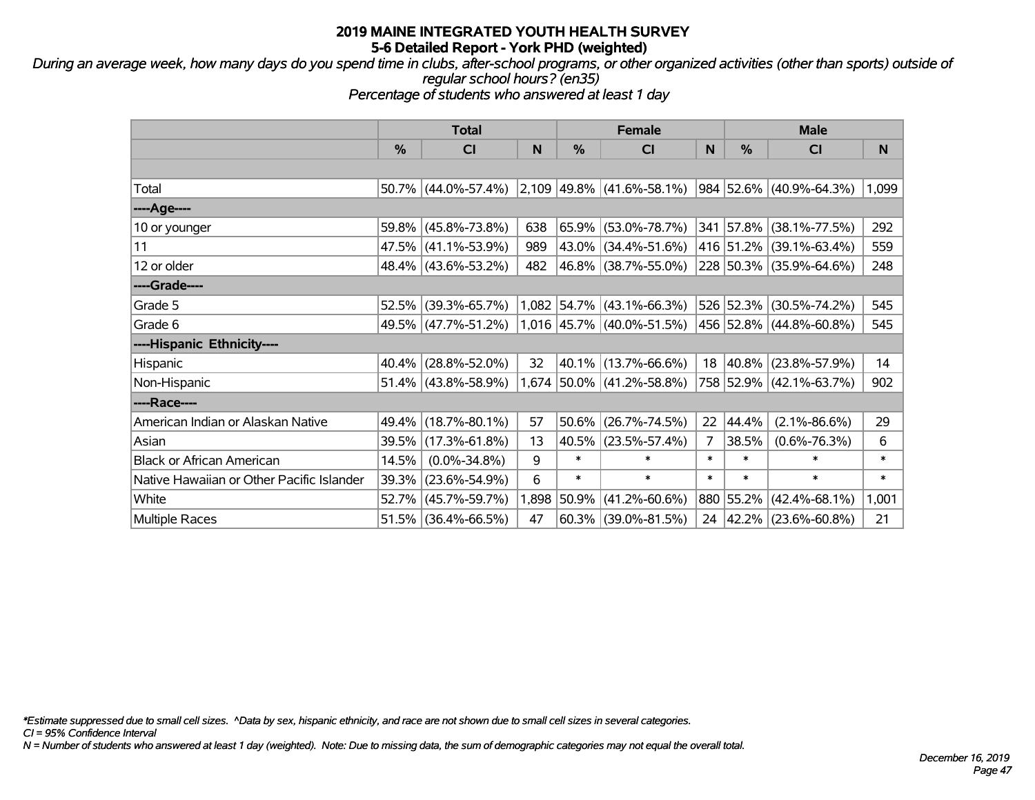# 2019 MAINE INTEGRATED YOUTH HEALTH SURVEY
## 5-6 Detailed Report - York PHD (weighted)

*During an average week, how many days do you spend time in clubs, after-school programs, or other organized activities (other than sports) outside of regular school hours? (en35)*

*Percentage of students who answered at least 1 day*

| | Total | | | Female | | | Male | | |
|---|---|---|---|---|---|---|---|---|---|
| | % | CI | N | % | CI | N | % | CI | N |
| | | | | | | | | | |
| Total | 50.7% | (44.0%-57.4%) | 2,109 | 49.8% | (41.6%-58.1%) | 984 | 52.6% | (40.9%-64.3%) | 1,099 |
| ----Age---- | | | | | | | | | |
| 10 or younger | 59.8% | (45.8%-73.8%) | 638 | 65.9% | (53.0%-78.7%) | 341 | 57.8% | (38.1%-77.5%) | 292 |
| 11 | 47.5% | (41.1%-53.9%) | 989 | 43.0% | (34.4%-51.6%) | 416 | 51.2% | (39.1%-63.4%) | 559 |
| 12 or older | 48.4% | (43.6%-53.2%) | 482 | 46.8% | (38.7%-55.0%) | 228 | 50.3% | (35.9%-64.6%) | 248 |
| ----Grade---- | | | | | | | | | |
| Grade 5 | 52.5% | (39.3%-65.7%) | 1,082 | 54.7% | (43.1%-66.3%) | 526 | 52.3% | (30.5%-74.2%) | 545 |
| Grade 6 | 49.5% | (47.7%-51.2%) | 1,016 | 45.7% | (40.0%-51.5%) | 456 | 52.8% | (44.8%-60.8%) | 545 |
| ----Hispanic Ethnicity---- | | | | | | | | | |
| Hispanic | 40.4% | (28.8%-52.0%) | 32 | 40.1% | (13.7%-66.6%) | 18 | 40.8% | (23.8%-57.9%) | 14 |
| Non-Hispanic | 51.4% | (43.8%-58.9%) | 1,674 | 50.0% | (41.2%-58.8%) | 758 | 52.9% | (42.1%-63.7%) | 902 |
| ----Race---- | | | | | | | | | |
| American Indian or Alaskan Native | 49.4% | (18.7%-80.1%) | 57 | 50.6% | (26.7%-74.5%) | 22 | 44.4% | (2.1%-86.6%) | 29 |
| Asian | 39.5% | (17.3%-61.8%) | 13 | 40.5% | (23.5%-57.4%) | 7 | 38.5% | (0.6%-76.3%) | 6 |
| Black or African American | 14.5% | (0.0%-34.8%) | 9 | * | * | * | * | * | * |
| Native Hawaiian or Other Pacific Islander | 39.3% | (23.6%-54.9%) | 6 | * | * | * | * | * | * |
| White | 52.7% | (45.7%-59.7%) | 1,898 | 50.9% | (41.2%-60.6%) | 880 | 55.2% | (42.4%-68.1%) | 1,001 |
| Multiple Races | 51.5% | (36.4%-66.5%) | 47 | 60.3% | (39.0%-81.5%) | 24 | 42.2% | (23.6%-60.8%) | 21 |

*\*Estimate suppressed due to small cell sizes. ^Data by sex, hispanic ethnicity, and race are not shown due to small cell sizes in several categories.*
*CI = 95% Confidence Interval*
*N = Number of students who answered at least 1 day (weighted). Note: Due to missing data, the sum of demographic categories may not equal the overall total.*

*December 16, 2019*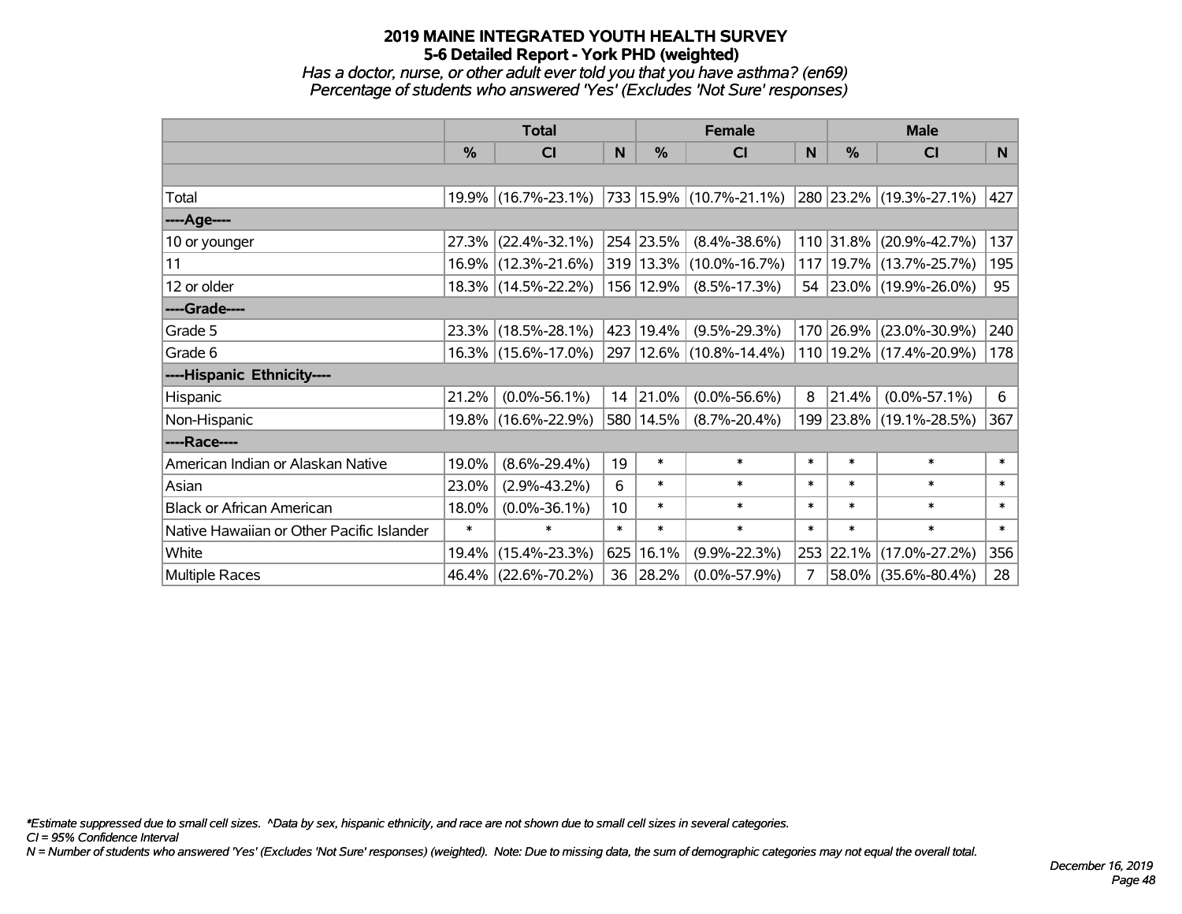# 2019 MAINE INTEGRATED YOUTH HEALTH SURVEY
## 5-6 Detailed Report - York PHD (weighted)

*Has a doctor, nurse, or other adult ever told you that you have asthma? (en69)*
*Percentage of students who answered 'Yes' (Excludes 'Not Sure' responses)*

| | Total | | | Female | | | Male | | |
|---|---|---|---|---|---|---|---|---|---|
| | % | CI | N | % | CI | N | % | CI | N |
| Total | 19.9% | (16.7%-23.1%) | 733 | 15.9% | (10.7%-21.1%) | 280 | 23.2% | (19.3%-27.1%) | 427 |
| ----Age---- | | | | | | | | | |
| 10 or younger | 27.3% | (22.4%-32.1%) | 254 | 23.5% | (8.4%-38.6%) | 110 | 31.8% | (20.9%-42.7%) | 137 |
| 11 | 16.9% | (12.3%-21.6%) | 319 | 13.3% | (10.0%-16.7%) | 117 | 19.7% | (13.7%-25.7%) | 195 |
| 12 or older | 18.3% | (14.5%-22.2%) | 156 | 12.9% | (8.5%-17.3%) | 54 | 23.0% | (19.9%-26.0%) | 95 |
| ----Grade---- | | | | | | | | | |
| Grade 5 | 23.3% | (18.5%-28.1%) | 423 | 19.4% | (9.5%-29.3%) | 170 | 26.9% | (23.0%-30.9%) | 240 |
| Grade 6 | 16.3% | (15.6%-17.0%) | 297 | 12.6% | (10.8%-14.4%) | 110 | 19.2% | (17.4%-20.9%) | 178 |
| ----Hispanic Ethnicity---- | | | | | | | | | |
| Hispanic | 21.2% | (0.0%-56.1%) | 14 | 21.0% | (0.0%-56.6%) | 8 | 21.4% | (0.0%-57.1%) | 6 |
| Non-Hispanic | 19.8% | (16.6%-22.9%) | 580 | 14.5% | (8.7%-20.4%) | 199 | 23.8% | (19.1%-28.5%) | 367 |
| ----Race---- | | | | | | | | | |
| American Indian or Alaskan Native | 19.0% | (8.6%-29.4%) | 19 | * | * | * | * | * | * |
| Asian | 23.0% | (2.9%-43.2%) | 6 | * | * | * | * | * | * |
| Black or African American | 18.0% | (0.0%-36.1%) | 10 | * | * | * | * | * | * |
| Native Hawaiian or Other Pacific Islander | * | * | * | * | * | * | * | * | * |
| White | 19.4% | (15.4%-23.3%) | 625 | 16.1% | (9.9%-22.3%) | 253 | 22.1% | (17.0%-27.2%) | 356 |
| Multiple Races | 46.4% | (22.6%-70.2%) | 36 | 28.2% | (0.0%-57.9%) | 7 | 58.0% | (35.6%-80.4%) | 28 |

*\*Estimate suppressed due to small cell sizes. ^Data by sex, hispanic ethnicity, and race are not shown due to small cell sizes in several categories.*
*CI = 95% Confidence Interval*
*N = Number of students who answered 'Yes' (Excludes 'Not Sure' responses) (weighted). Note: Due to missing data, the sum of demographic categories may not equal the overall total.*

*December 16, 2019*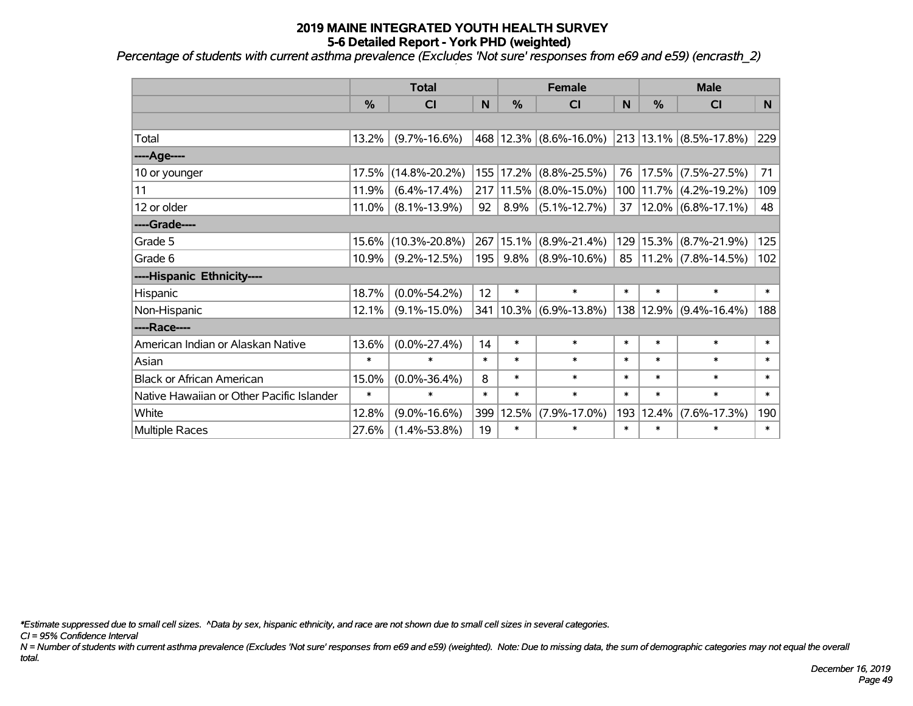# 2019 MAINE INTEGRATED YOUTH HEALTH SURVEY
## 5-6 Detailed Report - York PHD (weighted)

*Percentage of students with current asthma prevalence (Excludes 'Not sure' responses from e69 and e59) (encrasth_2)*

| | Total | | | Female | | | Male | | |
|---|---|---|---|---|---|---|---|---|---|
| | % | CI | N | % | CI | N | % | CI | N |
| | | | | | | | | | |
| Total | 13.2% | (9.7%-16.6%) | 468 | 12.3% | (8.6%-16.0%) | 213 | 13.1% | (8.5%-17.8%) | 229 |
| ----Age---- | | | | | | | | | |
| 10 or younger | 17.5% | (14.8%-20.2%) | 155 | 17.2% | (8.8%-25.5%) | 76 | 17.5% | (7.5%-27.5%) | 71 |
| 11 | 11.9% | (6.4%-17.4%) | 217 | 11.5% | (8.0%-15.0%) | 100 | 11.7% | (4.2%-19.2%) | 109 |
| 12 or older | 11.0% | (8.1%-13.9%) | 92 | 8.9% | (5.1%-12.7%) | 37 | 12.0% | (6.8%-17.1%) | 48 |
| ----Grade---- | | | | | | | | | |
| Grade 5 | 15.6% | (10.3%-20.8%) | 267 | 15.1% | (8.9%-21.4%) | 129 | 15.3% | (8.7%-21.9%) | 125 |
| Grade 6 | 10.9% | (9.2%-12.5%) | 195 | 9.8% | (8.9%-10.6%) | 85 | 11.2% | (7.8%-14.5%) | 102 |
| ----Hispanic Ethnicity---- | | | | | | | | | |
| Hispanic | 18.7% | (0.0%-54.2%) | 12 | * | * | * | * | * | * |
| Non-Hispanic | 12.1% | (9.1%-15.0%) | 341 | 10.3% | (6.9%-13.8%) | 138 | 12.9% | (9.4%-16.4%) | 188 |
| ----Race---- | | | | | | | | | |
| American Indian or Alaskan Native | 13.6% | (0.0%-27.4%) | 14 | * | * | * | * | * | * |
| Asian | * | * | * | * | * | * | * | * | * |
| Black or African American | 15.0% | (0.0%-36.4%) | 8 | * | * | * | * | * | * |
| Native Hawaiian or Other Pacific Islander | * | * | * | * | * | * | * | * | * |
| White | 12.8% | (9.0%-16.6%) | 399 | 12.5% | (7.9%-17.0%) | 193 | 12.4% | (7.6%-17.3%) | 190 |
| Multiple Races | 27.6% | (1.4%-53.8%) | 19 | * | * | * | * | * | * |

*\*Estimate suppressed due to small cell sizes. ^Data by sex, hispanic ethnicity, and race are not shown due to small cell sizes in several categories.*

*CI = 95% Confidence Interval*

*N = Number of students with current asthma prevalence (Excludes 'Not sure' responses from e69 and e59) (weighted). Note: Due to missing data, the sum of demographic categories may not equal the overall total.*

*December 16, 2019*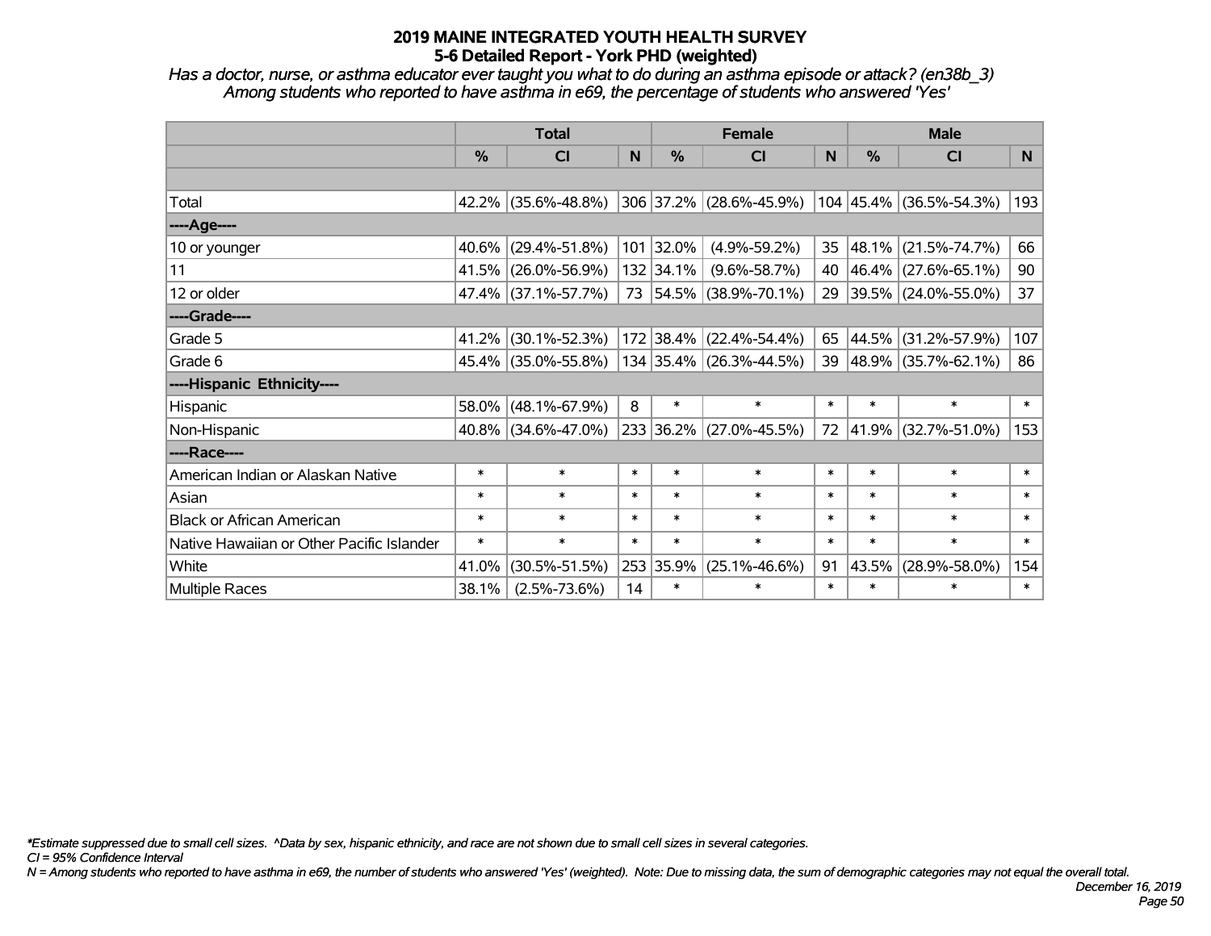# 2019 MAINE INTEGRATED YOUTH HEALTH SURVEY

## 5-6 Detailed Report - York PHD (weighted)

*Has a doctor, nurse, or asthma educator ever taught you what to do during an asthma episode or attack? (en38b_3)*
*Among students who reported to have asthma in e69, the percentage of students who answered 'Yes'*

| | Total | | | Female | | | Male | | |
|---|---|---|---|---|---|---|---|---|---|
| | % | CI | N | % | CI | N | % | CI | N |
| Total | 42.2% | (35.6%-48.8%) | 306 | 37.2% | (28.6%-45.9%) | 104 | 45.4% | (36.5%-54.3%) | 193 |
| ----Age---- | | | | | | | | | |
| 10 or younger | 40.6% | (29.4%-51.8%) | 101 | 32.0% | (4.9%-59.2%) | 35 | 48.1% | (21.5%-74.7%) | 66 |
| 11 | 41.5% | (26.0%-56.9%) | 132 | 34.1% | (9.6%-58.7%) | 40 | 46.4% | (27.6%-65.1%) | 90 |
| 12 or older | 47.4% | (37.1%-57.7%) | 73 | 54.5% | (38.9%-70.1%) | 29 | 39.5% | (24.0%-55.0%) | 37 |
| ----Grade---- | | | | | | | | | |
| Grade 5 | 41.2% | (30.1%-52.3%) | 172 | 38.4% | (22.4%-54.4%) | 65 | 44.5% | (31.2%-57.9%) | 107 |
| Grade 6 | 45.4% | (35.0%-55.8%) | 134 | 35.4% | (26.3%-44.5%) | 39 | 48.9% | (35.7%-62.1%) | 86 |
| ----Hispanic Ethnicity---- | | | | | | | | | |
| Hispanic | 58.0% | (48.1%-67.9%) | 8 | * | * | * | * | * | * |
| Non-Hispanic | 40.8% | (34.6%-47.0%) | 233 | 36.2% | (27.0%-45.5%) | 72 | 41.9% | (32.7%-51.0%) | 153 |
| ----Race---- | | | | | | | | | |
| American Indian or Alaskan Native | * | * | * | * | * | * | * | * | * |
| Asian | * | * | * | * | * | * | * | * | * |
| Black or African American | * | * | * | * | * | * | * | * | * |
| Native Hawaiian or Other Pacific Islander | * | * | * | * | * | * | * | * | * |
| White | 41.0% | (30.5%-51.5%) | 253 | 35.9% | (25.1%-46.6%) | 91 | 43.5% | (28.9%-58.0%) | 154 |
| Multiple Races | 38.1% | (2.5%-73.6%) | 14 | * | * | * | * | * | * |

*\*Estimate suppressed due to small cell sizes. ^Data by sex, hispanic ethnicity, and race are not shown due to small cell sizes in several categories.*

*CI = 95% Confidence Interval*

*N = Among students who reported to have asthma in e69, the number of students who answered 'Yes' (weighted). Note: Due to missing data, the sum of demographic categories may not equal the overall total.*

*December 16, 2019*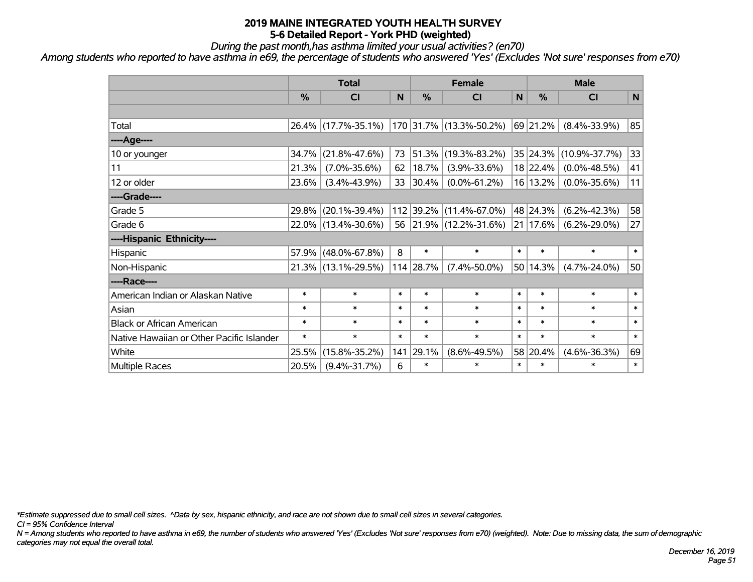# 2019 MAINE INTEGRATED YOUTH HEALTH SURVEY
## 5-6 Detailed Report - York PHD (weighted)

*During the past month,has asthma limited your usual activities? (en70)*

*Among students who reported to have asthma in e69, the percentage of students who answered 'Yes' (Excludes 'Not sure' responses from e70)*

| | Total | | | Female | | | Male | | |
|---|---|---|---|---|---|---|---|---|---|
| | % | CI | N | % | CI | N | % | CI | N |
| | | | | | | | | | |
| Total | 26.4% | (17.7%-35.1%) | 170 | 31.7% | (13.3%-50.2%) | 69 | 21.2% | (8.4%-33.9%) | 85 |
| ----Age---- | | | | | | | | | |
| 10 or younger | 34.7% | (21.8%-47.6%) | 73 | 51.3% | (19.3%-83.2%) | 35 | 24.3% | (10.9%-37.7%) | 33 |
| 11 | 21.3% | (7.0%-35.6%) | 62 | 18.7% | (3.9%-33.6%) | 18 | 22.4% | (0.0%-48.5%) | 41 |
| 12 or older | 23.6% | (3.4%-43.9%) | 33 | 30.4% | (0.0%-61.2%) | 16 | 13.2% | (0.0%-35.6%) | 11 |
| ----Grade---- | | | | | | | | | |
| Grade 5 | 29.8% | (20.1%-39.4%) | 112 | 39.2% | (11.4%-67.0%) | 48 | 24.3% | (6.2%-42.3%) | 58 |
| Grade 6 | 22.0% | (13.4%-30.6%) | 56 | 21.9% | (12.2%-31.6%) | 21 | 17.6% | (6.2%-29.0%) | 27 |
| ----Hispanic Ethnicity---- | | | | | | | | | |
| Hispanic | 57.9% | (48.0%-67.8%) | 8 | * | * | * | * | * | * |
| Non-Hispanic | 21.3% | (13.1%-29.5%) | 114 | 28.7% | (7.4%-50.0%) | 50 | 14.3% | (4.7%-24.0%) | 50 |
| ----Race---- | | | | | | | | | |
| American Indian or Alaskan Native | * | * | * | * | * | * | * | * | * |
| Asian | * | * | * | * | * | * | * | * | * |
| Black or African American | * | * | * | * | * | * | * | * | * |
| Native Hawaiian or Other Pacific Islander | * | * | * | * | * | * | * | * | * |
| White | 25.5% | (15.8%-35.2%) | 141 | 29.1% | (8.6%-49.5%) | 58 | 20.4% | (4.6%-36.3%) | 69 |
| Multiple Races | 20.5% | (9.4%-31.7%) | 6 | * | * | * | * | * | * |

*\*Estimate suppressed due to small cell sizes. ^Data by sex, hispanic ethnicity, and race are not shown due to small cell sizes in several categories.*

*CI = 95% Confidence Interval*

*N = Among students who reported to have asthma in e69, the number of students who answered 'Yes' (Excludes 'Not sure' responses from e70) (weighted). Note: Due to missing data, the sum of demographic categories may not equal the overall total.*

*December 16, 2019*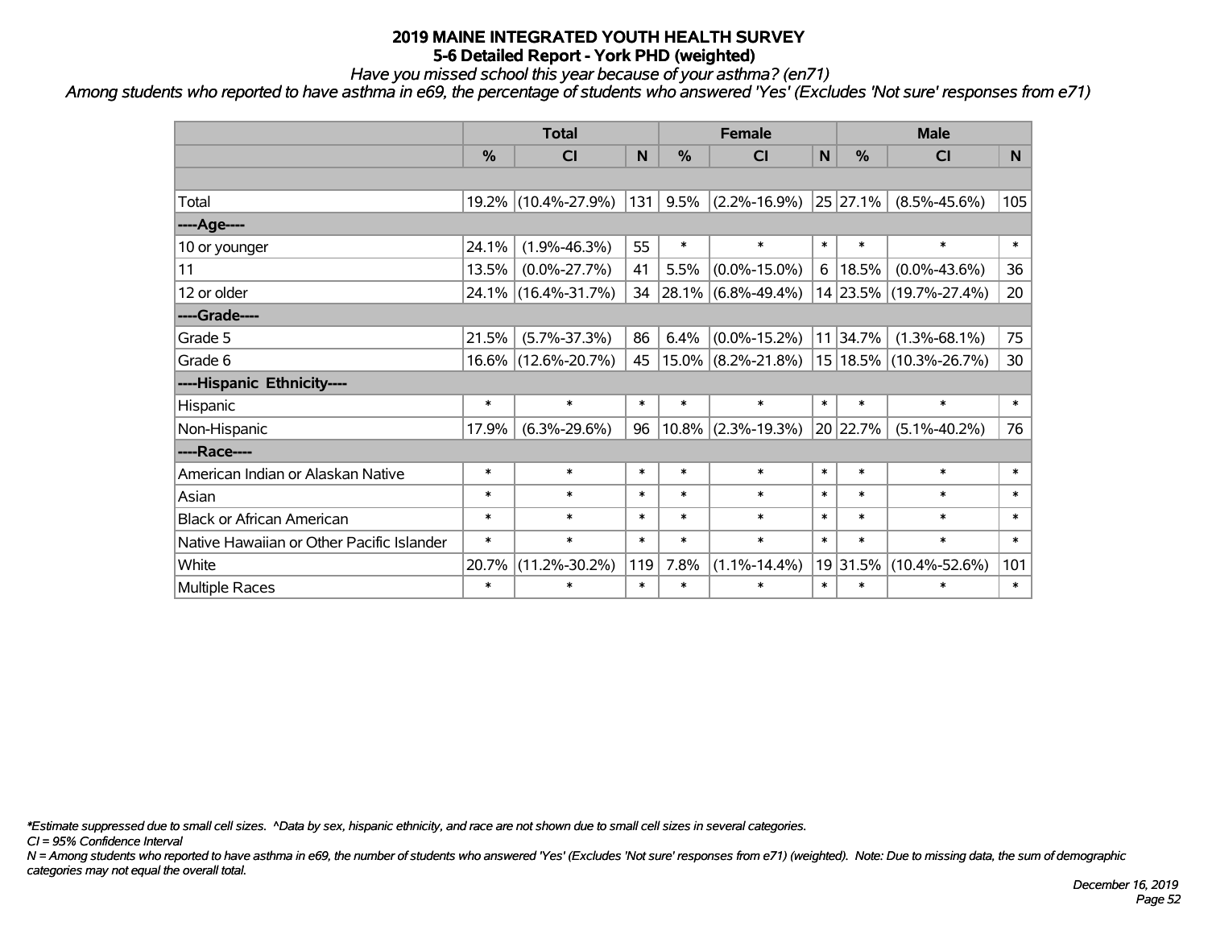# 2019 MAINE INTEGRATED YOUTH HEALTH SURVEY
## 5-6 Detailed Report - York PHD (weighted)

*Have you missed school this year because of your asthma? (en71)*

*Among students who reported to have asthma in e69, the percentage of students who answered 'Yes' (Excludes 'Not sure' responses from e71)*

| | Total | | | Female | | | Male | | |
|---|---|---|---|---|---|---|---|---|---|
| | % | CI | N | % | CI | N | % | CI | N |
| | | | | | | | | | |
| Total | 19.2% | (10.4%-27.9%) | 131 | 9.5% | (2.2%-16.9%) | 25 | 27.1% | (8.5%-45.6%) | 105 |
| ----Age---- | | | | | | | | | |
| 10 or younger | 24.1% | (1.9%-46.3%) | 55 | * | * | * | * | * | * |
| 11 | 13.5% | (0.0%-27.7%) | 41 | 5.5% | (0.0%-15.0%) | 6 | 18.5% | (0.0%-43.6%) | 36 |
| 12 or older | 24.1% | (16.4%-31.7%) | 34 | 28.1% | (6.8%-49.4%) | 14 | 23.5% | (19.7%-27.4%) | 20 |
| ----Grade---- | | | | | | | | | |
| Grade 5 | 21.5% | (5.7%-37.3%) | 86 | 6.4% | (0.0%-15.2%) | 11 | 34.7% | (1.3%-68.1%) | 75 |
| Grade 6 | 16.6% | (12.6%-20.7%) | 45 | 15.0% | (8.2%-21.8%) | 15 | 18.5% | (10.3%-26.7%) | 30 |
| ----Hispanic Ethnicity---- | | | | | | | | | |
| Hispanic | * | * | * | * | * | * | * | * | * |
| Non-Hispanic | 17.9% | (6.3%-29.6%) | 96 | 10.8% | (2.3%-19.3%) | 20 | 22.7% | (5.1%-40.2%) | 76 |
| ----Race---- | | | | | | | | | |
| American Indian or Alaskan Native | * | * | * | * | * | * | * | * | * |
| Asian | * | * | * | * | * | * | * | * | * |
| Black or African American | * | * | * | * | * | * | * | * | * |
| Native Hawaiian or Other Pacific Islander | * | * | * | * | * | * | * | * | * |
| White | 20.7% | (11.2%-30.2%) | 119 | 7.8% | (1.1%-14.4%) | 19 | 31.5% | (10.4%-52.6%) | 101 |
| Multiple Races | * | * | * | * | * | * | * | * | * |

*\*Estimate suppressed due to small cell sizes. ^Data by sex, hispanic ethnicity, and race are not shown due to small cell sizes in several categories.*

*CI = 95% Confidence Interval*

*N = Among students who reported to have asthma in e69, the number of students who answered 'Yes' (Excludes 'Not sure' responses from e71) (weighted). Note: Due to missing data, the sum of demographic categories may not equal the overall total.*

*December 16, 2019*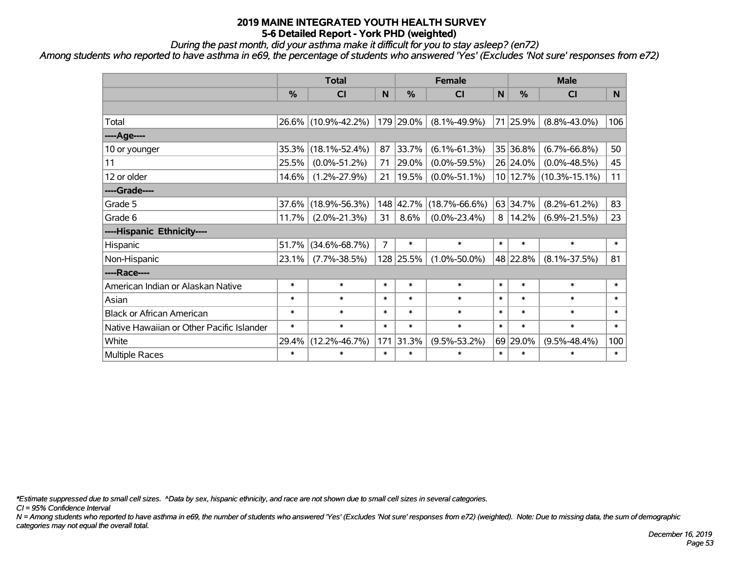# 2019 MAINE INTEGRATED YOUTH HEALTH SURVEY
## 5-6 Detailed Report - York PHD (weighted)

*During the past month, did your asthma make it difficult for you to stay asleep? (en72)*

*Among students who reported to have asthma in e69, the percentage of students who answered 'Yes' (Excludes 'Not sure' responses from e72)*

| | Total | | | Female | | | Male | | |
|---|---|---|---|---|---|---|---|---|---|
| | % | CI | N | % | CI | N | % | CI | N |
| | | | | | | | | | |
| Total | 26.6% | (10.9%-42.2%) | 179 | 29.0% | (8.1%-49.9%) | 71 | 25.9% | (8.8%-43.0%) | 106 |
| ----Age---- | | | | | | | | | |
| 10 or younger | 35.3% | (18.1%-52.4%) | 87 | 33.7% | (6.1%-61.3%) | 35 | 36.8% | (6.7%-66.8%) | 50 |
| 11 | 25.5% | (0.0%-51.2%) | 71 | 29.0% | (0.0%-59.5%) | 26 | 24.0% | (0.0%-48.5%) | 45 |
| 12 or older | 14.6% | (1.2%-27.9%) | 21 | 19.5% | (0.0%-51.1%) | 10 | 12.7% | (10.3%-15.1%) | 11 |
| ----Grade---- | | | | | | | | | |
| Grade 5 | 37.6% | (18.9%-56.3%) | 148 | 42.7% | (18.7%-66.6%) | 63 | 34.7% | (8.2%-61.2%) | 83 |
| Grade 6 | 11.7% | (2.0%-21.3%) | 31 | 8.6% | (0.0%-23.4%) | 8 | 14.2% | (6.9%-21.5%) | 23 |
| ----Hispanic Ethnicity---- | | | | | | | | | |
| Hispanic | 51.7% | (34.6%-68.7%) | 7 | * | * | * | * | * | * |
| Non-Hispanic | 23.1% | (7.7%-38.5%) | 128 | 25.5% | (1.0%-50.0%) | 48 | 22.8% | (8.1%-37.5%) | 81 |
| ----Race---- | | | | | | | | | |
| American Indian or Alaskan Native | * | * | * | * | * | * | * | * | * |
| Asian | * | * | * | * | * | * | * | * | * |
| Black or African American | * | * | * | * | * | * | * | * | * |
| Native Hawaiian or Other Pacific Islander | * | * | * | * | * | * | * | * | * |
| White | 29.4% | (12.2%-46.7%) | 171 | 31.3% | (9.5%-53.2%) | 69 | 29.0% | (9.5%-48.4%) | 100 |
| Multiple Races | * | * | * | * | * | * | * | * | * |

*\*Estimate suppressed due to small cell sizes. ^Data by sex, hispanic ethnicity, and race are not shown due to small cell sizes in several categories.*

*CI = 95% Confidence Interval*

*N = Among students who reported to have asthma in e69, the number of students who answered 'Yes' (Excludes 'Not sure' responses from e72) (weighted). Note: Due to missing data, the sum of demographic categories may not equal the overall total.*

*December 16, 2019*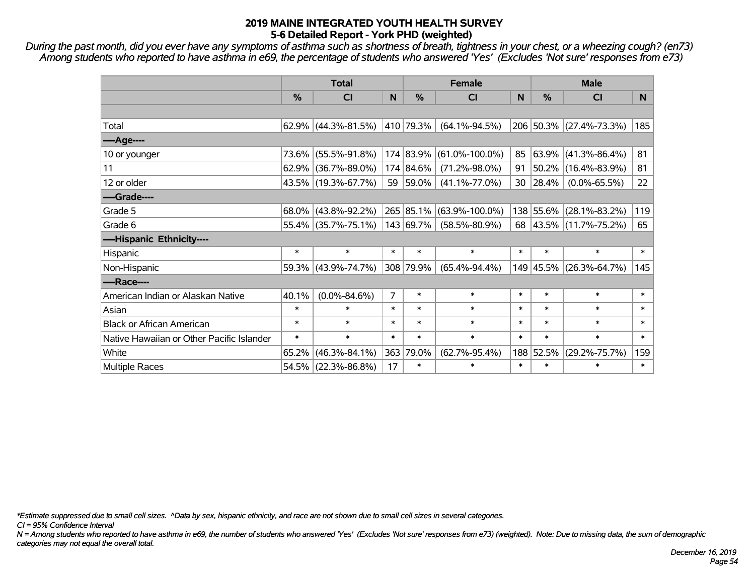# 2019 MAINE INTEGRATED YOUTH HEALTH SURVEY
## 5-6 Detailed Report - York PHD (weighted)

*During the past month, did you ever have any symptoms of asthma such as shortness of breath, tightness in your chest, or a wheezing cough? (en73) Among students who reported to have asthma in e69, the percentage of students who answered 'Yes' (Excludes 'Not sure' responses from e73)*

| | Total | | | Female | | | Male | | |
|---|---|---|---|---|---|---|---|---|---|
| | % | CI | N | % | CI | N | % | CI | N |
| Total | 62.9% | (44.3%-81.5%) | 410 | 79.3% | (64.1%-94.5%) | 206 | 50.3% | (27.4%-73.3%) | 185 |
| **----Age----** | | | | | | | | | |
| 10 or younger | 73.6% | (55.5%-91.8%) | 174 | 83.9% | (61.0%-100.0%) | 85 | 63.9% | (41.3%-86.4%) | 81 |
| 11 | 62.9% | (36.7%-89.0%) | 174 | 84.6% | (71.2%-98.0%) | 91 | 50.2% | (16.4%-83.9%) | 81 |
| 12 or older | 43.5% | (19.3%-67.7%) | 59 | 59.0% | (41.1%-77.0%) | 30 | 28.4% | (0.0%-65.5%) | 22 |
| **----Grade----** | | | | | | | | | |
| Grade 5 | 68.0% | (43.8%-92.2%) | 265 | 85.1% | (63.9%-100.0%) | 138 | 55.6% | (28.1%-83.2%) | 119 |
| Grade 6 | 55.4% | (35.7%-75.1%) | 143 | 69.7% | (58.5%-80.9%) | 68 | 43.5% | (11.7%-75.2%) | 65 |
| **----Hispanic Ethnicity----** | | | | | | | | | |
| Hispanic | * | * | * | * | * | * | * | * | * |
| Non-Hispanic | 59.3% | (43.9%-74.7%) | 308 | 79.9% | (65.4%-94.4%) | 149 | 45.5% | (26.3%-64.7%) | 145 |
| **----Race----** | | | | | | | | | |
| American Indian or Alaskan Native | 40.1% | (0.0%-84.6%) | 7 | * | * | * | * | * | * |
| Asian | * | * | * | * | * | * | * | * | * |
| Black or African American | * | * | * | * | * | * | * | * | * |
| Native Hawaiian or Other Pacific Islander | * | * | * | * | * | * | * | * | * |
| White | 65.2% | (46.3%-84.1%) | 363 | 79.0% | (62.7%-95.4%) | 188 | 52.5% | (29.2%-75.7%) | 159 |
| Multiple Races | 54.5% | (22.3%-86.8%) | 17 | * | * | * | * | * | * |

*\*Estimate suppressed due to small cell sizes. ^Data by sex, hispanic ethnicity, and race are not shown due to small cell sizes in several categories.*

*CI = 95% Confidence Interval*

*N = Among students who reported to have asthma in e69, the number of students who answered 'Yes' (Excludes 'Not sure' responses from e73) (weighted). Note: Due to missing data, the sum of demographic categories may not equal the overall total.*

*December 16, 2019*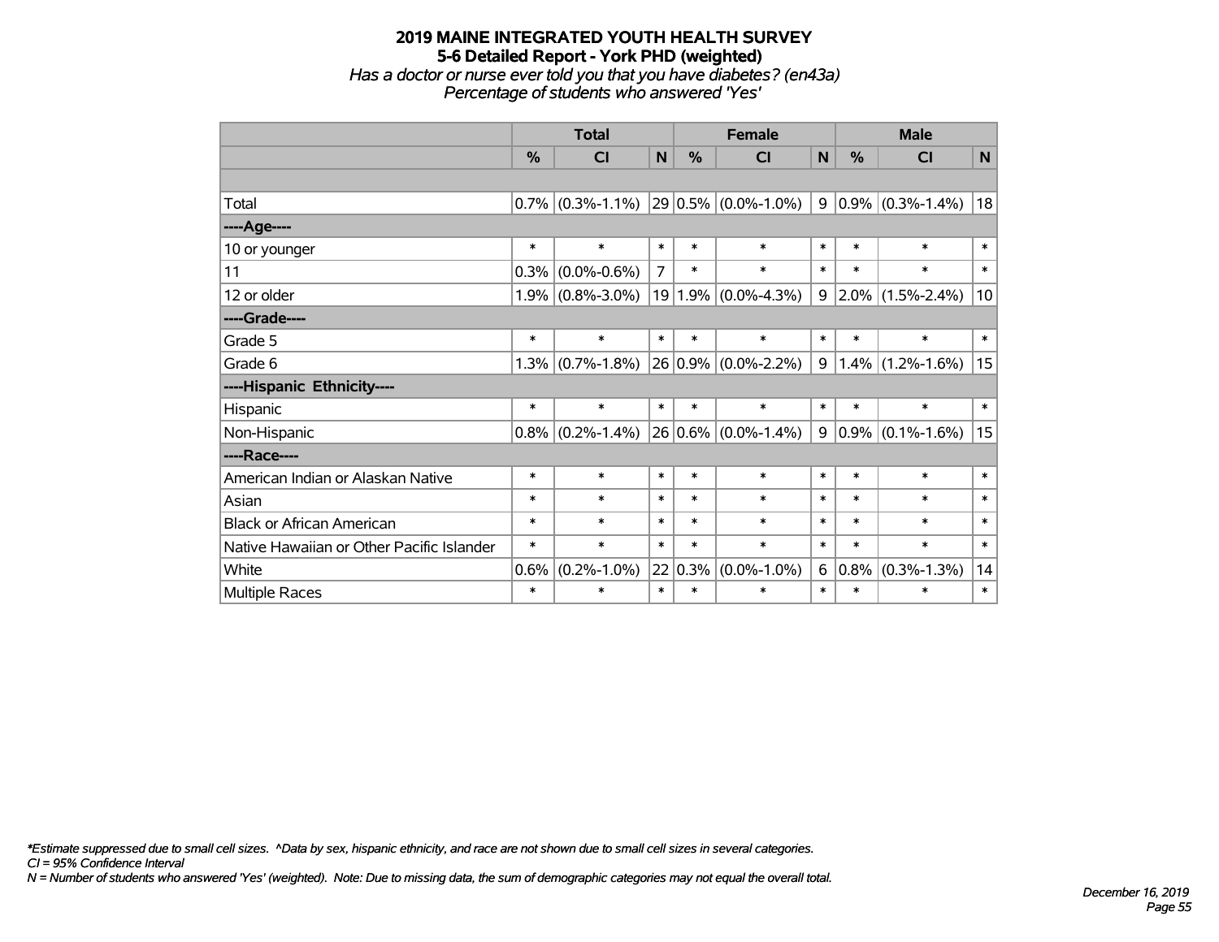# 2019 MAINE INTEGRATED YOUTH HEALTH SURVEY
## 5-6 Detailed Report - York PHD (weighted)
*Has a doctor or nurse ever told you that you have diabetes? (en43a)*
*Percentage of students who answered 'Yes'*

| | Total | | | Female | | | Male | | |
|---|---|---|---|---|---|---|---|---|---|
| | % | CI | N | % | CI | N | % | CI | N |
| | | | | | | | | | |
| Total | 0.7% | (0.3%-1.1%) | 29 | 0.5% | (0.0%-1.0%) | 9 | 0.9% | (0.3%-1.4%) | 18 |
| ----Age---- | | | | | | | | | |
| 10 or younger | * | * | * | * | * | * | * | * | * |
| 11 | 0.3% | (0.0%-0.6%) | 7 | * | * | * | * | * | * |
| 12 or older | 1.9% | (0.8%-3.0%) | 19 | 1.9% | (0.0%-4.3%) | 9 | 2.0% | (1.5%-2.4%) | 10 |
| ----Grade---- | | | | | | | | | |
| Grade 5 | * | * | * | * | * | * | * | * | * |
| Grade 6 | 1.3% | (0.7%-1.8%) | 26 | 0.9% | (0.0%-2.2%) | 9 | 1.4% | (1.2%-1.6%) | 15 |
| ----Hispanic Ethnicity---- | | | | | | | | | |
| Hispanic | * | * | * | * | * | * | * | * | * |
| Non-Hispanic | 0.8% | (0.2%-1.4%) | 26 | 0.6% | (0.0%-1.4%) | 9 | 0.9% | (0.1%-1.6%) | 15 |
| ----Race---- | | | | | | | | | |
| American Indian or Alaskan Native | * | * | * | * | * | * | * | * | * |
| Asian | * | * | * | * | * | * | * | * | * |
| Black or African American | * | * | * | * | * | * | * | * | * |
| Native Hawaiian or Other Pacific Islander | * | * | * | * | * | * | * | * | * |
| White | 0.6% | (0.2%-1.0%) | 22 | 0.3% | (0.0%-1.0%) | 6 | 0.8% | (0.3%-1.3%) | 14 |
| Multiple Races | * | * | * | * | * | * | * | * | * |

*\*Estimate suppressed due to small cell sizes. ^Data by sex, hispanic ethnicity, and race are not shown due to small cell sizes in several categories.*
*CI = 95% Confidence Interval*
*N = Number of students who answered 'Yes' (weighted). Note: Due to missing data, the sum of demographic categories may not equal the overall total.*

*December 16, 2019*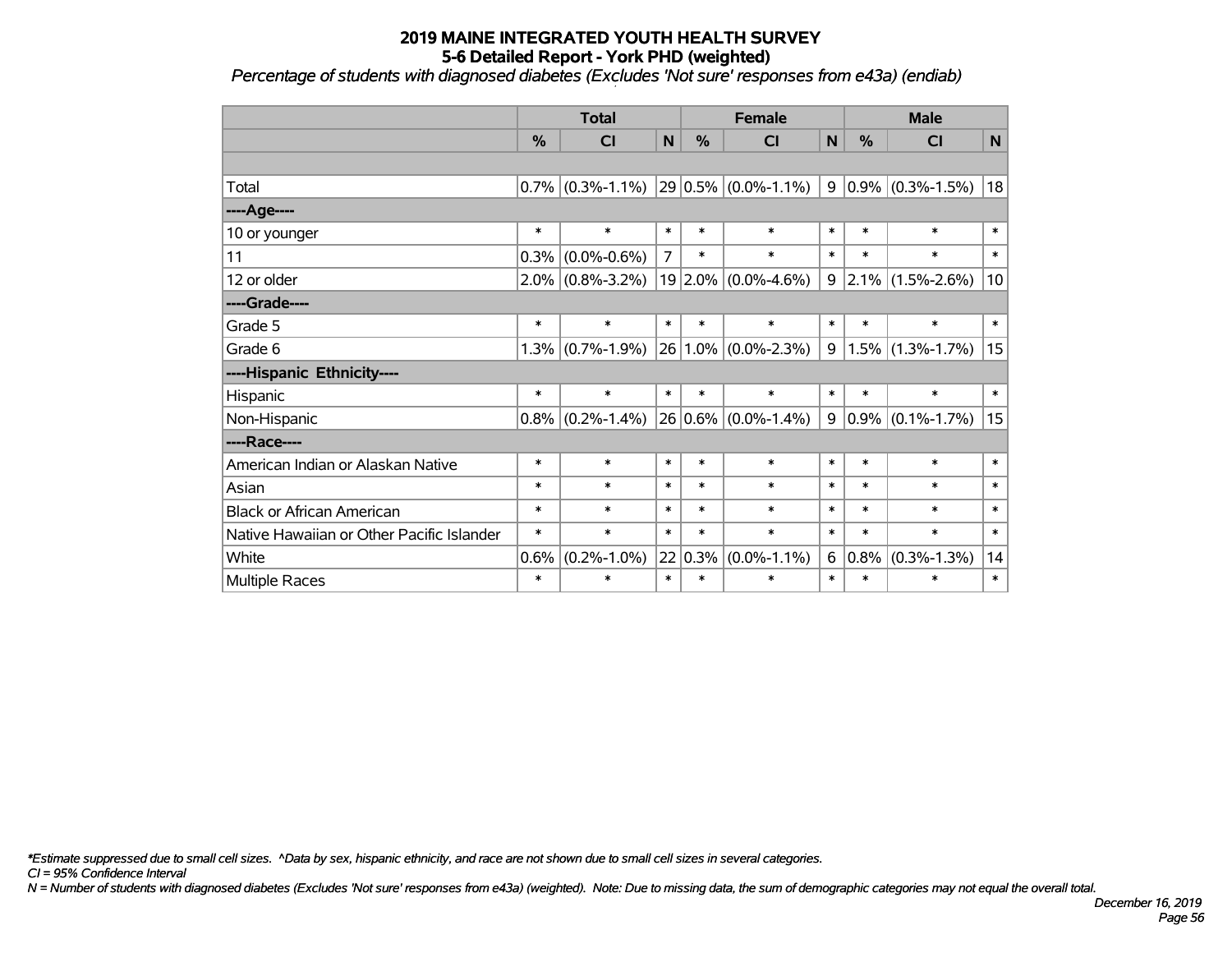# 2019 MAINE INTEGRATED YOUTH HEALTH SURVEY
## 5-6 Detailed Report - York PHD (weighted)
*Percentage of students with diagnosed diabetes (Excludes 'Not sure' responses from e43a) (endiab)*

| | Total | | | Female | | | Male | | |
|---|---|---|---|---|---|---|---|---|---|
| | % | CI | N | % | CI | N | % | CI | N |
| | | | | | | | | | |
| Total | 0.7% | (0.3%-1.1%) | 29 | 0.5% | (0.0%-1.1%) | 9 | 0.9% | (0.3%-1.5%) | 18 |
| ----Age---- | | | | | | | | | |
| 10 or younger | * | * | * | * | * | * | * | * | * |
| 11 | 0.3% | (0.0%-0.6%) | 7 | * | * | * | * | * | * |
| 12 or older | 2.0% | (0.8%-3.2%) | 19 | 2.0% | (0.0%-4.6%) | 9 | 2.1% | (1.5%-2.6%) | 10 |
| ----Grade---- | | | | | | | | | |
| Grade 5 | * | * | * | * | * | * | * | * | * |
| Grade 6 | 1.3% | (0.7%-1.9%) | 26 | 1.0% | (0.0%-2.3%) | 9 | 1.5% | (1.3%-1.7%) | 15 |
| ----Hispanic Ethnicity---- | | | | | | | | | |
| Hispanic | * | * | * | * | * | * | * | * | * |
| Non-Hispanic | 0.8% | (0.2%-1.4%) | 26 | 0.6% | (0.0%-1.4%) | 9 | 0.9% | (0.1%-1.7%) | 15 |
| ----Race---- | | | | | | | | | |
| American Indian or Alaskan Native | * | * | * | * | * | * | * | * | * |
| Asian | * | * | * | * | * | * | * | * | * |
| Black or African American | * | * | * | * | * | * | * | * | * |
| Native Hawaiian or Other Pacific Islander | * | * | * | * | * | * | * | * | * |
| White | 0.6% | (0.2%-1.0%) | 22 | 0.3% | (0.0%-1.1%) | 6 | 0.8% | (0.3%-1.3%) | 14 |
| Multiple Races | * | * | * | * | * | * | * | * | * |

*\*Estimate suppressed due to small cell sizes. ^Data by sex, hispanic ethnicity, and race are not shown due to small cell sizes in several categories.*

*CI = 95% Confidence Interval*

*N = Number of students with diagnosed diabetes (Excludes 'Not sure' responses from e43a) (weighted). Note: Due to missing data, the sum of demographic categories may not equal the overall total.*

*December 16, 2019*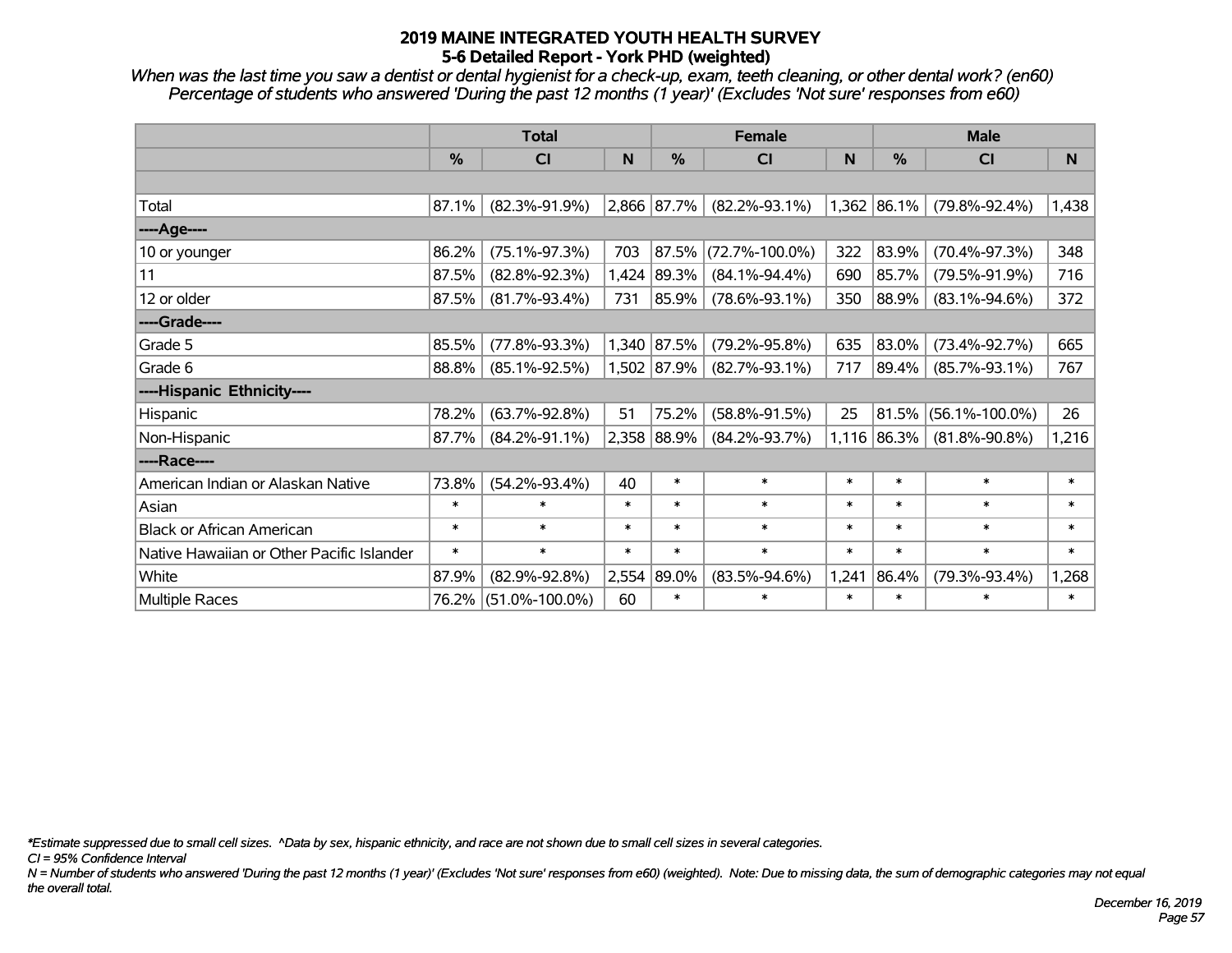# 2019 MAINE INTEGRATED YOUTH HEALTH SURVEY
## 5-6 Detailed Report - York PHD (weighted)

*When was the last time you saw a dentist or dental hygienist for a check-up, exam, teeth cleaning, or other dental work? (en60)*
*Percentage of students who answered 'During the past 12 months (1 year)' (Excludes 'Not sure' responses from e60)*

| | Total | | | Female | | | Male | | |
|---|---|---|---|---|---|---|---|---|---|
| | % | CI | N | % | CI | N | % | CI | N |
| Total | 87.1% | (82.3%-91.9%) | 2,866 | 87.7% | (82.2%-93.1%) | 1,362 | 86.1% | (79.8%-92.4%) | 1,438 |
| ----Age---- | | | | | | | | | |
| 10 or younger | 86.2% | (75.1%-97.3%) | 703 | 87.5% | (72.7%-100.0%) | 322 | 83.9% | (70.4%-97.3%) | 348 |
| 11 | 87.5% | (82.8%-92.3%) | 1,424 | 89.3% | (84.1%-94.4%) | 690 | 85.7% | (79.5%-91.9%) | 716 |
| 12 or older | 87.5% | (81.7%-93.4%) | 731 | 85.9% | (78.6%-93.1%) | 350 | 88.9% | (83.1%-94.6%) | 372 |
| ----Grade---- | | | | | | | | | |
| Grade 5 | 85.5% | (77.8%-93.3%) | 1,340 | 87.5% | (79.2%-95.8%) | 635 | 83.0% | (73.4%-92.7%) | 665 |
| Grade 6 | 88.8% | (85.1%-92.5%) | 1,502 | 87.9% | (82.7%-93.1%) | 717 | 89.4% | (85.7%-93.1%) | 767 |
| ----Hispanic Ethnicity---- | | | | | | | | | |
| Hispanic | 78.2% | (63.7%-92.8%) | 51 | 75.2% | (58.8%-91.5%) | 25 | 81.5% | (56.1%-100.0%) | 26 |
| Non-Hispanic | 87.7% | (84.2%-91.1%) | 2,358 | 88.9% | (84.2%-93.7%) | 1,116 | 86.3% | (81.8%-90.8%) | 1,216 |
| ----Race---- | | | | | | | | | |
| American Indian or Alaskan Native | 73.8% | (54.2%-93.4%) | 40 | * | * | * | * | * | * |
| Asian | * | * | * | * | * | * | * | * | * |
| Black or African American | * | * | * | * | * | * | * | * | * |
| Native Hawaiian or Other Pacific Islander | * | * | * | * | * | * | * | * | * |
| White | 87.9% | (82.9%-92.8%) | 2,554 | 89.0% | (83.5%-94.6%) | 1,241 | 86.4% | (79.3%-93.4%) | 1,268 |
| Multiple Races | 76.2% | (51.0%-100.0%) | 60 | * | * | * | * | * | * |

*\*Estimate suppressed due to small cell sizes. ^Data by sex, hispanic ethnicity, and race are not shown due to small cell sizes in several categories.*
*CI = 95% Confidence Interval*
*N = Number of students who answered 'During the past 12 months (1 year)' (Excludes 'Not sure' responses from e60) (weighted). Note: Due to missing data, the sum of demographic categories may not equal the overall total.*

*December 16, 2019*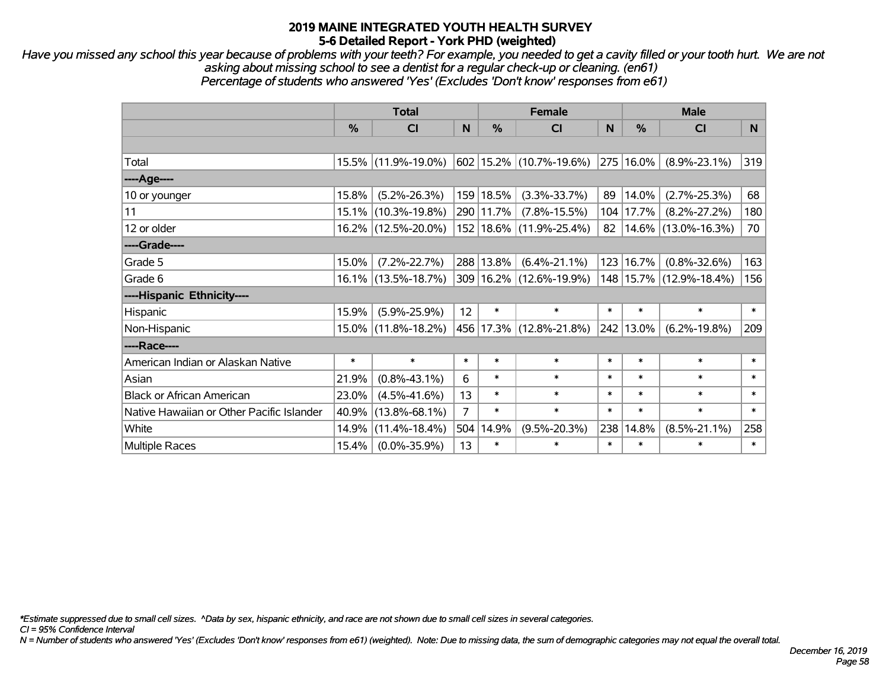# 2019 MAINE INTEGRATED YOUTH HEALTH SURVEY
## 5-6 Detailed Report - York PHD (weighted)

*Have you missed any school this year because of problems with your teeth? For example, you needed to get a cavity filled or your tooth hurt. We are not asking about missing school to see a dentist for a regular check-up or cleaning. (en61)*
*Percentage of students who answered 'Yes' (Excludes 'Don't know' responses from e61)*

| | Total | | | Female | | | Male | | |
|---|---|---|---|---|---|---|---|---|---|
| | % | CI | N | % | CI | N | % | CI | N |
| | | | | | | | | | |
| Total | 15.5% | (11.9%-19.0%) | 602 | 15.2% | (10.7%-19.6%) | 275 | 16.0% | (8.9%-23.1%) | 319 |
| ----Age---- | | | | | | | | | |
| 10 or younger | 15.8% | (5.2%-26.3%) | 159 | 18.5% | (3.3%-33.7%) | 89 | 14.0% | (2.7%-25.3%) | 68 |
| 11 | 15.1% | (10.3%-19.8%) | 290 | 11.7% | (7.8%-15.5%) | 104 | 17.7% | (8.2%-27.2%) | 180 |
| 12 or older | 16.2% | (12.5%-20.0%) | 152 | 18.6% | (11.9%-25.4%) | 82 | 14.6% | (13.0%-16.3%) | 70 |
| ----Grade---- | | | | | | | | | |
| Grade 5 | 15.0% | (7.2%-22.7%) | 288 | 13.8% | (6.4%-21.1%) | 123 | 16.7% | (0.8%-32.6%) | 163 |
| Grade 6 | 16.1% | (13.5%-18.7%) | 309 | 16.2% | (12.6%-19.9%) | 148 | 15.7% | (12.9%-18.4%) | 156 |
| ----Hispanic Ethnicity---- | | | | | | | | | |
| Hispanic | 15.9% | (5.9%-25.9%) | 12 | * | * | * | * | * | * |
| Non-Hispanic | 15.0% | (11.8%-18.2%) | 456 | 17.3% | (12.8%-21.8%) | 242 | 13.0% | (6.2%-19.8%) | 209 |
| ----Race---- | | | | | | | | | |
| American Indian or Alaskan Native | * | * | * | * | * | * | * | * | * |
| Asian | 21.9% | (0.8%-43.1%) | 6 | * | * | * | * | * | * |
| Black or African American | 23.0% | (4.5%-41.6%) | 13 | * | * | * | * | * | * |
| Native Hawaiian or Other Pacific Islander | 40.9% | (13.8%-68.1%) | 7 | * | * | * | * | * | * |
| White | 14.9% | (11.4%-18.4%) | 504 | 14.9% | (9.5%-20.3%) | 238 | 14.8% | (8.5%-21.1%) | 258 |
| Multiple Races | 15.4% | (0.0%-35.9%) | 13 | * | * | * | * | * | * |

*\*Estimate suppressed due to small cell sizes. ^Data by sex, hispanic ethnicity, and race are not shown due to small cell sizes in several categories.*

*CI = 95% Confidence Interval*

*N = Number of students who answered 'Yes' (Excludes 'Don't know' responses from e61) (weighted). Note: Due to missing data, the sum of demographic categories may not equal the overall total.*

*December 16, 2019*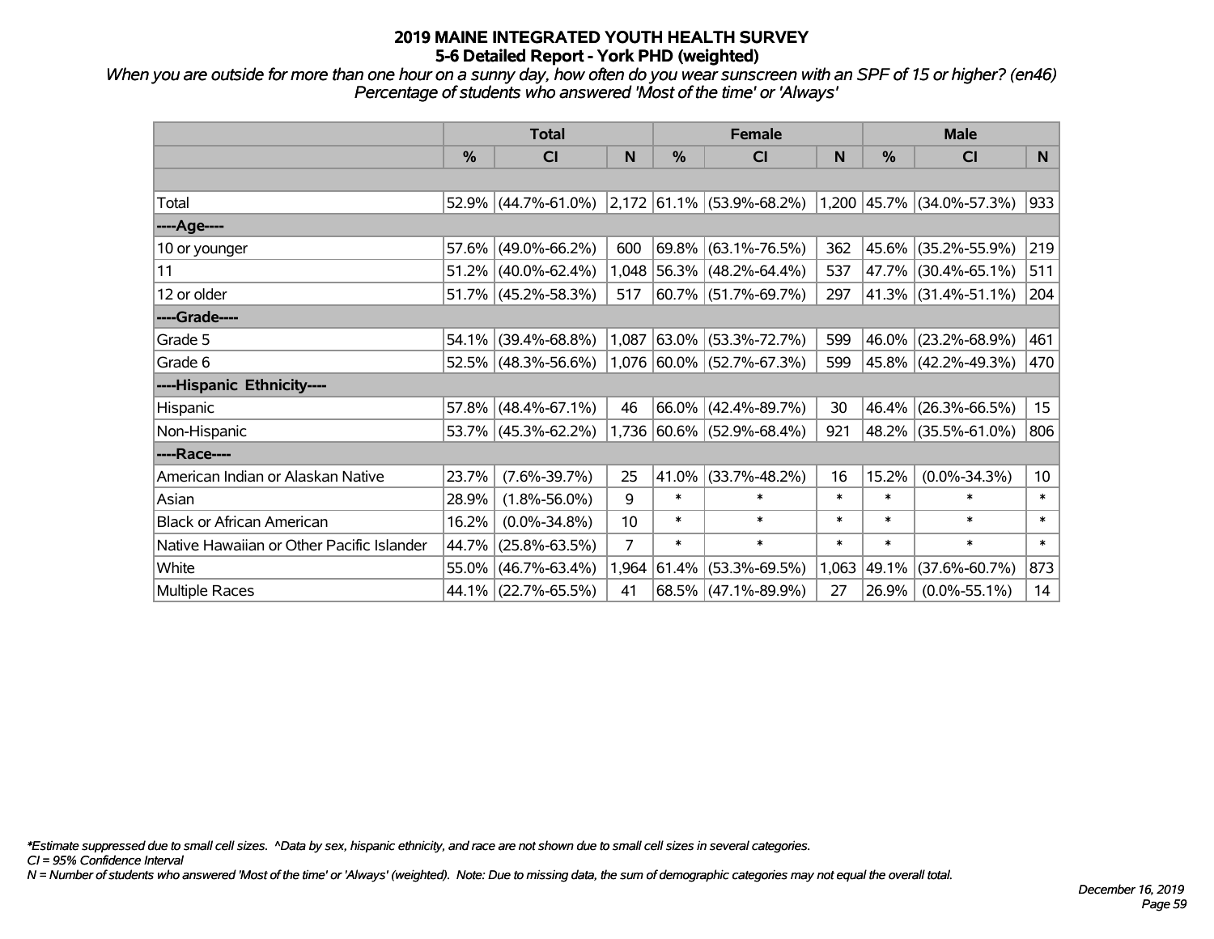# 2019 MAINE INTEGRATED YOUTH HEALTH SURVEY
## 5-6 Detailed Report - York PHD (weighted)

*When you are outside for more than one hour on a sunny day, how often do you wear sunscreen with an SPF of 15 or higher? (en46)*
*Percentage of students who answered 'Most of the time' or 'Always'*

| | Total | | | Female | | | Male | | |
|---|---|---|---|---|---|---|---|---|---|
| | % | CI | N | % | CI | N | % | CI | N |
| | | | | | | | | | |
| Total | 52.9% | (44.7%-61.0%) | 2,172 | 61.1% | (53.9%-68.2%) | 1,200 | 45.7% | (34.0%-57.3%) | 933 |
| ----Age---- | | | | | | | | | |
| 10 or younger | 57.6% | (49.0%-66.2%) | 600 | 69.8% | (63.1%-76.5%) | 362 | 45.6% | (35.2%-55.9%) | 219 |
| 11 | 51.2% | (40.0%-62.4%) | 1,048 | 56.3% | (48.2%-64.4%) | 537 | 47.7% | (30.4%-65.1%) | 511 |
| 12 or older | 51.7% | (45.2%-58.3%) | 517 | 60.7% | (51.7%-69.7%) | 297 | 41.3% | (31.4%-51.1%) | 204 |
| ----Grade---- | | | | | | | | | |
| Grade 5 | 54.1% | (39.4%-68.8%) | 1,087 | 63.0% | (53.3%-72.7%) | 599 | 46.0% | (23.2%-68.9%) | 461 |
| Grade 6 | 52.5% | (48.3%-56.6%) | 1,076 | 60.0% | (52.7%-67.3%) | 599 | 45.8% | (42.2%-49.3%) | 470 |
| ----Hispanic Ethnicity---- | | | | | | | | | |
| Hispanic | 57.8% | (48.4%-67.1%) | 46 | 66.0% | (42.4%-89.7%) | 30 | 46.4% | (26.3%-66.5%) | 15 |
| Non-Hispanic | 53.7% | (45.3%-62.2%) | 1,736 | 60.6% | (52.9%-68.4%) | 921 | 48.2% | (35.5%-61.0%) | 806 |
| ----Race---- | | | | | | | | | |
| American Indian or Alaskan Native | 23.7% | (7.6%-39.7%) | 25 | 41.0% | (33.7%-48.2%) | 16 | 15.2% | (0.0%-34.3%) | 10 |
| Asian | 28.9% | (1.8%-56.0%) | 9 | * | * | * | * | * | * |
| Black or African American | 16.2% | (0.0%-34.8%) | 10 | * | * | * | * | * | * |
| Native Hawaiian or Other Pacific Islander | 44.7% | (25.8%-63.5%) | 7 | * | * | * | * | * | * |
| White | 55.0% | (46.7%-63.4%) | 1,964 | 61.4% | (53.3%-69.5%) | 1,063 | 49.1% | (37.6%-60.7%) | 873 |
| Multiple Races | 44.1% | (22.7%-65.5%) | 41 | 68.5% | (47.1%-89.9%) | 27 | 26.9% | (0.0%-55.1%) | 14 |

*Estimate suppressed due to small cell sizes. ^Data by sex, hispanic ethnicity, and race are not shown due to small cell sizes in several categories.
CI = 95% Confidence Interval
N = Number of students who answered 'Most of the time' or 'Always' (weighted). Note: Due to missing data, the sum of demographic categories may not equal the overall total.

December 16, 2019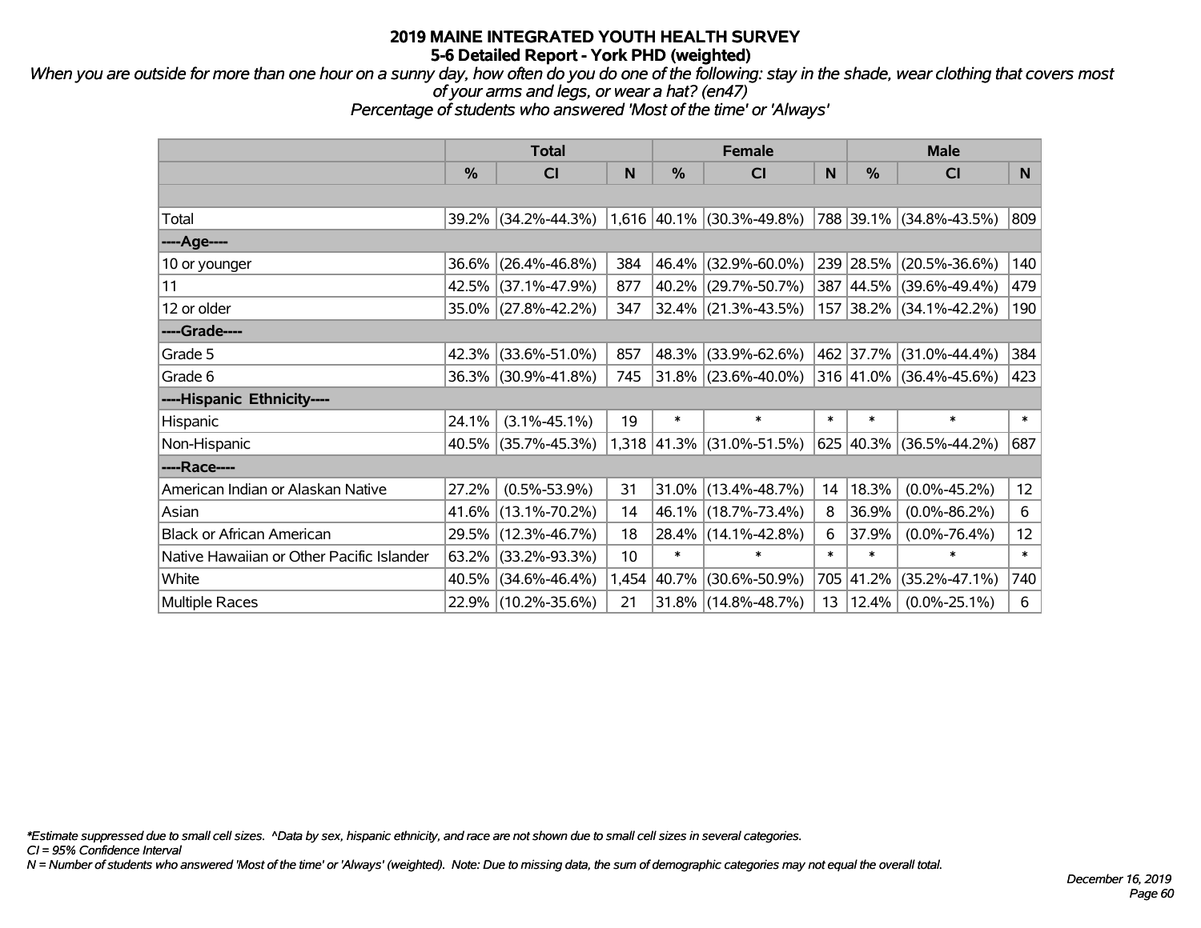# 2019 MAINE INTEGRATED YOUTH HEALTH SURVEY
## 5-6 Detailed Report - York PHD (weighted)

*When you are outside for more than one hour on a sunny day, how often do you do one of the following: stay in the shade, wear clothing that covers most of your arms and legs, or wear a hat? (en47)*
*Percentage of students who answered 'Most of the time' or 'Always'*

| | Total | | | Female | | | Male | | |
|---|---|---|---|---|---|---|---|---|---|
| | % | CI | N | % | CI | N | % | CI | N |
| | | | | | | | | | |
| Total | 39.2% | (34.2%-44.3%) | 1,616 | 40.1% | (30.3%-49.8%) | 788 | 39.1% | (34.8%-43.5%) | 809 |
| ----Age---- | | | | | | | | | |
| 10 or younger | 36.6% | (26.4%-46.8%) | 384 | 46.4% | (32.9%-60.0%) | 239 | 28.5% | (20.5%-36.6%) | 140 |
| 11 | 42.5% | (37.1%-47.9%) | 877 | 40.2% | (29.7%-50.7%) | 387 | 44.5% | (39.6%-49.4%) | 479 |
| 12 or older | 35.0% | (27.8%-42.2%) | 347 | 32.4% | (21.3%-43.5%) | 157 | 38.2% | (34.1%-42.2%) | 190 |
| ----Grade---- | | | | | | | | | |
| Grade 5 | 42.3% | (33.6%-51.0%) | 857 | 48.3% | (33.9%-62.6%) | 462 | 37.7% | (31.0%-44.4%) | 384 |
| Grade 6 | 36.3% | (30.9%-41.8%) | 745 | 31.8% | (23.6%-40.0%) | 316 | 41.0% | (36.4%-45.6%) | 423 |
| ----Hispanic Ethnicity---- | | | | | | | | | |
| Hispanic | 24.1% | (3.1%-45.1%) | 19 | * | * | * | * | * | * |
| Non-Hispanic | 40.5% | (35.7%-45.3%) | 1,318 | 41.3% | (31.0%-51.5%) | 625 | 40.3% | (36.5%-44.2%) | 687 |
| ----Race---- | | | | | | | | | |
| American Indian or Alaskan Native | 27.2% | (0.5%-53.9%) | 31 | 31.0% | (13.4%-48.7%) | 14 | 18.3% | (0.0%-45.2%) | 12 |
| Asian | 41.6% | (13.1%-70.2%) | 14 | 46.1% | (18.7%-73.4%) | 8 | 36.9% | (0.0%-86.2%) | 6 |
| Black or African American | 29.5% | (12.3%-46.7%) | 18 | 28.4% | (14.1%-42.8%) | 6 | 37.9% | (0.0%-76.4%) | 12 |
| Native Hawaiian or Other Pacific Islander | 63.2% | (33.2%-93.3%) | 10 | * | * | * | * | * | * |
| White | 40.5% | (34.6%-46.4%) | 1,454 | 40.7% | (30.6%-50.9%) | 705 | 41.2% | (35.2%-47.1%) | 740 |
| Multiple Races | 22.9% | (10.2%-35.6%) | 21 | 31.8% | (14.8%-48.7%) | 13 | 12.4% | (0.0%-25.1%) | 6 |

*\*Estimate suppressed due to small cell sizes. ^Data by sex, hispanic ethnicity, and race are not shown due to small cell sizes in several categories.*
*CI = 95% Confidence Interval*
*N = Number of students who answered 'Most of the time' or 'Always' (weighted). Note: Due to missing data, the sum of demographic categories may not equal the overall total.*

*December 16, 2019*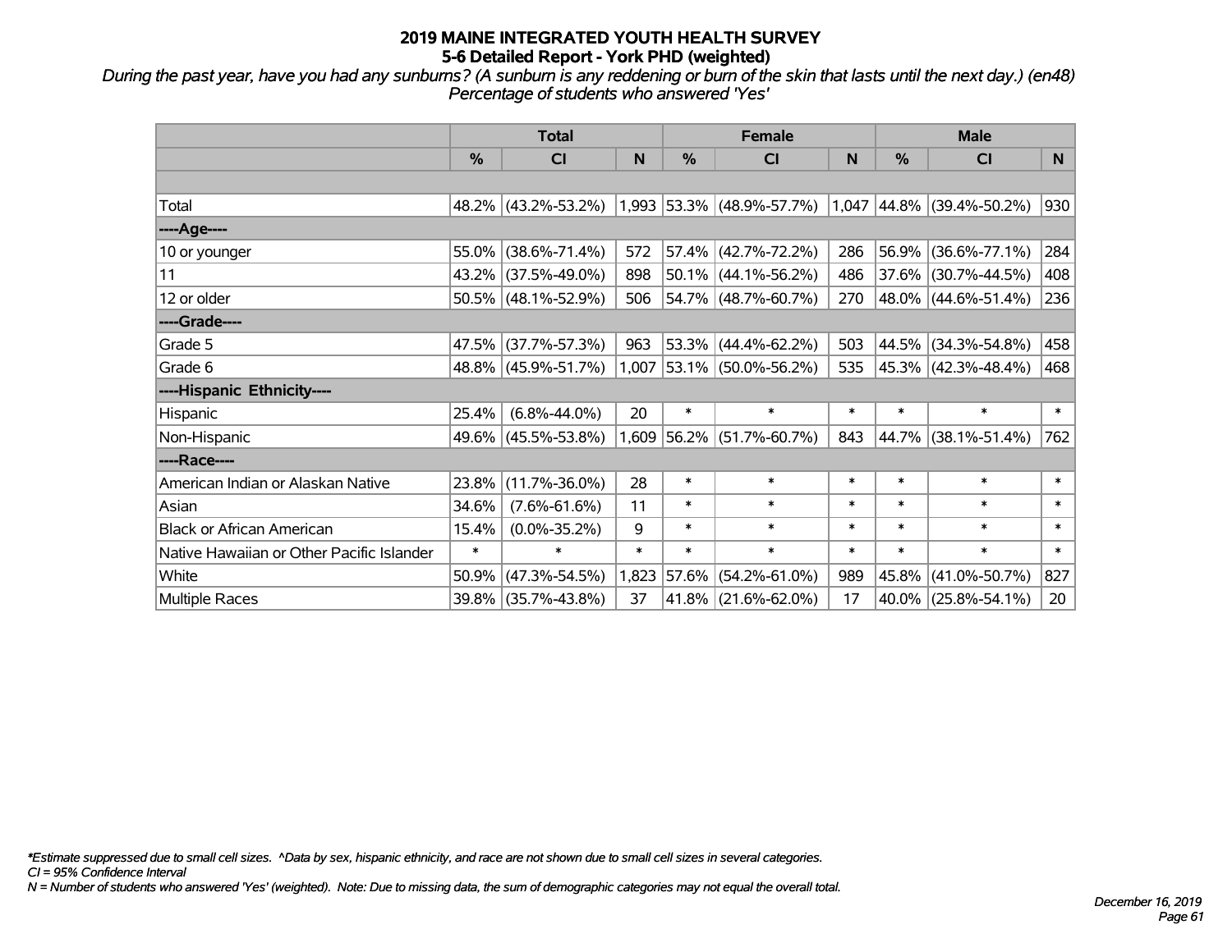# 2019 MAINE INTEGRATED YOUTH HEALTH SURVEY
## 5-6 Detailed Report - York PHD (weighted)

*During the past year, have you had any sunburns? (A sunburn is any reddening or burn of the skin that lasts until the next day.) (en48)*
*Percentage of students who answered 'Yes'*

| | Total | | | Female | | | Male | | |
|---|---|---|---|---|---|---|---|---|---|
| | % | CI | N | % | CI | N | % | CI | N |
| | | | | | | | | | |
| Total | 48.2% | (43.2%-53.2%) | 1,993 | 53.3% | (48.9%-57.7%) | 1,047 | 44.8% | (39.4%-50.2%) | 930 |
| ----Age---- | | | | | | | | | |
| 10 or younger | 55.0% | (38.6%-71.4%) | 572 | 57.4% | (42.7%-72.2%) | 286 | 56.9% | (36.6%-77.1%) | 284 |
| 11 | 43.2% | (37.5%-49.0%) | 898 | 50.1% | (44.1%-56.2%) | 486 | 37.6% | (30.7%-44.5%) | 408 |
| 12 or older | 50.5% | (48.1%-52.9%) | 506 | 54.7% | (48.7%-60.7%) | 270 | 48.0% | (44.6%-51.4%) | 236 |
| ----Grade---- | | | | | | | | | |
| Grade 5 | 47.5% | (37.7%-57.3%) | 963 | 53.3% | (44.4%-62.2%) | 503 | 44.5% | (34.3%-54.8%) | 458 |
| Grade 6 | 48.8% | (45.9%-51.7%) | 1,007 | 53.1% | (50.0%-56.2%) | 535 | 45.3% | (42.3%-48.4%) | 468 |
| ----Hispanic Ethnicity---- | | | | | | | | | |
| Hispanic | 25.4% | (6.8%-44.0%) | 20 | * | * | * | * | * | * |
| Non-Hispanic | 49.6% | (45.5%-53.8%) | 1,609 | 56.2% | (51.7%-60.7%) | 843 | 44.7% | (38.1%-51.4%) | 762 |
| ----Race---- | | | | | | | | | |
| American Indian or Alaskan Native | 23.8% | (11.7%-36.0%) | 28 | * | * | * | * | * | * |
| Asian | 34.6% | (7.6%-61.6%) | 11 | * | * | * | * | * | * |
| Black or African American | 15.4% | (0.0%-35.2%) | 9 | * | * | * | * | * | * |
| Native Hawaiian or Other Pacific Islander | * | * | * | * | * | * | * | * | * |
| White | 50.9% | (47.3%-54.5%) | 1,823 | 57.6% | (54.2%-61.0%) | 989 | 45.8% | (41.0%-50.7%) | 827 |
| Multiple Races | 39.8% | (35.7%-43.8%) | 37 | 41.8% | (21.6%-62.0%) | 17 | 40.0% | (25.8%-54.1%) | 20 |

*\*Estimate suppressed due to small cell sizes. ^Data by sex, hispanic ethnicity, and race are not shown due to small cell sizes in several categories.*
*CI = 95% Confidence Interval*
*N = Number of students who answered 'Yes' (weighted). Note: Due to missing data, the sum of demographic categories may not equal the overall total.*

*December 16, 2019*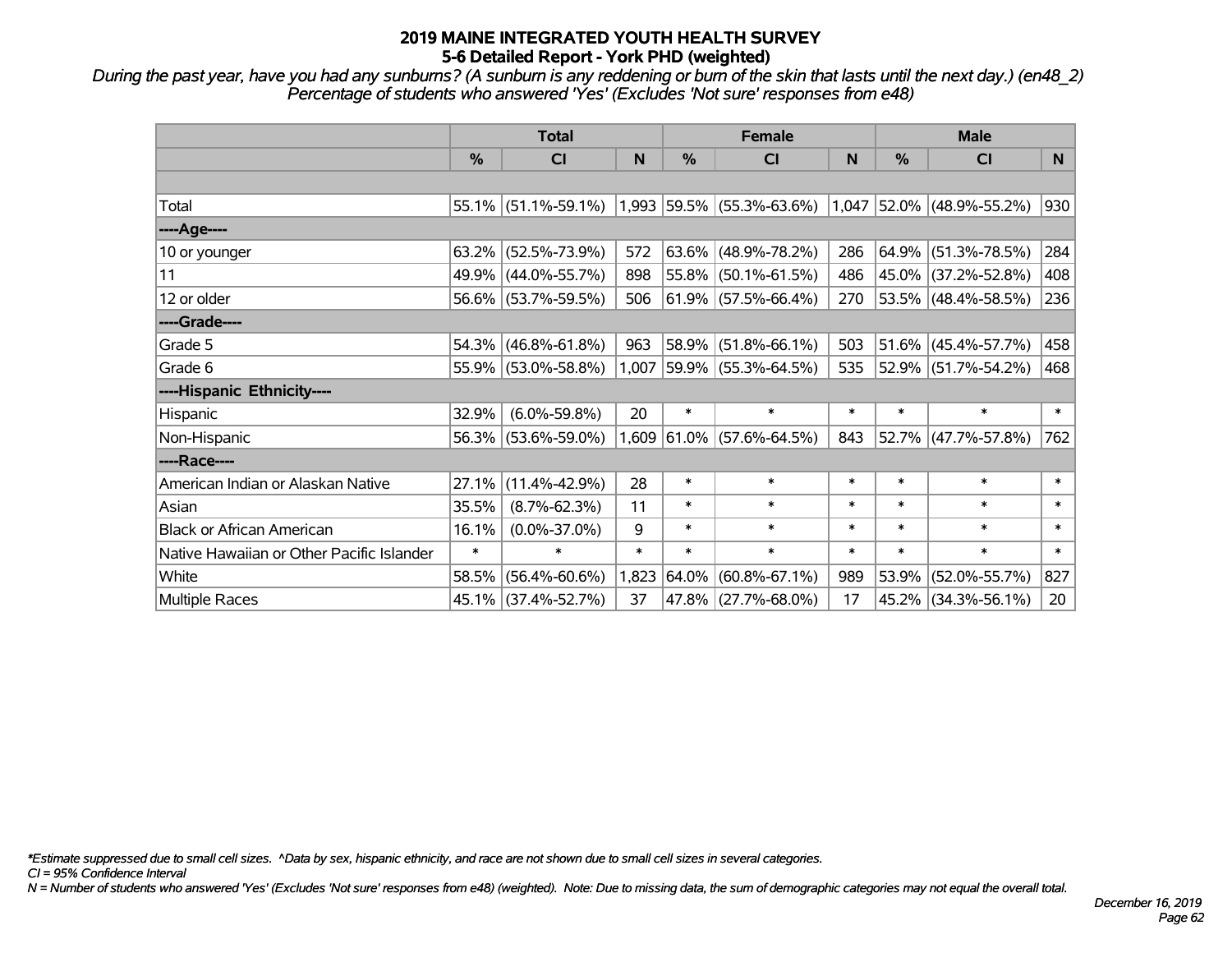# 2019 MAINE INTEGRATED YOUTH HEALTH SURVEY
## 5-6 Detailed Report - York PHD (weighted)

*During the past year, have you had any sunburns? (A sunburn is any reddening or burn of the skin that lasts until the next day.) (en48_2)*
*Percentage of students who answered 'Yes' (Excludes 'Not sure' responses from e48)*

| | Total | | | Female | | | Male | | |
|---|---|---|---|---|---|---|---|---|---|
| | % | CI | N | % | CI | N | % | CI | N |
| | | | | | | | | | |
| Total | 55.1% | (51.1%-59.1%) | 1,993 | 59.5% | (55.3%-63.6%) | 1,047 | 52.0% | (48.9%-55.2%) | 930 |
| ----Age---- | | | | | | | | | |
| 10 or younger | 63.2% | (52.5%-73.9%) | 572 | 63.6% | (48.9%-78.2%) | 286 | 64.9% | (51.3%-78.5%) | 284 |
| 11 | 49.9% | (44.0%-55.7%) | 898 | 55.8% | (50.1%-61.5%) | 486 | 45.0% | (37.2%-52.8%) | 408 |
| 12 or older | 56.6% | (53.7%-59.5%) | 506 | 61.9% | (57.5%-66.4%) | 270 | 53.5% | (48.4%-58.5%) | 236 |
| ----Grade---- | | | | | | | | | |
| Grade 5 | 54.3% | (46.8%-61.8%) | 963 | 58.9% | (51.8%-66.1%) | 503 | 51.6% | (45.4%-57.7%) | 458 |
| Grade 6 | 55.9% | (53.0%-58.8%) | 1,007 | 59.9% | (55.3%-64.5%) | 535 | 52.9% | (51.7%-54.2%) | 468 |
| ----Hispanic Ethnicity---- | | | | | | | | | |
| Hispanic | 32.9% | (6.0%-59.8%) | 20 | * | * | * | * | * | * |
| Non-Hispanic | 56.3% | (53.6%-59.0%) | 1,609 | 61.0% | (57.6%-64.5%) | 843 | 52.7% | (47.7%-57.8%) | 762 |
| ----Race---- | | | | | | | | | |
| American Indian or Alaskan Native | 27.1% | (11.4%-42.9%) | 28 | * | * | * | * | * | * |
| Asian | 35.5% | (8.7%-62.3%) | 11 | * | * | * | * | * | * |
| Black or African American | 16.1% | (0.0%-37.0%) | 9 | * | * | * | * | * | * |
| Native Hawaiian or Other Pacific Islander | * | * | * | * | * | * | * | * | * |
| White | 58.5% | (56.4%-60.6%) | 1,823 | 64.0% | (60.8%-67.1%) | 989 | 53.9% | (52.0%-55.7%) | 827 |
| Multiple Races | 45.1% | (37.4%-52.7%) | 37 | 47.8% | (27.7%-68.0%) | 17 | 45.2% | (34.3%-56.1%) | 20 |

*\*Estimate suppressed due to small cell sizes. ^Data by sex, hispanic ethnicity, and race are not shown due to small cell sizes in several categories.*
*CI = 95% Confidence Interval*
*N = Number of students who answered 'Yes' (Excludes 'Not sure' responses from e48) (weighted). Note: Due to missing data, the sum of demographic categories may not equal the overall total.*

*December 16, 2019*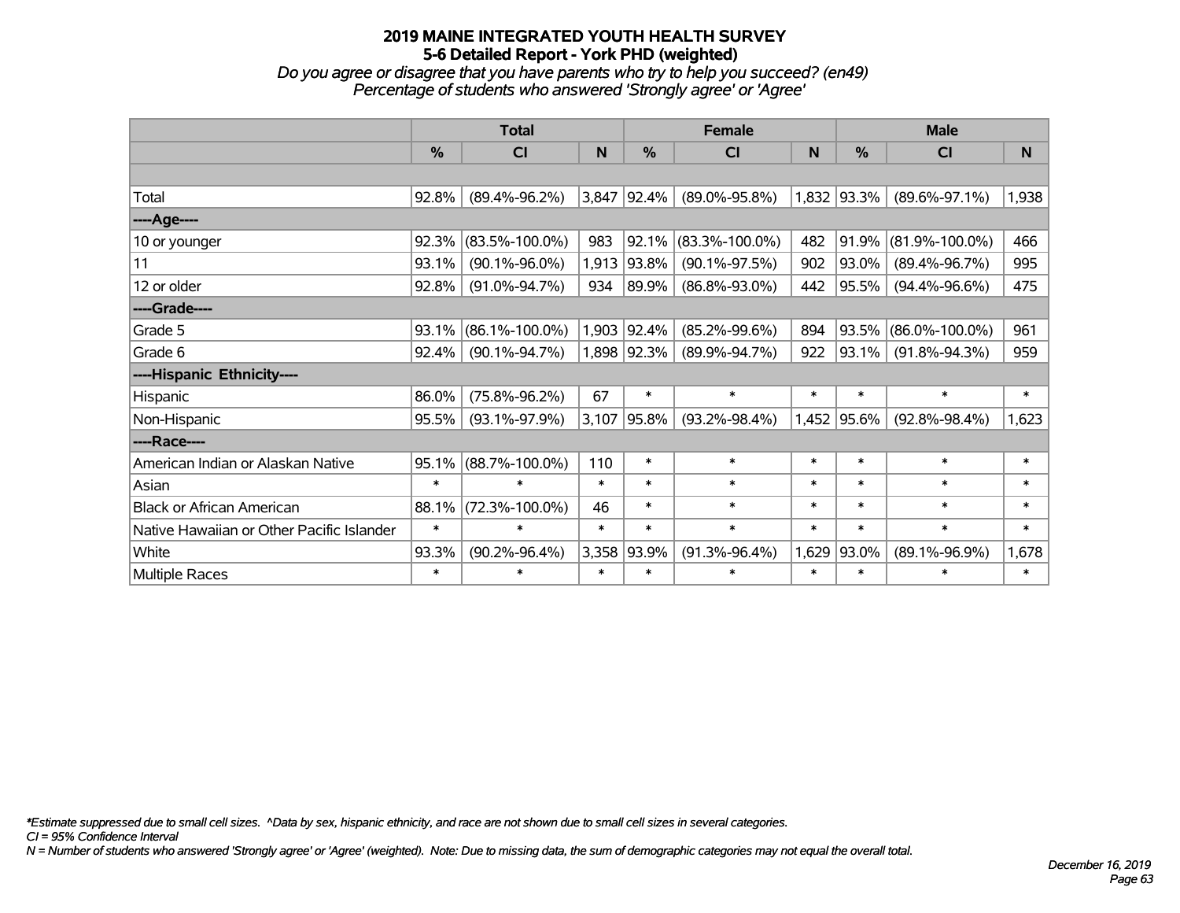# 2019 MAINE INTEGRATED YOUTH HEALTH SURVEY

## 5-6 Detailed Report - York PHD (weighted)

*Do you agree or disagree that you have parents who try to help you succeed? (en49)*
*Percentage of students who answered 'Strongly agree' or 'Agree'*

| | Total | | | Female | | | Male | | |
|---|---|---|---|---|---|---|---|---|---|
| | % | CI | N | % | CI | N | % | CI | N |
| Total | 92.8% | (89.4%-96.2%) | 3,847 | 92.4% | (89.0%-95.8%) | 1,832 | 93.3% | (89.6%-97.1%) | 1,938 |
| ----Age---- | | | | | | | | | |
| 10 or younger | 92.3% | (83.5%-100.0%) | 983 | 92.1% | (83.3%-100.0%) | 482 | 91.9% | (81.9%-100.0%) | 466 |
| 11 | 93.1% | (90.1%-96.0%) | 1,913 | 93.8% | (90.1%-97.5%) | 902 | 93.0% | (89.4%-96.7%) | 995 |
| 12 or older | 92.8% | (91.0%-94.7%) | 934 | 89.9% | (86.8%-93.0%) | 442 | 95.5% | (94.4%-96.6%) | 475 |
| ----Grade---- | | | | | | | | | |
| Grade 5 | 93.1% | (86.1%-100.0%) | 1,903 | 92.4% | (85.2%-99.6%) | 894 | 93.5% | (86.0%-100.0%) | 961 |
| Grade 6 | 92.4% | (90.1%-94.7%) | 1,898 | 92.3% | (89.9%-94.7%) | 922 | 93.1% | (91.8%-94.3%) | 959 |
| ----Hispanic Ethnicity---- | | | | | | | | | |
| Hispanic | 86.0% | (75.8%-96.2%) | 67 | * | * | * | * | * | * |
| Non-Hispanic | 95.5% | (93.1%-97.9%) | 3,107 | 95.8% | (93.2%-98.4%) | 1,452 | 95.6% | (92.8%-98.4%) | 1,623 |
| ----Race---- | | | | | | | | | |
| American Indian or Alaskan Native | 95.1% | (88.7%-100.0%) | 110 | * | * | * | * | * | * |
| Asian | * | * | * | * | * | * | * | * | * |
| Black or African American | 88.1% | (72.3%-100.0%) | 46 | * | * | * | * | * | * |
| Native Hawaiian or Other Pacific Islander | * | * | * | * | * | * | * | * | * |
| White | 93.3% | (90.2%-96.4%) | 3,358 | 93.9% | (91.3%-96.4%) | 1,629 | 93.0% | (89.1%-96.9%) | 1,678 |
| Multiple Races | * | * | * | * | * | * | * | * | * |

*\*Estimate suppressed due to small cell sizes. ^Data by sex, hispanic ethnicity, and race are not shown due to small cell sizes in several categories.*
*CI = 95% Confidence Interval*
*N = Number of students who answered 'Strongly agree' or 'Agree' (weighted). Note: Due to missing data, the sum of demographic categories may not equal the overall total.*

*December 16, 2019*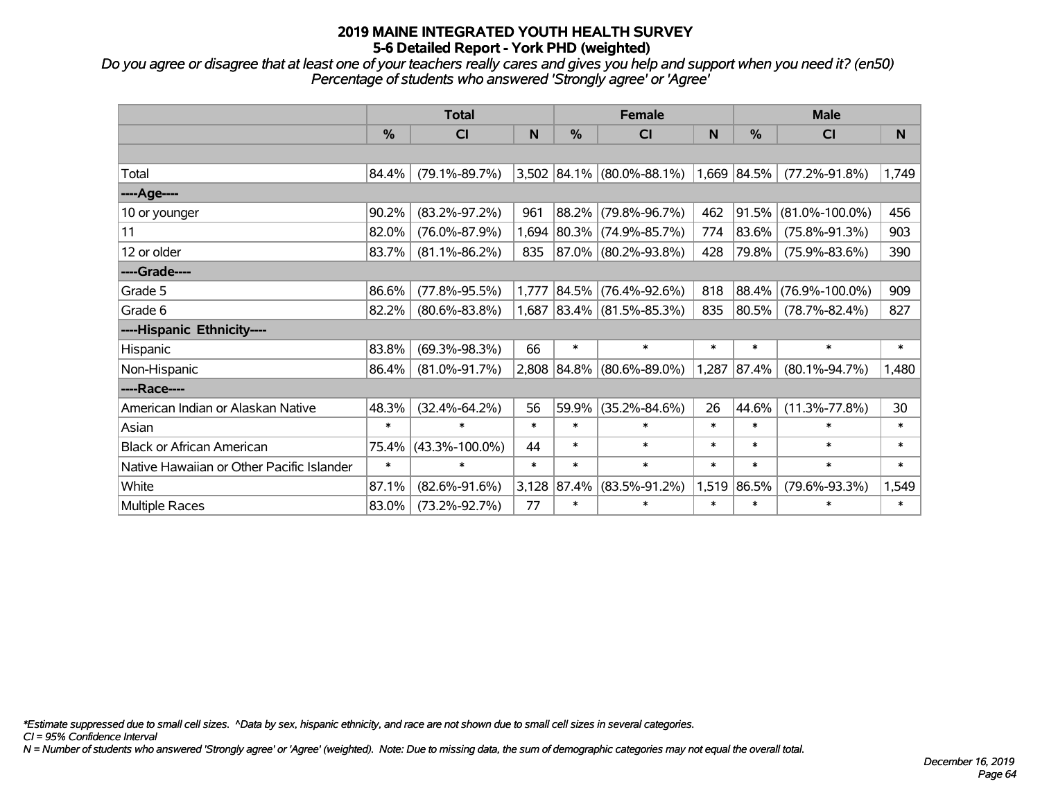# 2019 MAINE INTEGRATED YOUTH HEALTH SURVEY
## 5-6 Detailed Report - York PHD (weighted)

*Do you agree or disagree that at least one of your teachers really cares and gives you help and support when you need it? (en50)*
*Percentage of students who answered 'Strongly agree' or 'Agree'*

| | Total | | | Female | | | Male | | |
|---|---|---|---|---|---|---|---|---|---|
| | % | CI | N | % | CI | N | % | CI | N |
| | | | | | | | | | |
| Total | 84.4% | (79.1%-89.7%) | 3,502 | 84.1% | (80.0%-88.1%) | 1,669 | 84.5% | (77.2%-91.8%) | 1,749 |
| ----Age---- | | | | | | | | | |
| 10 or younger | 90.2% | (83.2%-97.2%) | 961 | 88.2% | (79.8%-96.7%) | 462 | 91.5% | (81.0%-100.0%) | 456 |
| 11 | 82.0% | (76.0%-87.9%) | 1,694 | 80.3% | (74.9%-85.7%) | 774 | 83.6% | (75.8%-91.3%) | 903 |
| 12 or older | 83.7% | (81.1%-86.2%) | 835 | 87.0% | (80.2%-93.8%) | 428 | 79.8% | (75.9%-83.6%) | 390 |
| ----Grade---- | | | | | | | | | |
| Grade 5 | 86.6% | (77.8%-95.5%) | 1,777 | 84.5% | (76.4%-92.6%) | 818 | 88.4% | (76.9%-100.0%) | 909 |
| Grade 6 | 82.2% | (80.6%-83.8%) | 1,687 | 83.4% | (81.5%-85.3%) | 835 | 80.5% | (78.7%-82.4%) | 827 |
| ----Hispanic Ethnicity---- | | | | | | | | | |
| Hispanic | 83.8% | (69.3%-98.3%) | 66 | * | * | * | * | * | * |
| Non-Hispanic | 86.4% | (81.0%-91.7%) | 2,808 | 84.8% | (80.6%-89.0%) | 1,287 | 87.4% | (80.1%-94.7%) | 1,480 |
| ----Race---- | | | | | | | | | |
| American Indian or Alaskan Native | 48.3% | (32.4%-64.2%) | 56 | 59.9% | (35.2%-84.6%) | 26 | 44.6% | (11.3%-77.8%) | 30 |
| Asian | * | * | * | * | * | * | * | * | * |
| Black or African American | 75.4% | (43.3%-100.0%) | 44 | * | * | * | * | * | * |
| Native Hawaiian or Other Pacific Islander | * | * | * | * | * | * | * | * | * |
| White | 87.1% | (82.6%-91.6%) | 3,128 | 87.4% | (83.5%-91.2%) | 1,519 | 86.5% | (79.6%-93.3%) | 1,549 |
| Multiple Races | 83.0% | (73.2%-92.7%) | 77 | * | * | * | * | * | * |

*\*Estimate suppressed due to small cell sizes. ^Data by sex, hispanic ethnicity, and race are not shown due to small cell sizes in several categories.*
*CI = 95% Confidence Interval*
*N = Number of students who answered 'Strongly agree' or 'Agree' (weighted). Note: Due to missing data, the sum of demographic categories may not equal the overall total.*

*December 16, 2019*